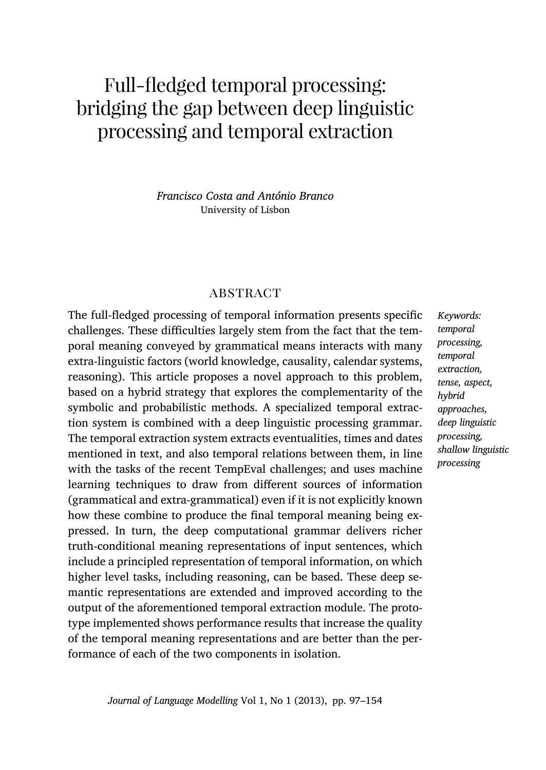# Full-fledged temporal processing: bridging the gap between deep linguistic processing and temporal extraction

*Francisco Costa and António Branco*
University of Lisbon

## ABSTRACT

The full-fledged processing of temporal information presents specific challenges. These difficulties largely stem from the fact that the temporal meaning conveyed by grammatical means interacts with many extra-linguistic factors (world knowledge, causality, calendar systems, reasoning). This article proposes a novel approach to this problem, based on a hybrid strategy that explores the complementarity of the symbolic and probabilistic methods. A specialized temporal extraction system is combined with a deep linguistic processing grammar. The temporal extraction system extracts eventualities, times and dates mentioned in text, and also temporal relations between them, in line with the tasks of the recent TempEval challenges; and uses machine learning techniques to draw from different sources of information (grammatical and extra-grammatical) even if it is not explicitly known how these combine to produce the final temporal meaning being expressed. In turn, the deep computational grammar delivers richer truth-conditional meaning representations of input sentences, which include a principled representation of temporal information, on which higher level tasks, including reasoning, can be based. These deep semantic representations are extended and improved according to the output of the aforementioned temporal extraction module. The prototype implemented shows performance results that increase the quality of the temporal meaning representations and are better than the performance of each of the two components in isolation.

*Keywords: temporal processing, temporal extraction, tense, aspect, hybrid approaches, deep linguistic processing, shallow linguistic processing*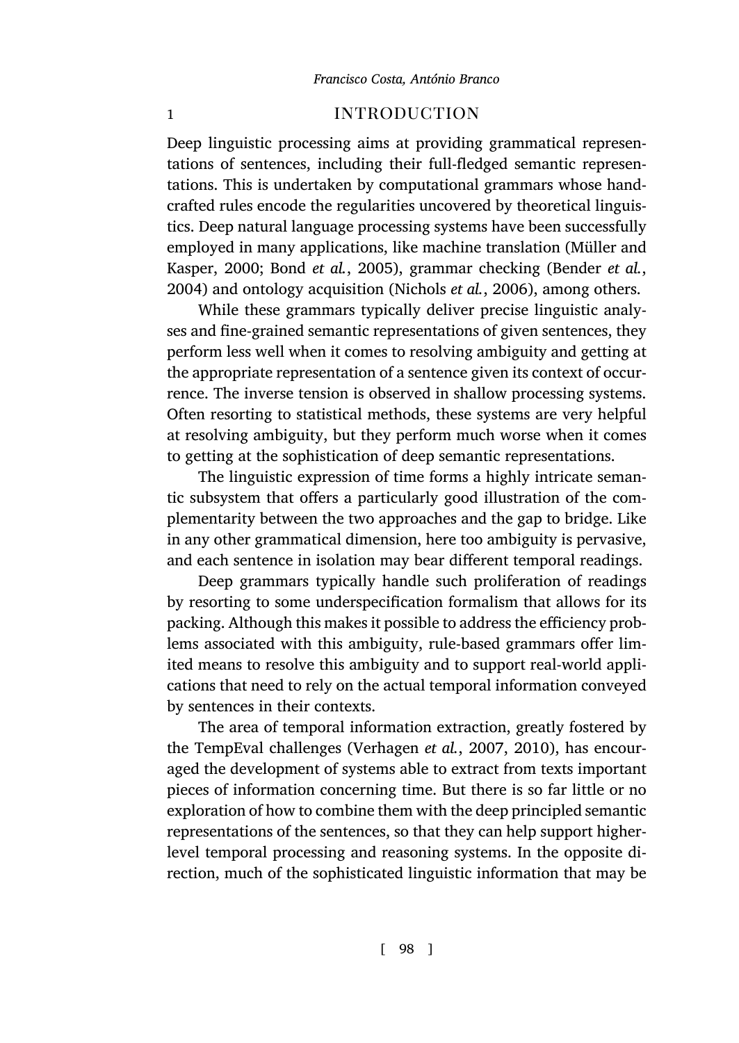# 1 INTRODUCTION

Deep linguistic processing aims at providing grammatical representations of sentences, including their full-fledged semantic representations. This is undertaken by computational grammars whose handcrafted rules encode the regularities uncovered by theoretical linguistics. Deep natural language processing systems have been successfully employed in many applications, like machine translation (Müller and Kasper, 2000; Bond *et al.*, 2005), grammar checking (Bender *et al.*, 2004) and ontology acquisition (Nichols *et al.*, 2006), among others.

While these grammars typically deliver precise linguistic analyses and fine-grained semantic representations of given sentences, they perform less well when it comes to resolving ambiguity and getting at the appropriate representation of a sentence given its context of occurrence. The inverse tension is observed in shallow processing systems. Often resorting to statistical methods, these systems are very helpful at resolving ambiguity, but they perform much worse when it comes to getting at the sophistication of deep semantic representations.

The linguistic expression of time forms a highly intricate semantic subsystem that offers a particularly good illustration of the complementarity between the two approaches and the gap to bridge. Like in any other grammatical dimension, here too ambiguity is pervasive, and each sentence in isolation may bear different temporal readings.

Deep grammars typically handle such proliferation of readings by resorting to some underspecification formalism that allows for its packing. Although this makes it possible to address the efficiency problems associated with this ambiguity, rule-based grammars offer limited means to resolve this ambiguity and to support real-world applications that need to rely on the actual temporal information conveyed by sentences in their contexts.

The area of temporal information extraction, greatly fostered by the TempEval challenges (Verhagen *et al.*, 2007, 2010), has encouraged the development of systems able to extract from texts important pieces of information concerning time. But there is so far little or no exploration of how to combine them with the deep principled semantic representations of the sentences, so that they can help support higher-level temporal processing and reasoning systems. In the opposite direction, much of the sophisticated linguistic information that may be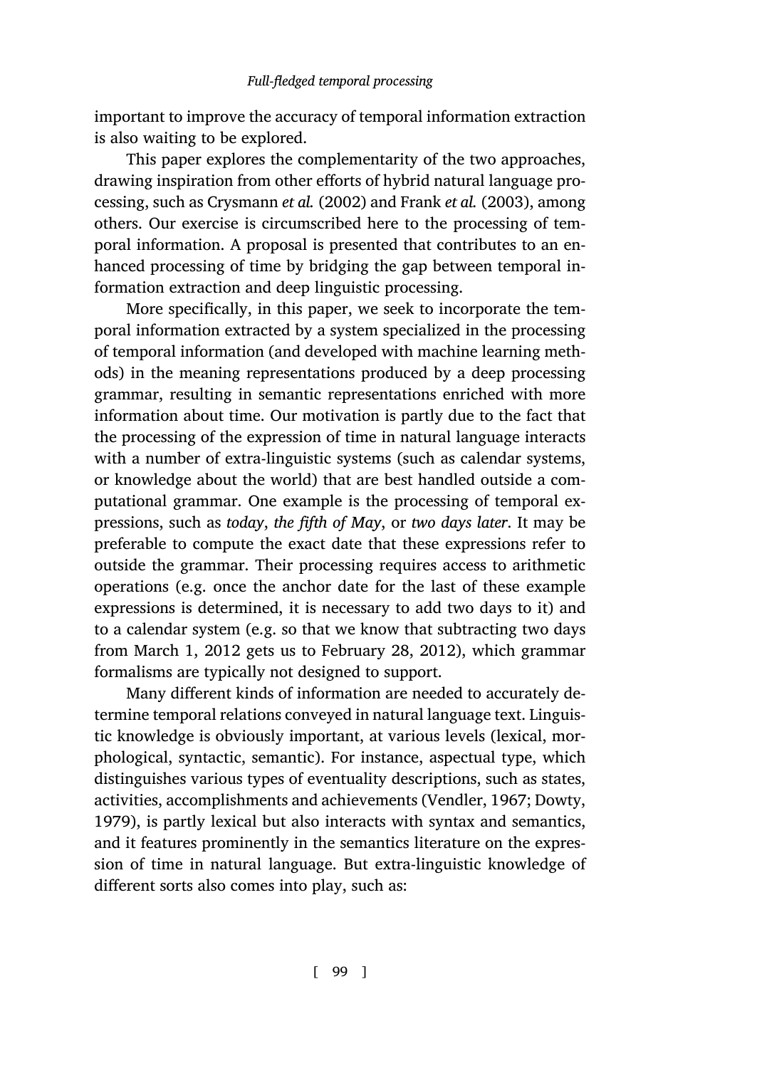important to improve the accuracy of temporal information extraction is also waiting to be explored.

This paper explores the complementarity of the two approaches, drawing inspiration from other efforts of hybrid natural language processing, such as Crysmann *et al.* (2002) and Frank *et al.* (2003), among others. Our exercise is circumscribed here to the processing of temporal information. A proposal is presented that contributes to an enhanced processing of time by bridging the gap between temporal information extraction and deep linguistic processing.

More specifically, in this paper, we seek to incorporate the temporal information extracted by a system specialized in the processing of temporal information (and developed with machine learning methods) in the meaning representations produced by a deep processing grammar, resulting in semantic representations enriched with more information about time. Our motivation is partly due to the fact that the processing of the expression of time in natural language interacts with a number of extra-linguistic systems (such as calendar systems, or knowledge about the world) that are best handled outside a computational grammar. One example is the processing of temporal expressions, such as *today*, *the fifth of May*, or *two days later*. It may be preferable to compute the exact date that these expressions refer to outside the grammar. Their processing requires access to arithmetic operations (e.g. once the anchor date for the last of these example expressions is determined, it is necessary to add two days to it) and to a calendar system (e.g. so that we know that subtracting two days from March 1, 2012 gets us to February 28, 2012), which grammar formalisms are typically not designed to support.

Many different kinds of information are needed to accurately determine temporal relations conveyed in natural language text. Linguistic knowledge is obviously important, at various levels (lexical, morphological, syntactic, semantic). For instance, aspectual type, which distinguishes various types of eventuality descriptions, such as states, activities, accomplishments and achievements (Vendler, 1967; Dowty, 1979), is partly lexical but also interacts with syntax and semantics, and it features prominently in the semantics literature on the expression of time in natural language. But extra-linguistic knowledge of different sorts also comes into play, such as: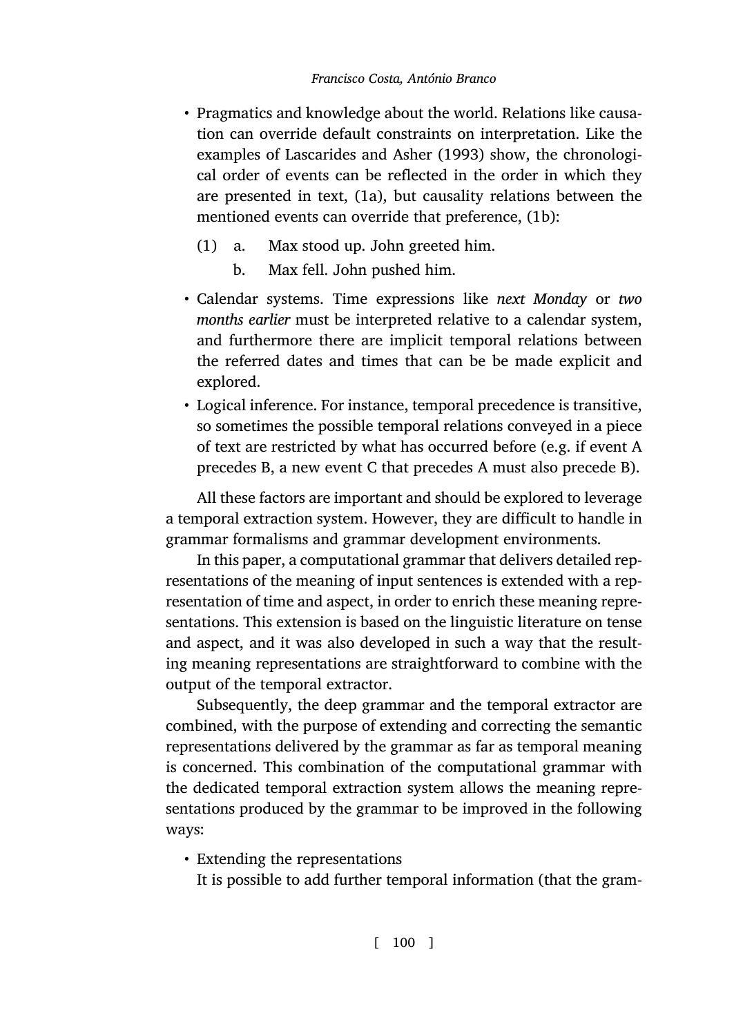- Pragmatics and knowledge about the world. Relations like causation can override default constraints on interpretation. Like the examples of Lascarides and Asher (1993) show, the chronological order of events can be reflected in the order in which they are presented in text, (1a), but causality relations between the mentioned events can override that preference, (1b):

  (1) a. Max stood up. John greeted him.

  b. Max fell. John pushed him.

- Calendar systems. Time expressions like *next Monday* or *two months earlier* must be interpreted relative to a calendar system, and furthermore there are implicit temporal relations between the referred dates and times that can be be made explicit and explored.
- Logical inference. For instance, temporal precedence is transitive, so sometimes the possible temporal relations conveyed in a piece of text are restricted by what has occurred before (e.g. if event A precedes B, a new event C that precedes A must also precede B).

All these factors are important and should be explored to leverage a temporal extraction system. However, they are difficult to handle in grammar formalisms and grammar development environments.

In this paper, a computational grammar that delivers detailed representations of the meaning of input sentences is extended with a representation of time and aspect, in order to enrich these meaning representations. This extension is based on the linguistic literature on tense and aspect, and it was also developed in such a way that the resulting meaning representations are straightforward to combine with the output of the temporal extractor.

Subsequently, the deep grammar and the temporal extractor are combined, with the purpose of extending and correcting the semantic representations delivered by the grammar as far as temporal meaning is concerned. This combination of the computational grammar with the dedicated temporal extraction system allows the meaning representations produced by the grammar to be improved in the following ways:

- Extending the representations
  It is possible to add further temporal information (that the gram-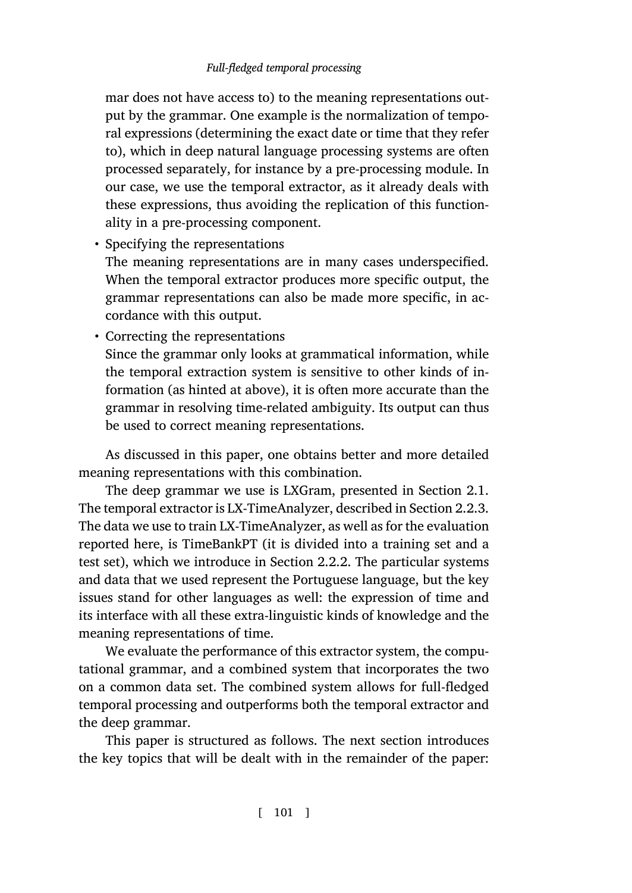mar does not have access to) to the meaning representations output by the grammar. One example is the normalization of temporal expressions (determining the exact date or time that they refer to), which in deep natural language processing systems are often processed separately, for instance by a pre-processing module. In our case, we use the temporal extractor, as it already deals with these expressions, thus avoiding the replication of this functionality in a pre-processing component.

- Specifying the representations
  The meaning representations are in many cases underspecified. When the temporal extractor produces more specific output, the grammar representations can also be made more specific, in accordance with this output.
- Correcting the representations
  Since the grammar only looks at grammatical information, while the temporal extraction system is sensitive to other kinds of information (as hinted at above), it is often more accurate than the grammar in resolving time-related ambiguity. Its output can thus be used to correct meaning representations.

As discussed in this paper, one obtains better and more detailed meaning representations with this combination.

The deep grammar we use is LXGram, presented in Section 2.1. The temporal extractor is LX-TimeAnalyzer, described in Section 2.2.3. The data we use to train LX-TimeAnalyzer, as well as for the evaluation reported here, is TimeBankPT (it is divided into a training set and a test set), which we introduce in Section 2.2.2. The particular systems and data that we used represent the Portuguese language, but the key issues stand for other languages as well: the expression of time and its interface with all these extra-linguistic kinds of knowledge and the meaning representations of time.

We evaluate the performance of this extractor system, the computational grammar, and a combined system that incorporates the two on a common data set. The combined system allows for full-fledged temporal processing and outperforms both the temporal extractor and the deep grammar.

This paper is structured as follows. The next section introduces the key topics that will be dealt with in the remainder of the paper: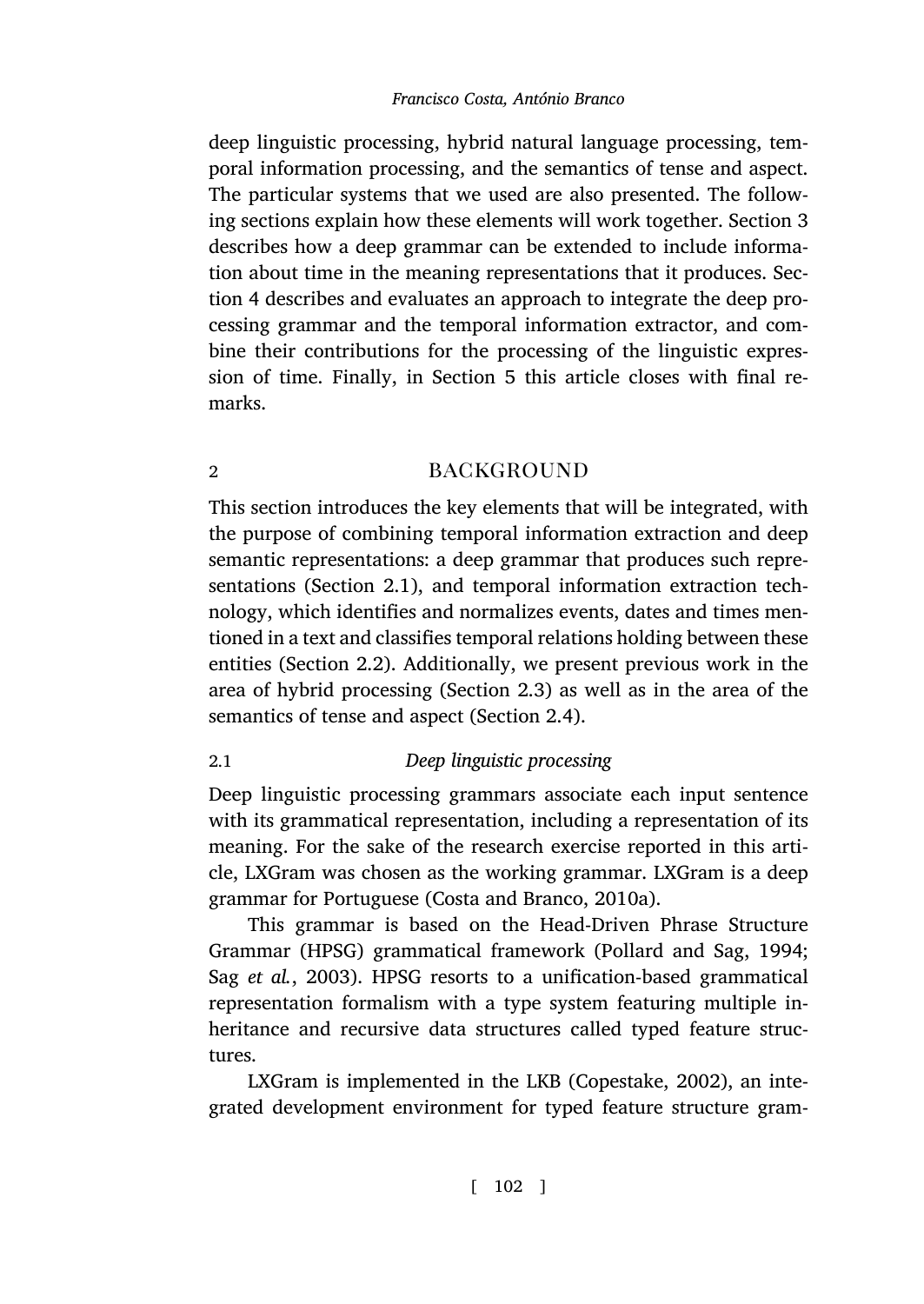deep linguistic processing, hybrid natural language processing, temporal information processing, and the semantics of tense and aspect. The particular systems that we used are also presented. The following sections explain how these elements will work together. Section 3 describes how a deep grammar can be extended to include information about time in the meaning representations that it produces. Section 4 describes and evaluates an approach to integrate the deep processing grammar and the temporal information extractor, and combine their contributions for the processing of the linguistic expression of time. Finally, in Section 5 this article closes with final remarks.

## 2 BACKGROUND

This section introduces the key elements that will be integrated, with the purpose of combining temporal information extraction and deep semantic representations: a deep grammar that produces such representations (Section 2.1), and temporal information extraction technology, which identifies and normalizes events, dates and times mentioned in a text and classifies temporal relations holding between these entities (Section 2.2). Additionally, we present previous work in the area of hybrid processing (Section 2.3) as well as in the area of the semantics of tense and aspect (Section 2.4).

### 2.1 *Deep linguistic processing*

Deep linguistic processing grammars associate each input sentence with its grammatical representation, including a representation of its meaning. For the sake of the research exercise reported in this article, LXGram was chosen as the working grammar. LXGram is a deep grammar for Portuguese (Costa and Branco, 2010a).

This grammar is based on the Head-Driven Phrase Structure Grammar (HPSG) grammatical framework (Pollard and Sag, 1994; Sag *et al.*, 2003). HPSG resorts to a unification-based grammatical representation formalism with a type system featuring multiple inheritance and recursive data structures called typed feature structures.

LXGram is implemented in the LKB (Copestake, 2002), an integrated development environment for typed feature structure gram-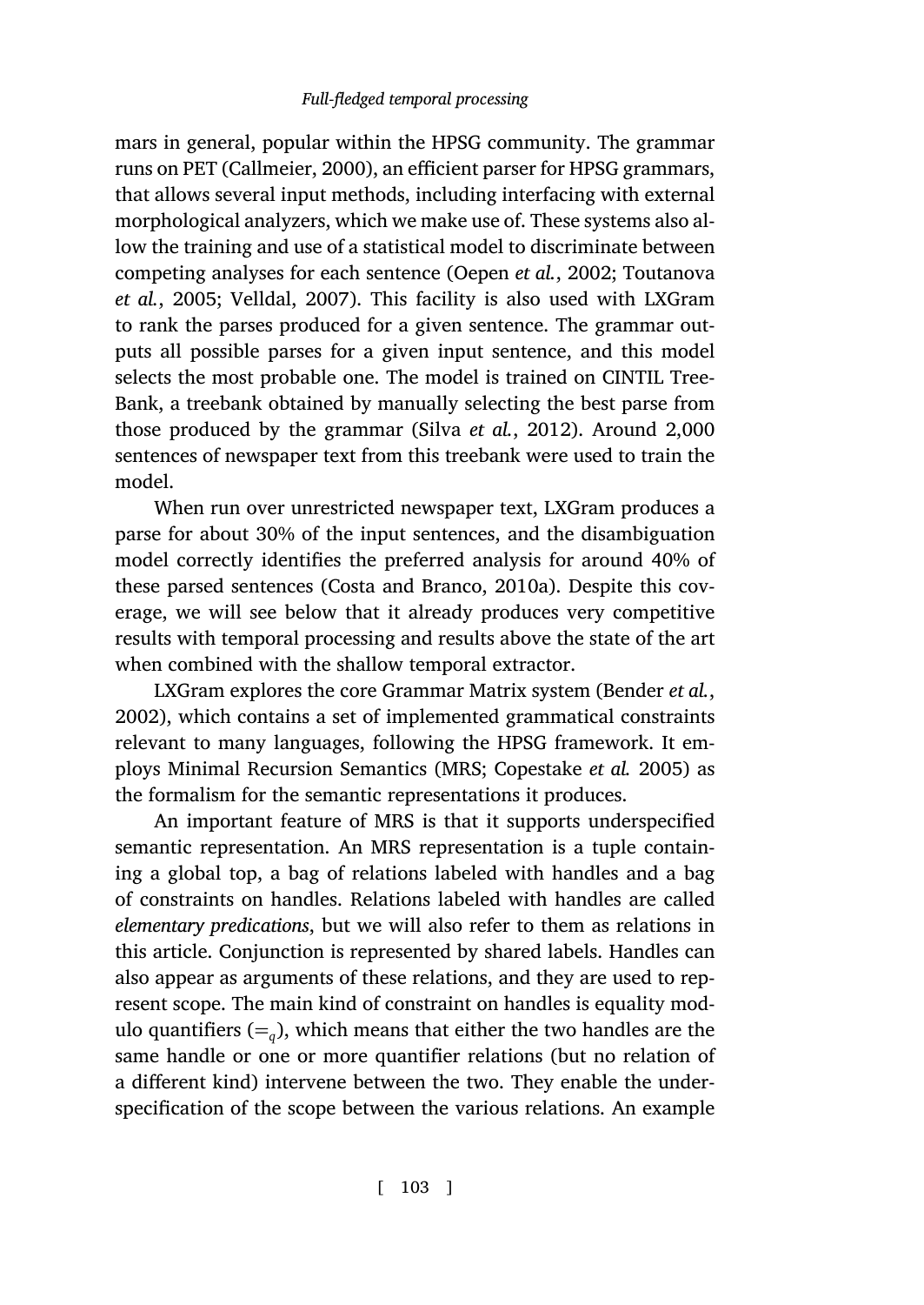mars in general, popular within the HPSG community. The grammar runs on PET (Callmeier, 2000), an efficient parser for HPSG grammars, that allows several input methods, including interfacing with external morphological analyzers, which we make use of. These systems also allow the training and use of a statistical model to discriminate between competing analyses for each sentence (Oepen *et al.*, 2002; Toutanova *et al.*, 2005; Velldal, 2007). This facility is also used with LXGram to rank the parses produced for a given sentence. The grammar outputs all possible parses for a given input sentence, and this model selects the most probable one. The model is trained on CINTIL TreeBank, a treebank obtained by manually selecting the best parse from those produced by the grammar (Silva *et al.*, 2012). Around 2,000 sentences of newspaper text from this treebank were used to train the model.

When run over unrestricted newspaper text, LXGram produces a parse for about 30% of the input sentences, and the disambiguation model correctly identifies the preferred analysis for around 40% of these parsed sentences (Costa and Branco, 2010a). Despite this coverage, we will see below that it already produces very competitive results with temporal processing and results above the state of the art when combined with the shallow temporal extractor.

LXGram explores the core Grammar Matrix system (Bender *et al.*, 2002), which contains a set of implemented grammatical constraints relevant to many languages, following the HPSG framework. It employs Minimal Recursion Semantics (MRS; Copestake *et al.* 2005) as the formalism for the semantic representations it produces.

An important feature of MRS is that it supports underspecified semantic representation. An MRS representation is a tuple containing a global top, a bag of relations labeled with handles and a bag of constraints on handles. Relations labeled with handles are called *elementary predications*, but we will also refer to them as relations in this article. Conjunction is represented by shared labels. Handles can also appear as arguments of these relations, and they are used to represent scope. The main kind of constraint on handles is equality modulo quantifiers ($=_q$), which means that either the two handles are the same handle or one or more quantifier relations (but no relation of a different kind) intervene between the two. They enable the underspecification of the scope between the various relations. An example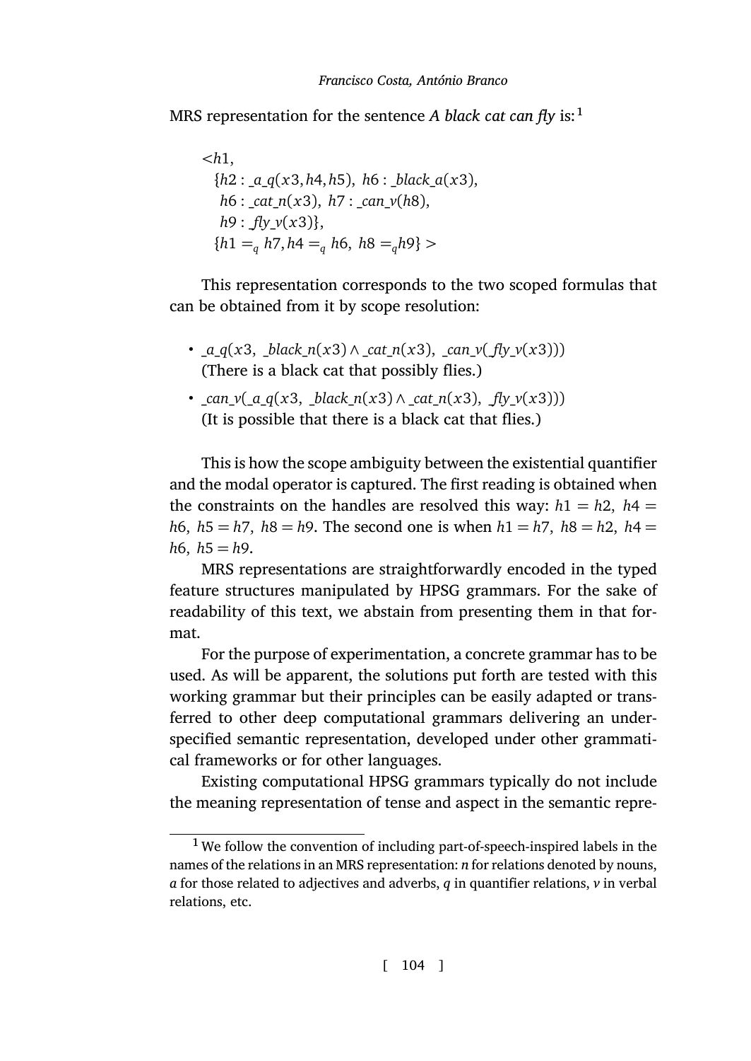MRS representation for the sentence *A black cat can fly* is:[1]

$$
\begin{array}{l}
<h1, \\
\quad \{h2 : \_a\_q(x3, h4, h5),\ h6 : \_black\_a(x3), \\
\quad\ h6 : \_cat\_n(x3),\ h7 : \_can\_v(h8), \\
\quad\ h9 : \_fly\_v(x3)\}, \\
\quad \{h1 =_q h7, h4 =_q h6,\ h8 =_q h9\} >
\end{array}
$$

This representation corresponds to the two scoped formulas that can be obtained from it by scope resolution:

- $\_a\_q(x3,\ \_black\_n(x3) \wedge \_cat\_n(x3),\ \_can\_v(\_fly\_v(x3)))$
  (There is a black cat that possibly flies.)
- $\_can\_v(\_a\_q(x3,\ \_black\_n(x3) \wedge \_cat\_n(x3),\ \_fly\_v(x3)))$
  (It is possible that there is a black cat that flies.)

This is how the scope ambiguity between the existential quantifier and the modal operator is captured. The first reading is obtained when the constraints on the handles are resolved this way: $h1 = h2,\ h4 = h6,\ h5 = h7,\ h8 = h9$. The second one is when $h1 = h7,\ h8 = h2,\ h4 = h6,\ h5 = h9$.

MRS representations are straightforwardly encoded in the typed feature structures manipulated by HPSG grammars. For the sake of readability of this text, we abstain from presenting them in that format.

For the purpose of experimentation, a concrete grammar has to be used. As will be apparent, the solutions put forth are tested with this working grammar but their principles can be easily adapted or transferred to other deep computational grammars delivering an underspecified semantic representation, developed under other grammatical frameworks or for other languages.

Existing computational HPSG grammars typically do not include the meaning representation of tense and aspect in the semantic repre-

---

[1] We follow the convention of including part-of-speech-inspired labels in the names of the relations in an MRS representation: *n* for relations denoted by nouns, *a* for those related to adjectives and adverbs, *q* in quantifier relations, *v* in verbal relations, etc.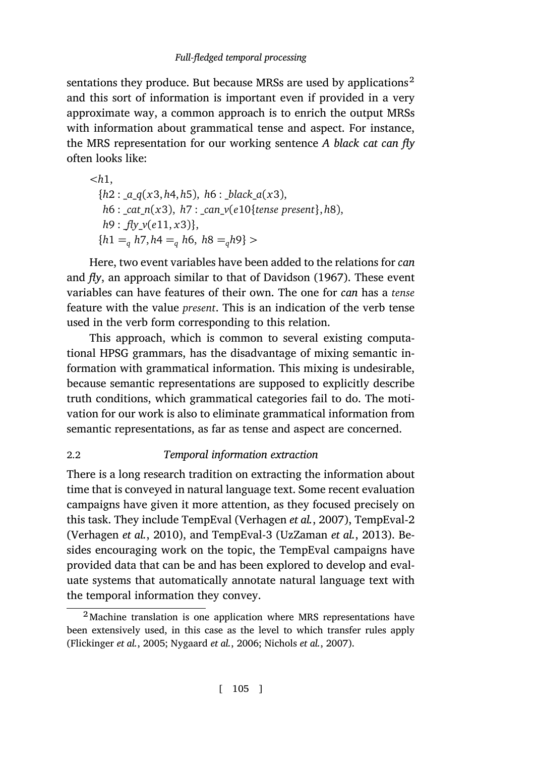sentations they produce. But because MRSs are used by applications[2] and this sort of information is important even if provided in a very approximate way, a common approach is to enrich the output MRSs with information about grammatical tense and aspect. For instance, the MRS representation for our working sentence *A black cat can fly* often looks like:

$$
\begin{array}{l}
<h1, \\
\quad \{h2 : \_a\_q(x3, h4, h5),\ h6 : \_black\_a(x3), \\
\quad\ h6 : \_cat\_n(x3),\ h7 : \_can\_v(e10\{tense\ present\}, h8), \\
\quad\ h9 : \_fly\_v(e11, x3)\}, \\
\quad \{h1 =_q h7, h4 =_q h6,\ h8 =_q h9\} >
\end{array}
$$

Here, two event variables have been added to the relations for *can* and *fly*, an approach similar to that of Davidson (1967). These event variables can have features of their own. The one for *can* has a *tense* feature with the value *present*. This is an indication of the verb tense used in the verb form corresponding to this relation.

This approach, which is common to several existing computational HPSG grammars, has the disadvantage of mixing semantic information with grammatical information. This mixing is undesirable, because semantic representations are supposed to explicitly describe truth conditions, which grammatical categories fail to do. The motivation for our work is also to eliminate grammatical information from semantic representations, as far as tense and aspect are concerned.

### 2.2 *Temporal information extraction*

There is a long research tradition on extracting the information about time that is conveyed in natural language text. Some recent evaluation campaigns have given it more attention, as they focused precisely on this task. They include TempEval (Verhagen *et al.*, 2007), TempEval-2 (Verhagen *et al.*, 2010), and TempEval-3 (UzZaman *et al.*, 2013). Besides encouraging work on the topic, the TempEval campaigns have provided data that can be and has been explored to develop and evaluate systems that automatically annotate natural language text with the temporal information they convey.

[2] Machine translation is one application where MRS representations have been extensively used, in this case as the level to which transfer rules apply (Flickinger *et al.*, 2005; Nygaard *et al.*, 2006; Nichols *et al.*, 2007).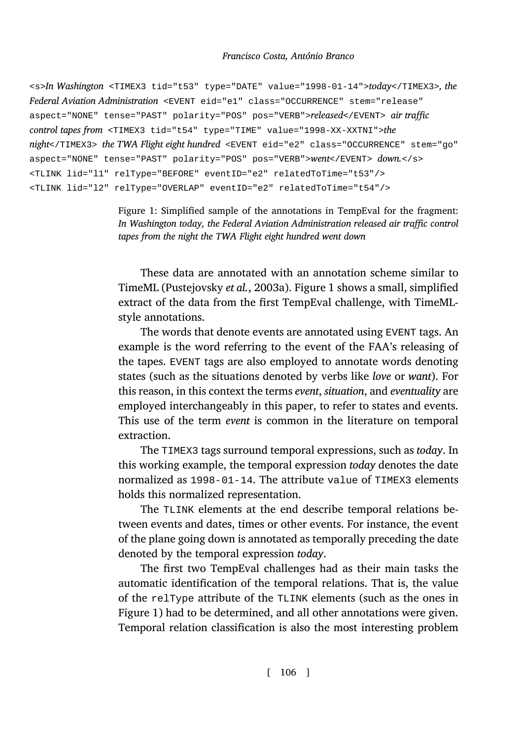```
<s>In Washington <TIMEX3 tid="t53" type="DATE" value="1998-01-14">today</TIMEX3>, the
Federal Aviation Administration <EVENT eid="e1" class="OCCURRENCE" stem="release"
aspect="NONE" tense="PAST" polarity="POS" pos="VERB">released</EVENT> air traffic
control tapes from <TIMEX3 tid="t54" type="TIME" value="1998-XX-XXTNI">the
night</TIMEX3> the TWA Flight eight hundred <EVENT eid="e2" class="OCCURRENCE" stem="go"
aspect="NONE" tense="PAST" polarity="POS" pos="VERB">went</EVENT> down.</s>
<TLINK lid="l1" relType="BEFORE" eventID="e2" relatedToTime="t53"/>
<TLINK lid="l2" relType="OVERLAP" eventID="e2" relatedToTime="t54"/>
```

Figure 1: Simplified sample of the annotations in TempEval for the fragment: *In Washington today, the Federal Aviation Administration released air traffic control tapes from the night the TWA Flight eight hundred went down*

These data are annotated with an annotation scheme similar to TimeML (Pustejovsky *et al.*, 2003a). Figure 1 shows a small, simplified extract of the data from the first TempEval challenge, with TimeML-style annotations.

The words that denote events are annotated using `EVENT` tags. An example is the word referring to the event of the FAA's releasing of the tapes. `EVENT` tags are also employed to annotate words denoting states (such as the situations denoted by verbs like *love* or *want*). For this reason, in this context the terms *event*, *situation*, and *eventuality* are employed interchangeably in this paper, to refer to states and events. This use of the term *event* is common in the literature on temporal extraction.

The `TIMEX3` tags surround temporal expressions, such as *today*. In this working example, the temporal expression *today* denotes the date normalized as `1998-01-14`. The attribute `value` of `TIMEX3` elements holds this normalized representation.

The `TLINK` elements at the end describe temporal relations between events and dates, times or other events. For instance, the event of the plane going down is annotated as temporally preceding the date denoted by the temporal expression *today*.

The first two TempEval challenges had as their main tasks the automatic identification of the temporal relations. That is, the value of the `relType` attribute of the `TLINK` elements (such as the ones in Figure 1) had to be determined, and all other annotations were given. Temporal relation classification is also the most interesting problem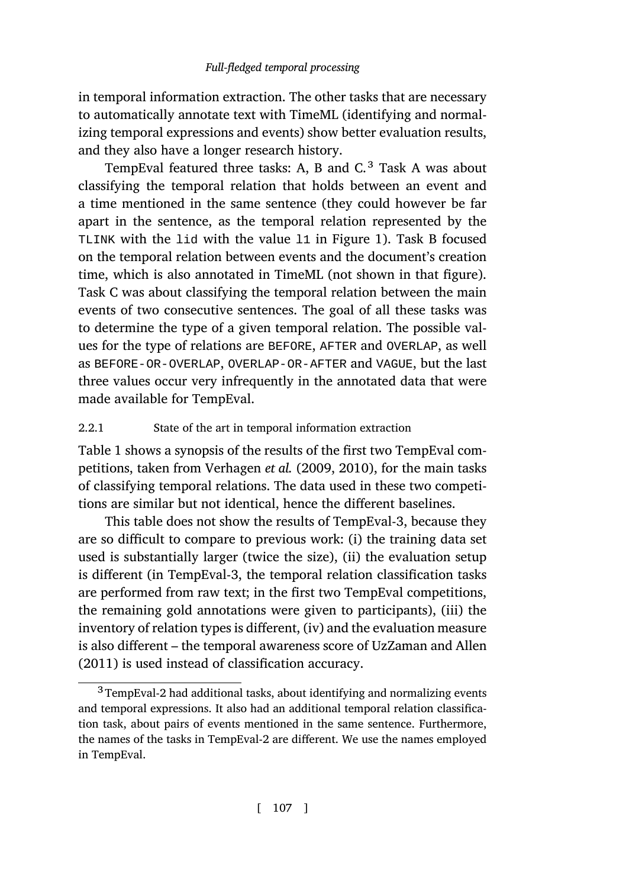in temporal information extraction. The other tasks that are necessary to automatically annotate text with TimeML (identifying and normalizing temporal expressions and events) show better evaluation results, and they also have a longer research history.

TempEval featured three tasks: A, B and C.[3] Task A was about classifying the temporal relation that holds between an event and a time mentioned in the same sentence (they could however be far apart in the sentence, as the temporal relation represented by the `TLINK` with the `lid` with the value `l1` in Figure 1). Task B focused on the temporal relation between events and the document's creation time, which is also annotated in TimeML (not shown in that figure). Task C was about classifying the temporal relation between the main events of two consecutive sentences. The goal of all these tasks was to determine the type of a given temporal relation. The possible values for the type of relations are `BEFORE`, `AFTER` and `OVERLAP`, as well as `BEFORE-OR-OVERLAP`, `OVERLAP-OR-AFTER` and `VAGUE`, but the last three values occur very infrequently in the annotated data that were made available for TempEval.

### 2.2.1 State of the art in temporal information extraction

Table 1 shows a synopsis of the results of the first two TempEval competitions, taken from Verhagen *et al.* (2009, 2010), for the main tasks of classifying temporal relations. The data used in these two competitions are similar but not identical, hence the different baselines.

This table does not show the results of TempEval-3, because they are so difficult to compare to previous work: (i) the training data set used is substantially larger (twice the size), (ii) the evaluation setup is different (in TempEval-3, the temporal relation classification tasks are performed from raw text; in the first two TempEval competitions, the remaining gold annotations were given to participants), (iii) the inventory of relation types is different, (iv) and the evaluation measure is also different – the temporal awareness score of UzZaman and Allen (2011) is used instead of classification accuracy.

[3] TempEval-2 had additional tasks, about identifying and normalizing events and temporal expressions. It also had an additional temporal relation classification task, about pairs of events mentioned in the same sentence. Furthermore, the names of the tasks in TempEval-2 are different. We use the names employed in TempEval.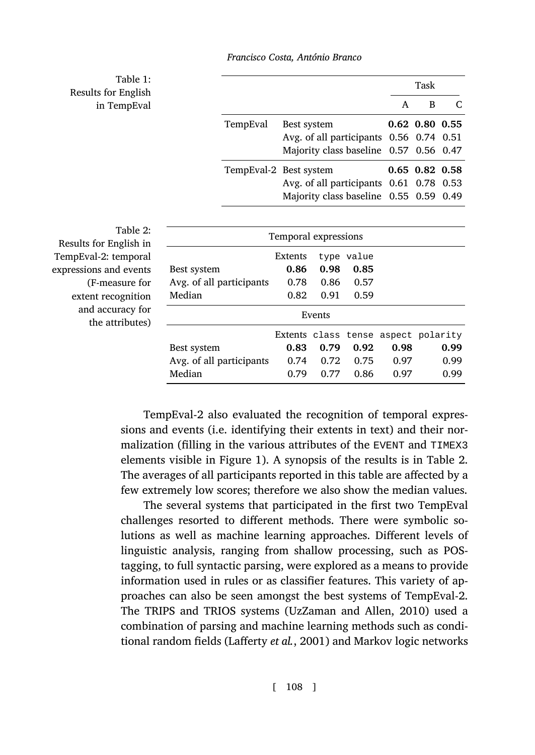Table 1: Results for English in TempEval

| | | Task | | |
|---|---|---|---|---|
| | | A | B | C |
| TempEval | Best system | **0.62** | **0.80** | **0.55** |
| | Avg. of all participants | 0.56 | 0.74 | 0.51 |
| | Majority class baseline | 0.57 | 0.56 | 0.47 |
| TempEval-2 | Best system | **0.65** | **0.82** | **0.58** |
| | Avg. of all participants | 0.61 | 0.78 | 0.53 |
| | Majority class baseline | 0.55 | 0.59 | 0.49 |

Table 2: Results for English in TempEval-2: temporal expressions and events (F-measure for extent recognition and accuracy for the attributes)

| Temporal expressions | | | | | |
|---|---|---|---|---|---|
| | Extents | `type` | `value` | | |
| Best system | **0.86** | **0.98** | **0.85** | | |
| Avg. of all participants | 0.78 | 0.86 | 0.57 | | |
| Median | 0.82 | 0.91 | 0.59 | | |
| **Events** | | | | | |
| | Extents | `class` | `tense` | `aspect` | `polarity` |
| Best system | **0.83** | **0.79** | **0.92** | **0.98** | **0.99** |
| Avg. of all participants | 0.74 | 0.72 | 0.75 | 0.97 | 0.99 |
| Median | 0.79 | 0.77 | 0.86 | 0.97 | 0.99 |

TempEval-2 also evaluated the recognition of temporal expressions and events (i.e. identifying their extents in text) and their normalization (filling in the various attributes of the `EVENT` and `TIMEX3` elements visible in Figure 1). A synopsis of the results is in Table 2. The averages of all participants reported in this table are affected by a few extremely low scores; therefore we also show the median values.

The several systems that participated in the first two TempEval challenges resorted to different methods. There were symbolic solutions as well as machine learning approaches. Different levels of linguistic analysis, ranging from shallow processing, such as POS-tagging, to full syntactic parsing, were explored as a means to provide information used in rules or as classifier features. This variety of approaches can also be seen amongst the best systems of TempEval-2. The TRIPS and TRIOS systems (UzZaman and Allen, 2010) used a combination of parsing and machine learning methods such as conditional random fields (Lafferty *et al.*, 2001) and Markov logic networks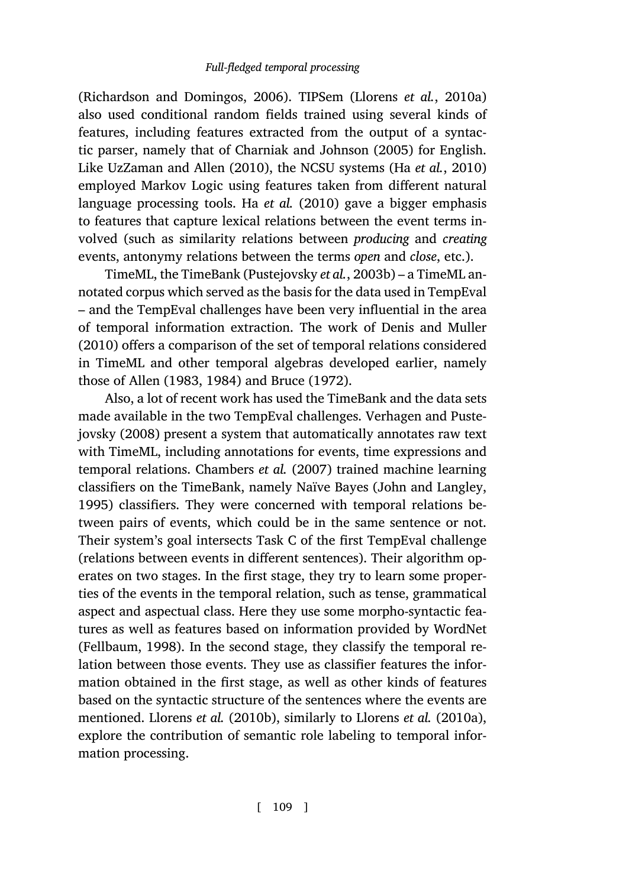(Richardson and Domingos, 2006). TIPSem (Llorens *et al.*, 2010a) also used conditional random fields trained using several kinds of features, including features extracted from the output of a syntactic parser, namely that of Charniak and Johnson (2005) for English. Like UzZaman and Allen (2010), the NCSU systems (Ha *et al.*, 2010) employed Markov Logic using features taken from different natural language processing tools. Ha *et al.* (2010) gave a bigger emphasis to features that capture lexical relations between the event terms involved (such as similarity relations between *producing* and *creating* events, antonymy relations between the terms *open* and *close*, etc.).

TimeML, the TimeBank (Pustejovsky *et al.*, 2003b) – a TimeML annotated corpus which served as the basis for the data used in TempEval – and the TempEval challenges have been very influential in the area of temporal information extraction. The work of Denis and Muller (2010) offers a comparison of the set of temporal relations considered in TimeML and other temporal algebras developed earlier, namely those of Allen (1983, 1984) and Bruce (1972).

Also, a lot of recent work has used the TimeBank and the data sets made available in the two TempEval challenges. Verhagen and Pustejovsky (2008) present a system that automatically annotates raw text with TimeML, including annotations for events, time expressions and temporal relations. Chambers *et al.* (2007) trained machine learning classifiers on the TimeBank, namely Naïve Bayes (John and Langley, 1995) classifiers. They were concerned with temporal relations between pairs of events, which could be in the same sentence or not. Their system's goal intersects Task C of the first TempEval challenge (relations between events in different sentences). Their algorithm operates on two stages. In the first stage, they try to learn some properties of the events in the temporal relation, such as tense, grammatical aspect and aspectual class. Here they use some morpho-syntactic features as well as features based on information provided by WordNet (Fellbaum, 1998). In the second stage, they classify the temporal relation between those events. They use as classifier features the information obtained in the first stage, as well as other kinds of features based on the syntactic structure of the sentences where the events are mentioned. Llorens *et al.* (2010b), similarly to Llorens *et al.* (2010a), explore the contribution of semantic role labeling to temporal information processing.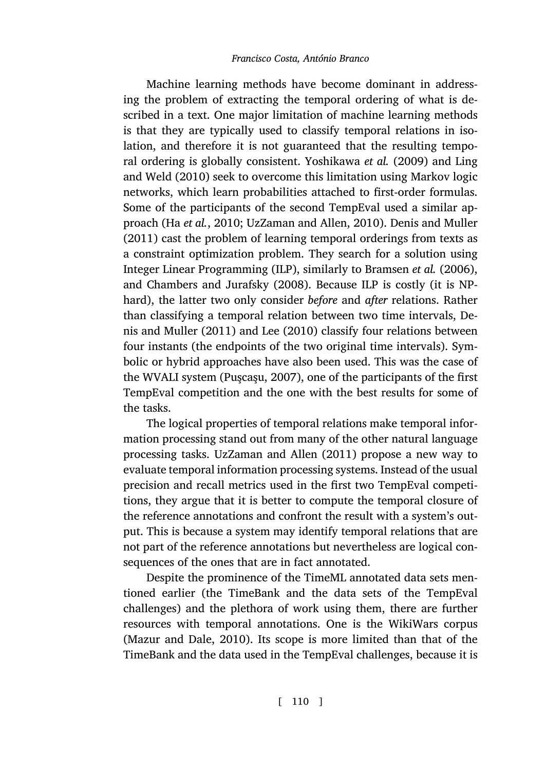Machine learning methods have become dominant in addressing the problem of extracting the temporal ordering of what is described in a text. One major limitation of machine learning methods is that they are typically used to classify temporal relations in isolation, and therefore it is not guaranteed that the resulting temporal ordering is globally consistent. Yoshikawa *et al.* (2009) and Ling and Weld (2010) seek to overcome this limitation using Markov logic networks, which learn probabilities attached to first-order formulas. Some of the participants of the second TempEval used a similar approach (Ha *et al.*, 2010; UzZaman and Allen, 2010). Denis and Muller (2011) cast the problem of learning temporal orderings from texts as a constraint optimization problem. They search for a solution using Integer Linear Programming (ILP), similarly to Bramsen *et al.* (2006), and Chambers and Jurafsky (2008). Because ILP is costly (it is NP-hard), the latter two only consider *before* and *after* relations. Rather than classifying a temporal relation between two time intervals, Denis and Muller (2011) and Lee (2010) classify four relations between four instants (the endpoints of the two original time intervals). Symbolic or hybrid approaches have also been used. This was the case of the WVALI system (Puşcaşu, 2007), one of the participants of the first TempEval competition and the one with the best results for some of the tasks.

The logical properties of temporal relations make temporal information processing stand out from many of the other natural language processing tasks. UzZaman and Allen (2011) propose a new way to evaluate temporal information processing systems. Instead of the usual precision and recall metrics used in the first two TempEval competitions, they argue that it is better to compute the temporal closure of the reference annotations and confront the result with a system's output. This is because a system may identify temporal relations that are not part of the reference annotations but nevertheless are logical consequences of the ones that are in fact annotated.

Despite the prominence of the TimeML annotated data sets mentioned earlier (the TimeBank and the data sets of the TempEval challenges) and the plethora of work using them, there are further resources with temporal annotations. One is the WikiWars corpus (Mazur and Dale, 2010). Its scope is more limited than that of the TimeBank and the data used in the TempEval challenges, because it is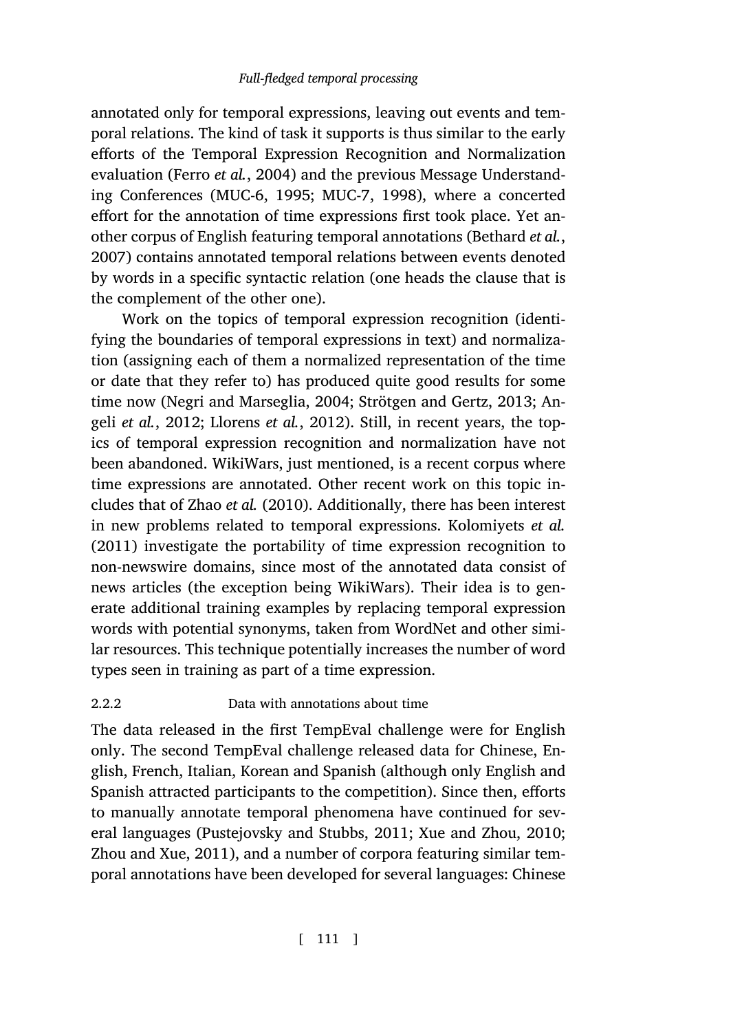annotated only for temporal expressions, leaving out events and temporal relations. The kind of task it supports is thus similar to the early efforts of the Temporal Expression Recognition and Normalization evaluation (Ferro *et al.*, 2004) and the previous Message Understanding Conferences (MUC-6, 1995; MUC-7, 1998), where a concerted effort for the annotation of time expressions first took place. Yet another corpus of English featuring temporal annotations (Bethard *et al.*, 2007) contains annotated temporal relations between events denoted by words in a specific syntactic relation (one heads the clause that is the complement of the other one).

Work on the topics of temporal expression recognition (identifying the boundaries of temporal expressions in text) and normalization (assigning each of them a normalized representation of the time or date that they refer to) has produced quite good results for some time now (Negri and Marseglia, 2004; Strötgen and Gertz, 2013; Angeli *et al.*, 2012; Llorens *et al.*, 2012). Still, in recent years, the topics of temporal expression recognition and normalization have not been abandoned. WikiWars, just mentioned, is a recent corpus where time expressions are annotated. Other recent work on this topic includes that of Zhao *et al.* (2010). Additionally, there has been interest in new problems related to temporal expressions. Kolomiyets *et al.* (2011) investigate the portability of time expression recognition to non-newswire domains, since most of the annotated data consist of news articles (the exception being WikiWars). Their idea is to generate additional training examples by replacing temporal expression words with potential synonyms, taken from WordNet and other similar resources. This technique potentially increases the number of word types seen in training as part of a time expression.

### 2.2.2 Data with annotations about time

The data released in the first TempEval challenge were for English only. The second TempEval challenge released data for Chinese, English, French, Italian, Korean and Spanish (although only English and Spanish attracted participants to the competition). Since then, efforts to manually annotate temporal phenomena have continued for several languages (Pustejovsky and Stubbs, 2011; Xue and Zhou, 2010; Zhou and Xue, 2011), and a number of corpora featuring similar temporal annotations have been developed for several languages: Chinese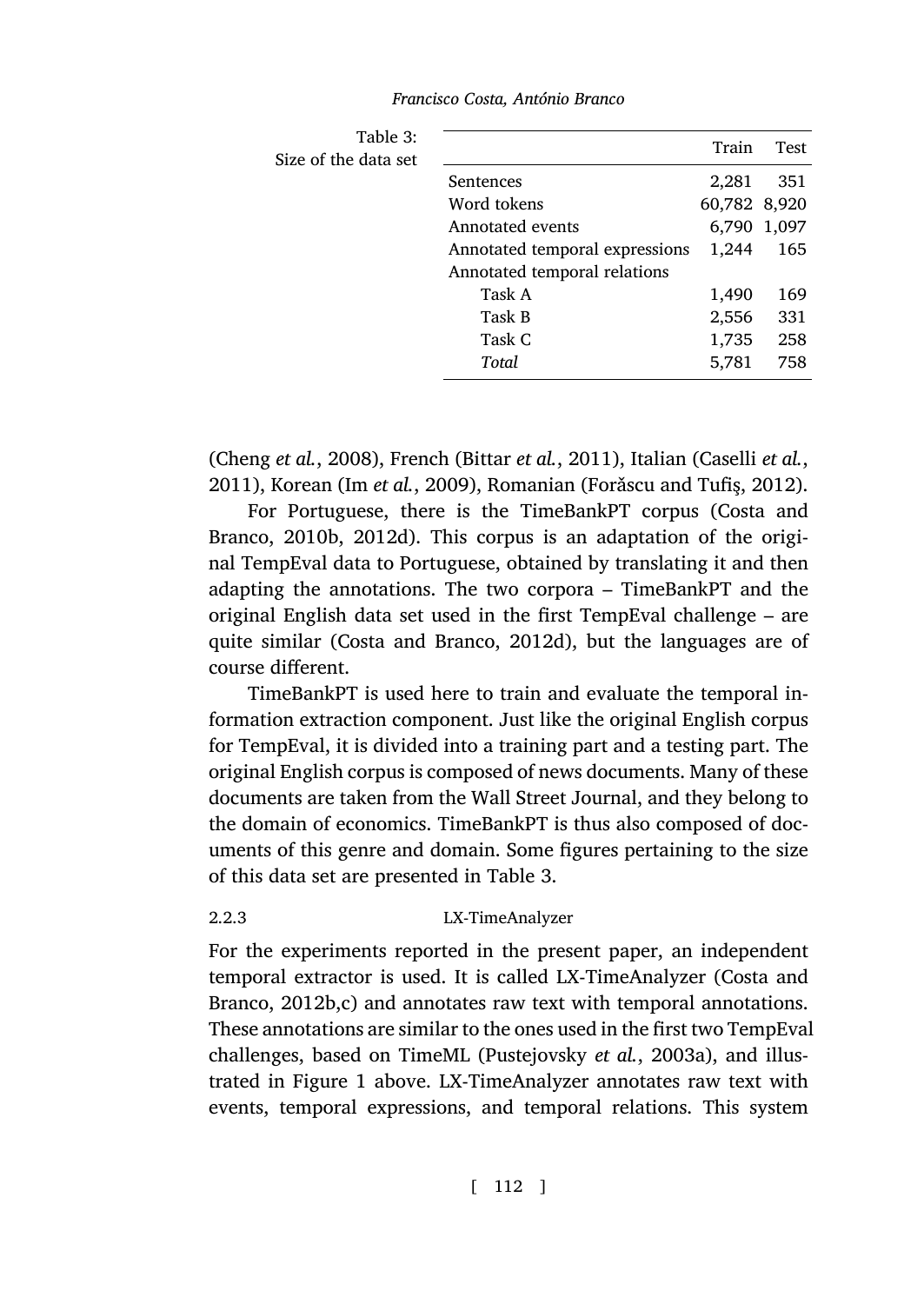Table 3: Size of the data set

| | Train | Test |
|---|---|---|
| Sentences | 2,281 | 351 |
| Word tokens | 60,782 | 8,920 |
| Annotated events | 6,790 | 1,097 |
| Annotated temporal expressions | 1,244 | 165 |
| Annotated temporal relations | | |
| Task A | 1,490 | 169 |
| Task B | 2,556 | 331 |
| Task C | 1,735 | 258 |
| *Total* | 5,781 | 758 |

(Cheng *et al.*, 2008), French (Bittar *et al.*, 2011), Italian (Caselli *et al.*, 2011), Korean (Im *et al.*, 2009), Romanian (Forăscu and Tufiş, 2012).

For Portuguese, there is the TimeBankPT corpus (Costa and Branco, 2010b, 2012d). This corpus is an adaptation of the original TempEval data to Portuguese, obtained by translating it and then adapting the annotations. The two corpora – TimeBankPT and the original English data set used in the first TempEval challenge – are quite similar (Costa and Branco, 2012d), but the languages are of course different.

TimeBankPT is used here to train and evaluate the temporal information extraction component. Just like the original English corpus for TempEval, it is divided into a training part and a testing part. The original English corpus is composed of news documents. Many of these documents are taken from the Wall Street Journal, and they belong to the domain of economics. TimeBankPT is thus also composed of documents of this genre and domain. Some figures pertaining to the size of this data set are presented in Table 3.

### 2.2.3 LX-TimeAnalyzer

For the experiments reported in the present paper, an independent temporal extractor is used. It is called LX-TimeAnalyzer (Costa and Branco, 2012b,c) and annotates raw text with temporal annotations. These annotations are similar to the ones used in the first two TempEval challenges, based on TimeML (Pustejovsky *et al.*, 2003a), and illustrated in Figure 1 above. LX-TimeAnalyzer annotates raw text with events, temporal expressions, and temporal relations. This system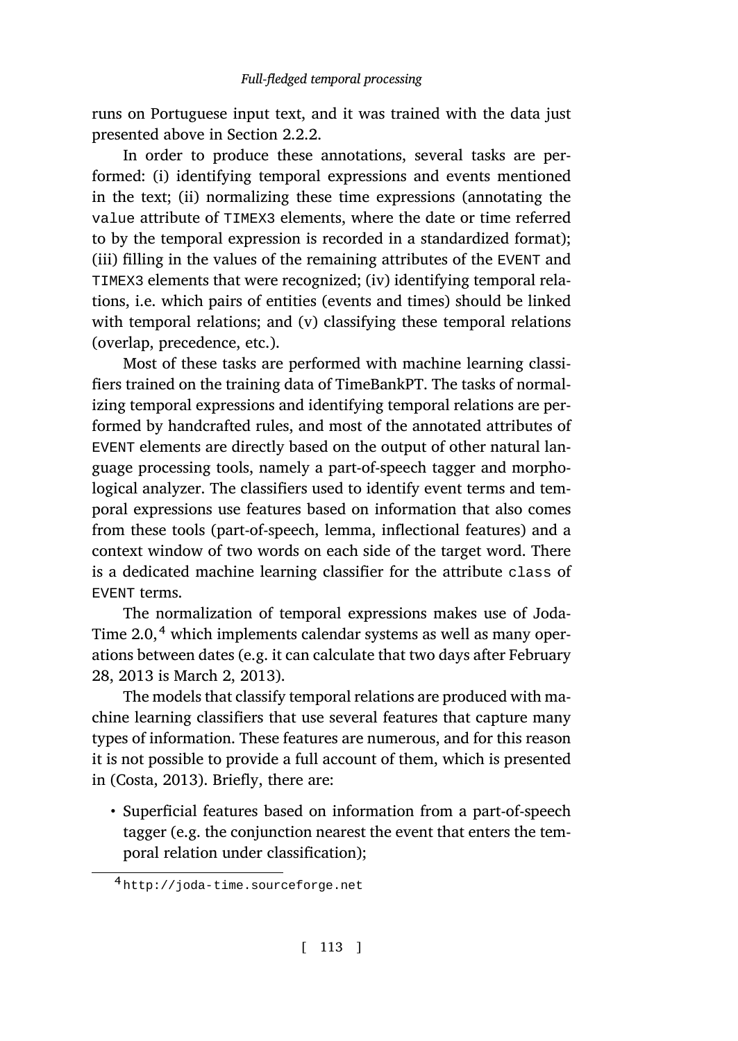runs on Portuguese input text, and it was trained with the data just presented above in Section 2.2.2.

In order to produce these annotations, several tasks are performed: (i) identifying temporal expressions and events mentioned in the text; (ii) normalizing these time expressions (annotating the `value` attribute of `TIMEX3` elements, where the date or time referred to by the temporal expression is recorded in a standardized format); (iii) filling in the values of the remaining attributes of the `EVENT` and `TIMEX3` elements that were recognized; (iv) identifying temporal relations, i.e. which pairs of entities (events and times) should be linked with temporal relations; and (v) classifying these temporal relations (overlap, precedence, etc.).

Most of these tasks are performed with machine learning classifiers trained on the training data of TimeBankPT. The tasks of normalizing temporal expressions and identifying temporal relations are performed by handcrafted rules, and most of the annotated attributes of `EVENT` elements are directly based on the output of other natural language processing tools, namely a part-of-speech tagger and morphological analyzer. The classifiers used to identify event terms and temporal expressions use features based on information that also comes from these tools (part-of-speech, lemma, inflectional features) and a context window of two words on each side of the target word. There is a dedicated machine learning classifier for the attribute `class` of `EVENT` terms.

The normalization of temporal expressions makes use of Joda-Time 2.0,[4] which implements calendar systems as well as many operations between dates (e.g. it can calculate that two days after February 28, 2013 is March 2, 2013).

The models that classify temporal relations are produced with machine learning classifiers that use several features that capture many types of information. These features are numerous, and for this reason it is not possible to provide a full account of them, which is presented in (Costa, 2013). Briefly, there are:

- Superficial features based on information from a part-of-speech tagger (e.g. the conjunction nearest the event that enters the temporal relation under classification);

[4] `http://joda-time.sourceforge.net`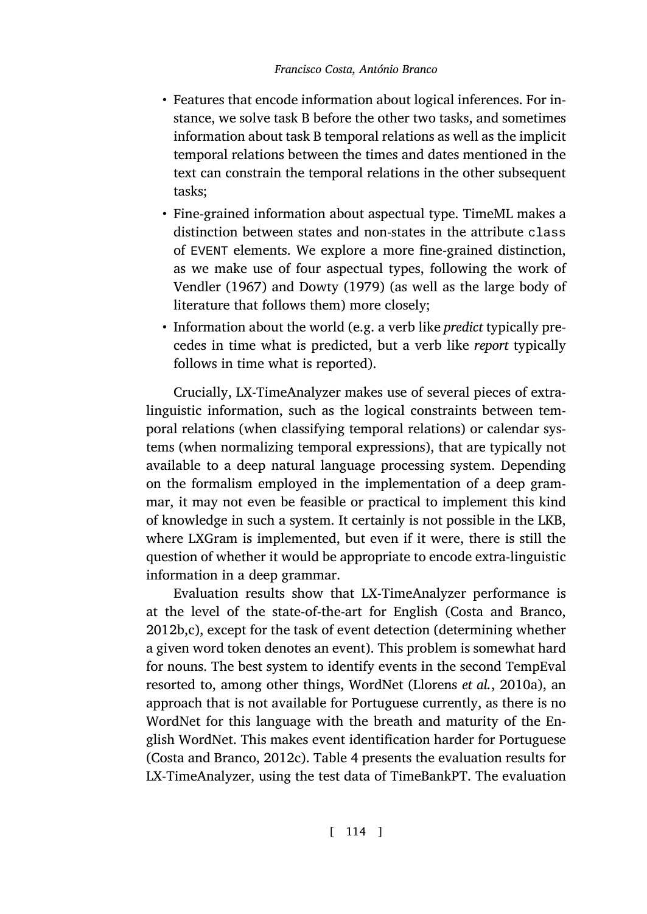- Features that encode information about logical inferences. For instance, we solve task B before the other two tasks, and sometimes information about task B temporal relations as well as the implicit temporal relations between the times and dates mentioned in the text can constrain the temporal relations in the other subsequent tasks;
- Fine-grained information about aspectual type. TimeML makes a distinction between states and non-states in the attribute `class` of `EVENT` elements. We explore a more fine-grained distinction, as we make use of four aspectual types, following the work of Vendler (1967) and Dowty (1979) (as well as the large body of literature that follows them) more closely;
- Information about the world (e.g. a verb like *predict* typically precedes in time what is predicted, but a verb like *report* typically follows in time what is reported).

Crucially, LX-TimeAnalyzer makes use of several pieces of extra-linguistic information, such as the logical constraints between temporal relations (when classifying temporal relations) or calendar systems (when normalizing temporal expressions), that are typically not available to a deep natural language processing system. Depending on the formalism employed in the implementation of a deep grammar, it may not even be feasible or practical to implement this kind of knowledge in such a system. It certainly is not possible in the LKB, where LXGram is implemented, but even if it were, there is still the question of whether it would be appropriate to encode extra-linguistic information in a deep grammar.

Evaluation results show that LX-TimeAnalyzer performance is at the level of the state-of-the-art for English (Costa and Branco, 2012b,c), except for the task of event detection (determining whether a given word token denotes an event). This problem is somewhat hard for nouns. The best system to identify events in the second TempEval resorted to, among other things, WordNet (Llorens *et al.*, 2010a), an approach that is not available for Portuguese currently, as there is no WordNet for this language with the breath and maturity of the English WordNet. This makes event identification harder for Portuguese (Costa and Branco, 2012c). Table 4 presents the evaluation results for LX-TimeAnalyzer, using the test data of TimeBankPT. The evaluation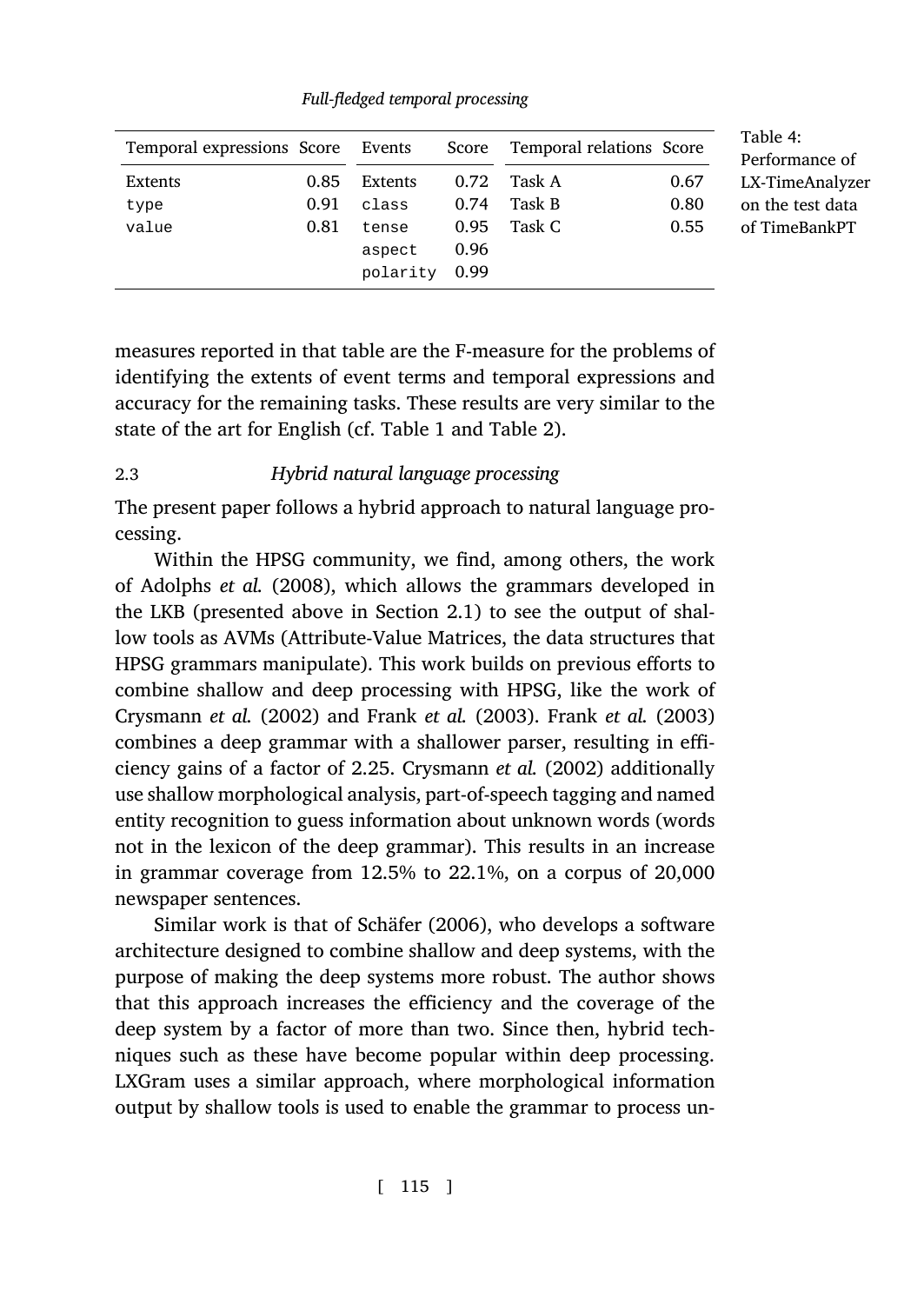*Full-fledged temporal processing*

| Temporal expressions | Score | Events | Score | Temporal relations | Score |
|---|---|---|---|---|---|
| Extents | 0.85 | Extents | 0.72 | Task A | 0.67 |
| `type` | 0.91 | `class` | 0.74 | Task B | 0.80 |
| `value` | 0.81 | `tense` | 0.95 | Task C | 0.55 |
| | | `aspect` | 0.96 | | |
| | | `polarity` | 0.99 | | |

Table 4: Performance of LX-TimeAnalyzer on the test data of TimeBankPT

measures reported in that table are the F-measure for the problems of identifying the extents of event terms and temporal expressions and accuracy for the remaining tasks. These results are very similar to the state of the art for English (cf. Table 1 and Table 2).

## 2.3 *Hybrid natural language processing*

The present paper follows a hybrid approach to natural language processing.

Within the HPSG community, we find, among others, the work of Adolphs *et al.* (2008), which allows the grammars developed in the LKB (presented above in Section 2.1) to see the output of shallow tools as AVMs (Attribute-Value Matrices, the data structures that HPSG grammars manipulate). This work builds on previous efforts to combine shallow and deep processing with HPSG, like the work of Crysmann *et al.* (2002) and Frank *et al.* (2003). Frank *et al.* (2003) combines a deep grammar with a shallower parser, resulting in efficiency gains of a factor of 2.25. Crysmann *et al.* (2002) additionally use shallow morphological analysis, part-of-speech tagging and named entity recognition to guess information about unknown words (words not in the lexicon of the deep grammar). This results in an increase in grammar coverage from 12.5% to 22.1%, on a corpus of 20,000 newspaper sentences.

Similar work is that of Schäfer (2006), who develops a software architecture designed to combine shallow and deep systems, with the purpose of making the deep systems more robust. The author shows that this approach increases the efficiency and the coverage of the deep system by a factor of more than two. Since then, hybrid techniques such as these have become popular within deep processing. LXGram uses a similar approach, where morphological information output by shallow tools is used to enable the grammar to process un-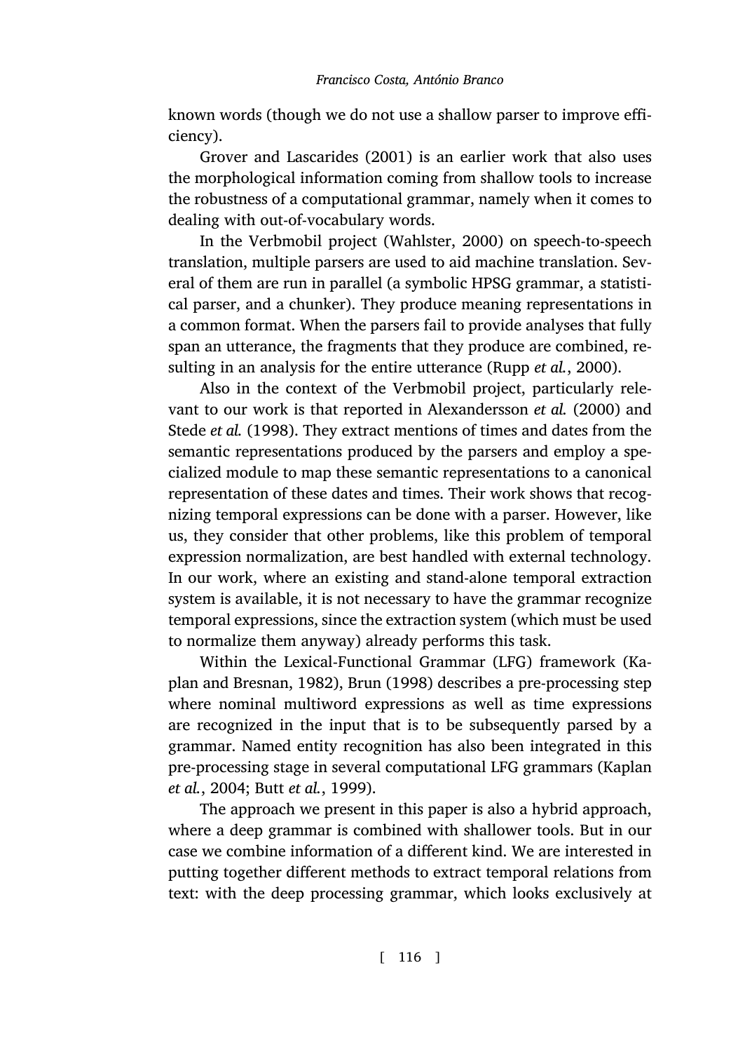known words (though we do not use a shallow parser to improve efficiency).

Grover and Lascarides (2001) is an earlier work that also uses the morphological information coming from shallow tools to increase the robustness of a computational grammar, namely when it comes to dealing with out-of-vocabulary words.

In the Verbmobil project (Wahlster, 2000) on speech-to-speech translation, multiple parsers are used to aid machine translation. Several of them are run in parallel (a symbolic HPSG grammar, a statistical parser, and a chunker). They produce meaning representations in a common format. When the parsers fail to provide analyses that fully span an utterance, the fragments that they produce are combined, resulting in an analysis for the entire utterance (Rupp *et al.*, 2000).

Also in the context of the Verbmobil project, particularly relevant to our work is that reported in Alexandersson *et al.* (2000) and Stede *et al.* (1998). They extract mentions of times and dates from the semantic representations produced by the parsers and employ a specialized module to map these semantic representations to a canonical representation of these dates and times. Their work shows that recognizing temporal expressions can be done with a parser. However, like us, they consider that other problems, like this problem of temporal expression normalization, are best handled with external technology. In our work, where an existing and stand-alone temporal extraction system is available, it is not necessary to have the grammar recognize temporal expressions, since the extraction system (which must be used to normalize them anyway) already performs this task.

Within the Lexical-Functional Grammar (LFG) framework (Kaplan and Bresnan, 1982), Brun (1998) describes a pre-processing step where nominal multiword expressions as well as time expressions are recognized in the input that is to be subsequently parsed by a grammar. Named entity recognition has also been integrated in this pre-processing stage in several computational LFG grammars (Kaplan *et al.*, 2004; Butt *et al.*, 1999).

The approach we present in this paper is also a hybrid approach, where a deep grammar is combined with shallower tools. But in our case we combine information of a different kind. We are interested in putting together different methods to extract temporal relations from text: with the deep processing grammar, which looks exclusively at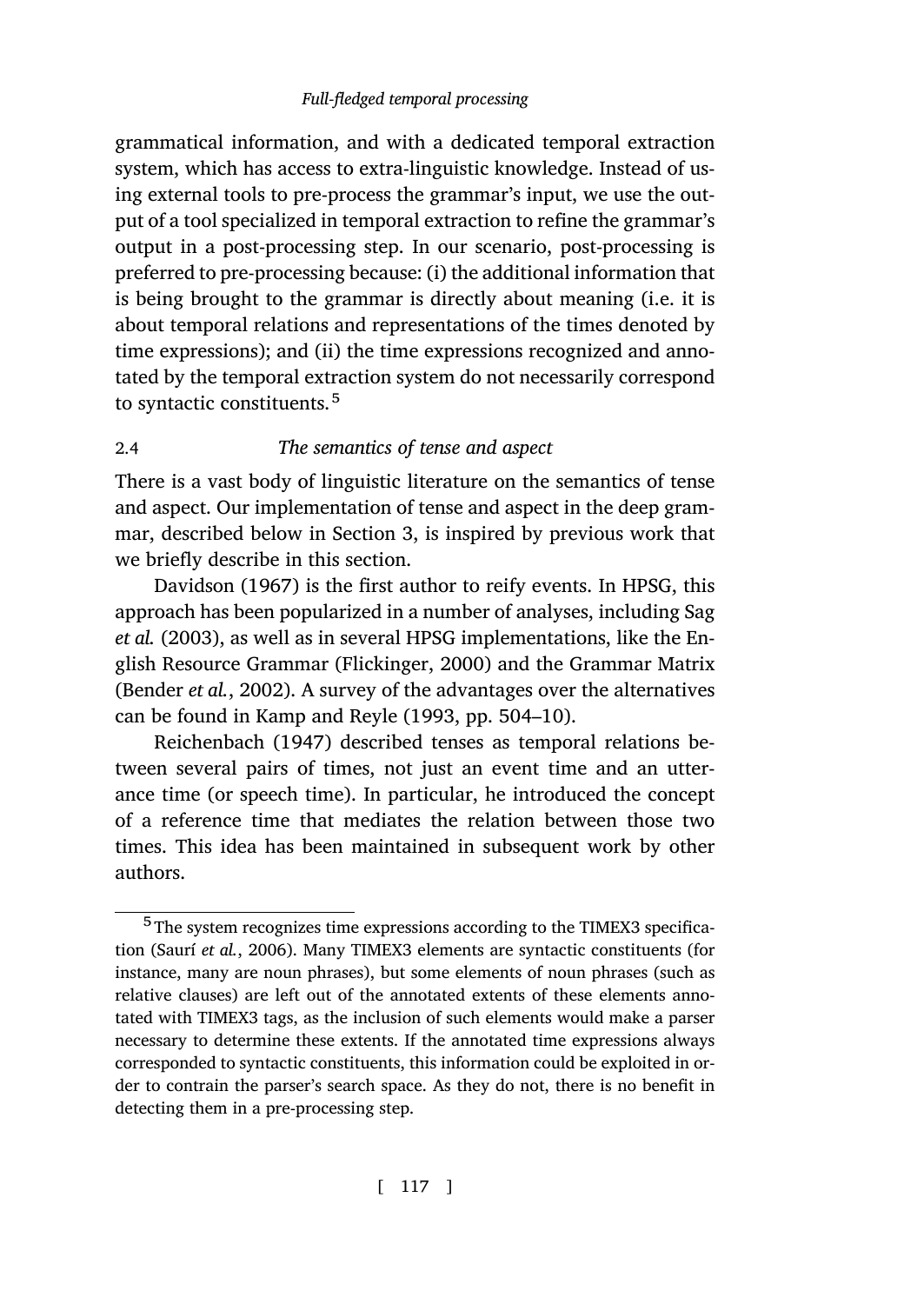grammatical information, and with a dedicated temporal extraction system, which has access to extra-linguistic knowledge. Instead of using external tools to pre-process the grammar's input, we use the output of a tool specialized in temporal extraction to refine the grammar's output in a post-processing step. In our scenario, post-processing is preferred to pre-processing because: (i) the additional information that is being brought to the grammar is directly about meaning (i.e. it is about temporal relations and representations of the times denoted by time expressions); and (ii) the time expressions recognized and annotated by the temporal extraction system do not necessarily correspond to syntactic constituents.[5]

## 2.4 *The semantics of tense and aspect*

There is a vast body of linguistic literature on the semantics of tense and aspect. Our implementation of tense and aspect in the deep grammar, described below in Section 3, is inspired by previous work that we briefly describe in this section.

Davidson (1967) is the first author to reify events. In HPSG, this approach has been popularized in a number of analyses, including Sag *et al.* (2003), as well as in several HPSG implementations, like the English Resource Grammar (Flickinger, 2000) and the Grammar Matrix (Bender *et al.*, 2002). A survey of the advantages over the alternatives can be found in Kamp and Reyle (1993, pp. 504–10).

Reichenbach (1947) described tenses as temporal relations between several pairs of times, not just an event time and an utterance time (or speech time). In particular, he introduced the concept of a reference time that mediates the relation between those two times. This idea has been maintained in subsequent work by other authors.

---

[5] The system recognizes time expressions according to the TIMEX3 specification (Saurí *et al.*, 2006). Many TIMEX3 elements are syntactic constituents (for instance, many are noun phrases), but some elements of noun phrases (such as relative clauses) are left out of the annotated extents of these elements annotated with TIMEX3 tags, as the inclusion of such elements would make a parser necessary to determine these extents. If the annotated time expressions always corresponded to syntactic constituents, this information could be exploited in order to contrain the parser's search space. As they do not, there is no benefit in detecting them in a pre-processing step.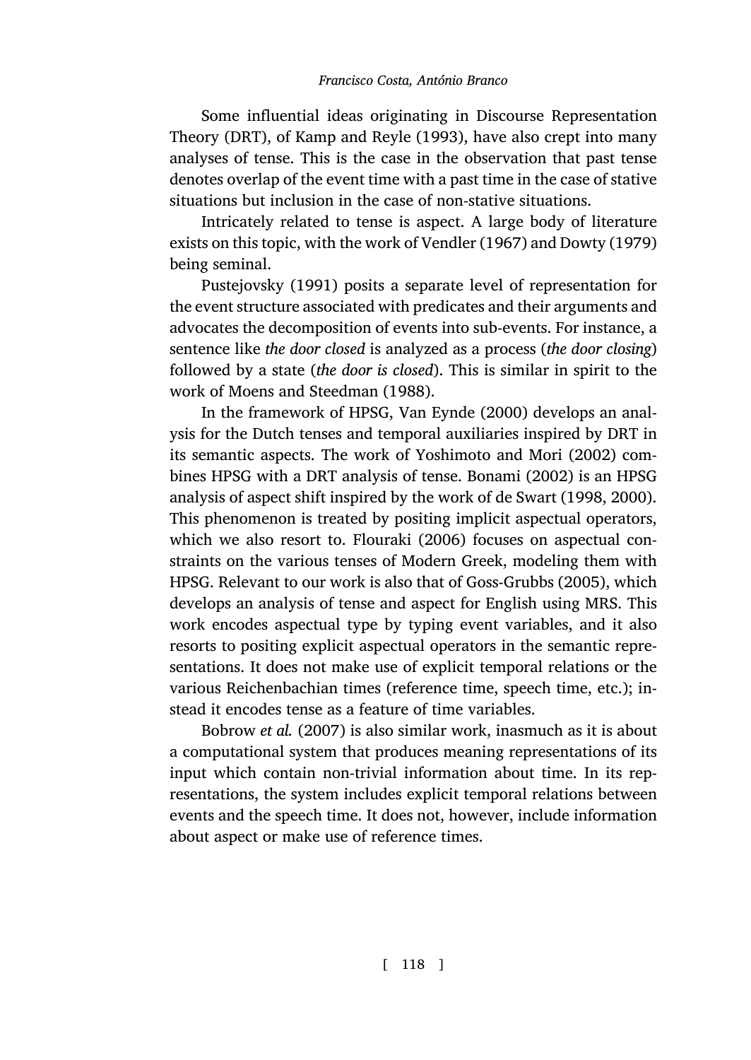Some influential ideas originating in Discourse Representation Theory (DRT), of Kamp and Reyle (1993), have also crept into many analyses of tense. This is the case in the observation that past tense denotes overlap of the event time with a past time in the case of stative situations but inclusion in the case of non-stative situations.

Intricately related to tense is aspect. A large body of literature exists on this topic, with the work of Vendler (1967) and Dowty (1979) being seminal.

Pustejovsky (1991) posits a separate level of representation for the event structure associated with predicates and their arguments and advocates the decomposition of events into sub-events. For instance, a sentence like *the door closed* is analyzed as a process (*the door closing*) followed by a state (*the door is closed*). This is similar in spirit to the work of Moens and Steedman (1988).

In the framework of HPSG, Van Eynde (2000) develops an analysis for the Dutch tenses and temporal auxiliaries inspired by DRT in its semantic aspects. The work of Yoshimoto and Mori (2002) combines HPSG with a DRT analysis of tense. Bonami (2002) is an HPSG analysis of aspect shift inspired by the work of de Swart (1998, 2000). This phenomenon is treated by positing implicit aspectual operators, which we also resort to. Flouraki (2006) focuses on aspectual constraints on the various tenses of Modern Greek, modeling them with HPSG. Relevant to our work is also that of Goss-Grubbs (2005), which develops an analysis of tense and aspect for English using MRS. This work encodes aspectual type by typing event variables, and it also resorts to positing explicit aspectual operators in the semantic representations. It does not make use of explicit temporal relations or the various Reichenbachian times (reference time, speech time, etc.); instead it encodes tense as a feature of time variables.

Bobrow *et al.* (2007) is also similar work, inasmuch as it is about a computational system that produces meaning representations of its input which contain non-trivial information about time. In its representations, the system includes explicit temporal relations between events and the speech time. It does not, however, include information about aspect or make use of reference times.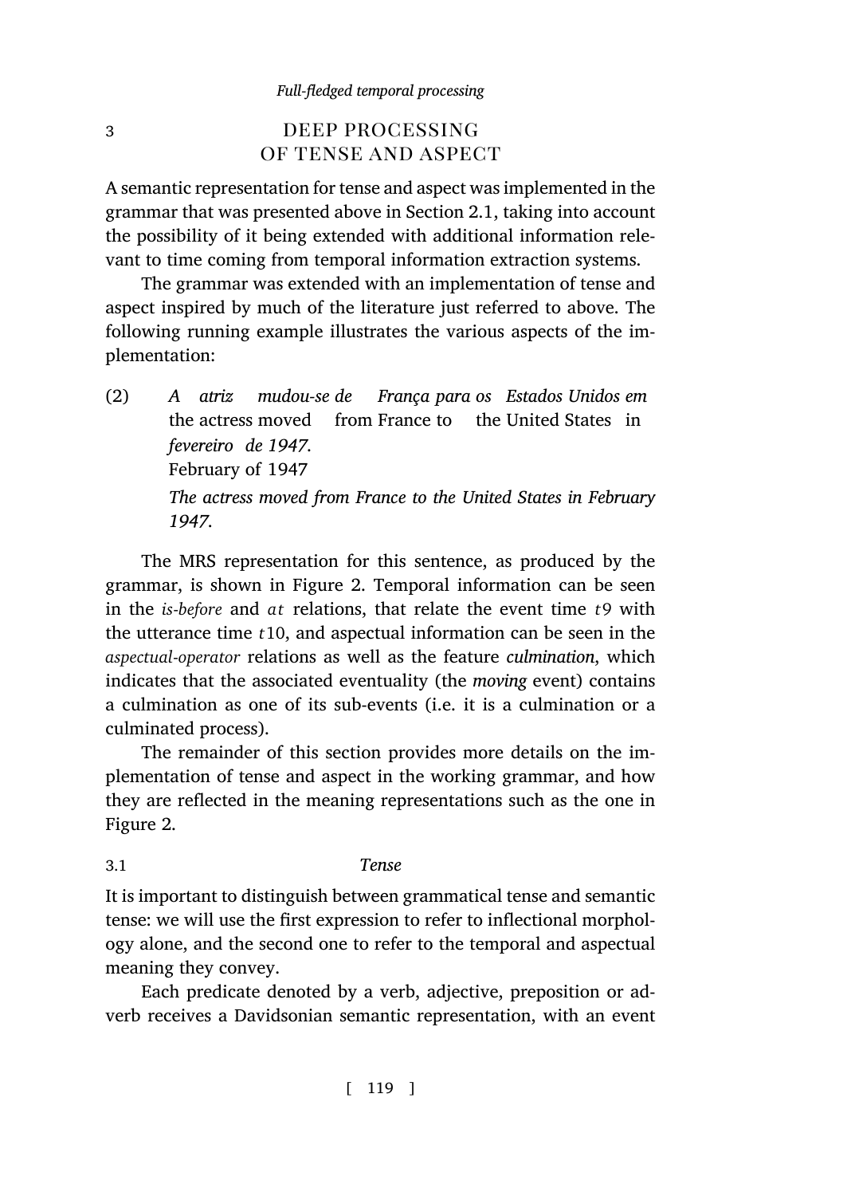## 3 DEEP PROCESSING OF TENSE AND ASPECT

A semantic representation for tense and aspect was implemented in the grammar that was presented above in Section 2.1, taking into account the possibility of it being extended with additional information relevant to time coming from temporal information extraction systems.

The grammar was extended with an implementation of tense and aspect inspired by much of the literature just referred to above. The following running example illustrates the various aspects of the implementation:

(2) *A atriz mudou-se de França para os Estados Unidos em fevereiro de 1947.*
the actress moved from France to the United States in February of 1947
*The actress moved from France to the United States in February 1947.*

The MRS representation for this sentence, as produced by the grammar, is shown in Figure 2. Temporal information can be seen in the *is-before* and *at* relations, that relate the event time $t9$ with the utterance time $t10$, and aspectual information can be seen in the *aspectual-operator* relations as well as the feature *culmination*, which indicates that the associated eventuality (the *moving* event) contains a culmination as one of its sub-events (i.e. it is a culmination or a culminated process).

The remainder of this section provides more details on the implementation of tense and aspect in the working grammar, and how they are reflected in the meaning representations such as the one in Figure 2.

### 3.1 *Tense*

It is important to distinguish between grammatical tense and semantic tense: we will use the first expression to refer to inflectional morphology alone, and the second one to refer to the temporal and aspectual meaning they convey.

Each predicate denoted by a verb, adjective, preposition or adverb receives a Davidsonian semantic representation, with an event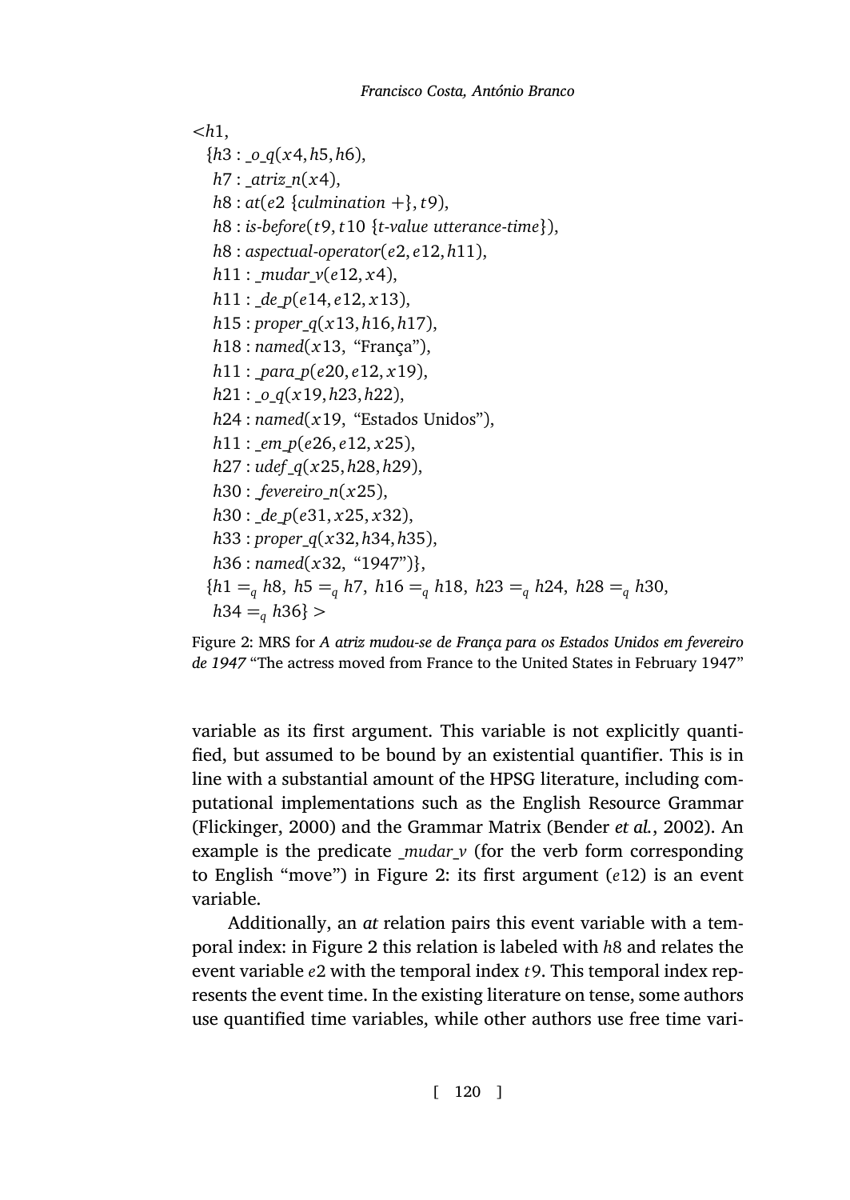$<h1,$

$\{h3 : \_o\_q(x4, h5, h6),$

$h7 : \_atriz\_n(x4),$

$h8 : at(e2\ \{culmination\ +\}, t9),$

$h8 : is\text{-}before(t9, t10\ \{t\text{-}value\ utterance\text{-}time\}),$

$h8 : aspectual\text{-}operator(e2, e12, h11),$

$h11 : \_mudar\_v(e12, x4),$

$h11 : \_de\_p(e14, e12, x13),$

$h15 : proper\_q(x13, h16, h17),$

$h18 : named(x13,$ "França"$),$

$h11 : \_para\_p(e20, e12, x19),$

$h21 : \_o\_q(x19, h23, h22),$

$h24 : named(x19,$ "Estados Unidos"$),$

$h11 : \_em\_p(e26, e12, x25),$

$h27 : udef\_q(x25, h28, h29),$

$h30 : \_fevereiro\_n(x25),$

$h30 : \_de\_p(e31, x25, x32),$

$h33 : proper\_q(x32, h34, h35),$

$h36 : named(x32,$ "1947"$)\},$

$\{h1 =_q h8,\ h5 =_q h7,\ h16 =_q h18,\ h23 =_q h24,\ h28 =_q h30,$

$h34 =_q h36\} >$

Figure 2: MRS for *A atriz mudou-se de França para os Estados Unidos em fevereiro de 1947* "The actress moved from France to the United States in February 1947"

variable as its first argument. This variable is not explicitly quantified, but assumed to be bound by an existential quantifier. This is in line with a substantial amount of the HPSG literature, including computational implementations such as the English Resource Grammar (Flickinger, 2000) and the Grammar Matrix (Bender *et al.*, 2002). An example is the predicate *_mudar_v* (for the verb form corresponding to English "move") in Figure 2: its first argument ($e12$) is an event variable.

Additionally, an *at* relation pairs this event variable with a temporal index: in Figure 2 this relation is labeled with $h8$ and relates the event variable $e2$ with the temporal index $t9$. This temporal index represents the event time. In the existing literature on tense, some authors use quantified time variables, while other authors use free time vari-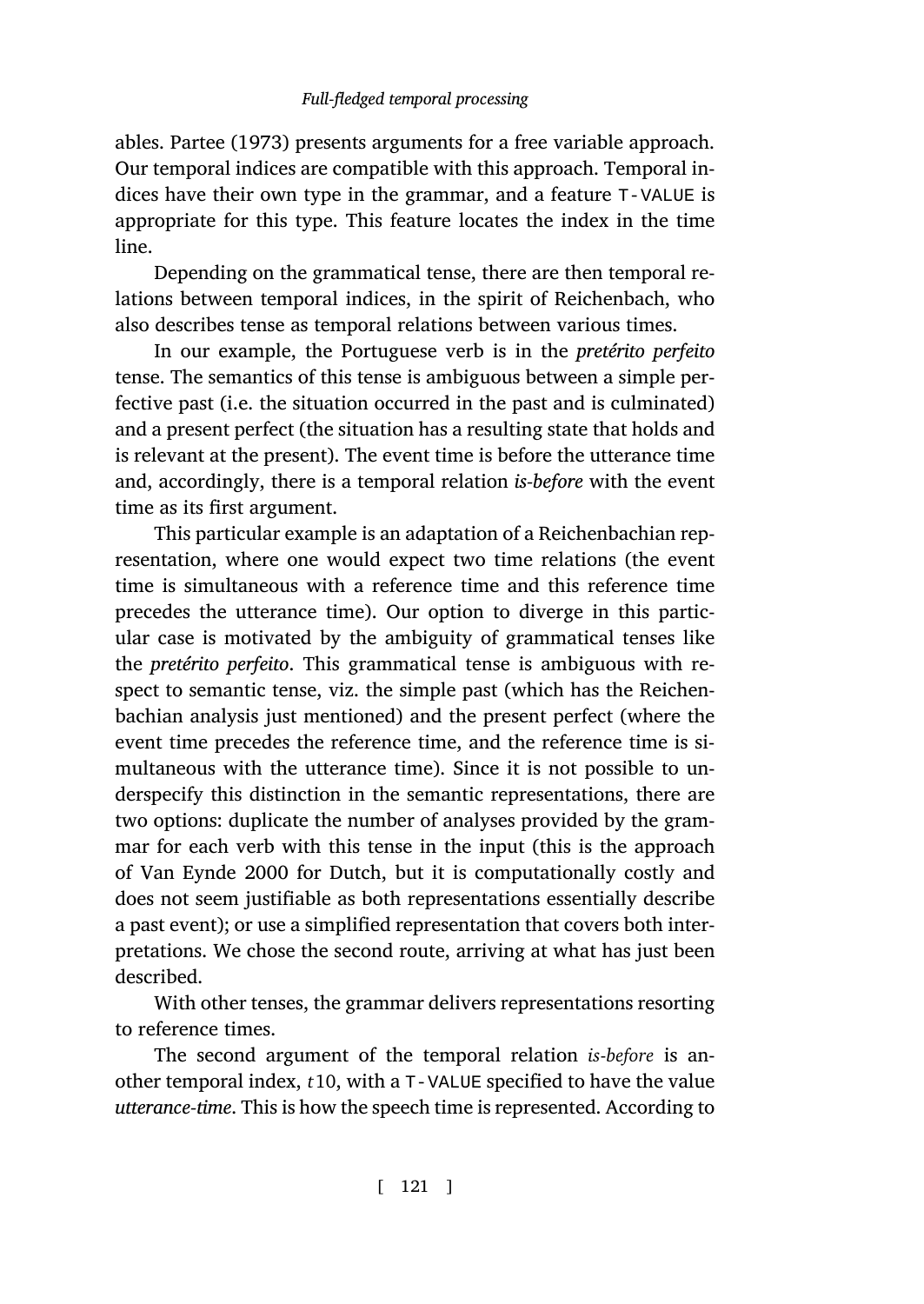ables. Partee (1973) presents arguments for a free variable approach. Our temporal indices are compatible with this approach. Temporal indices have their own type in the grammar, and a feature T-VALUE is appropriate for this type. This feature locates the index in the time line.

Depending on the grammatical tense, there are then temporal relations between temporal indices, in the spirit of Reichenbach, who also describes tense as temporal relations between various times.

In our example, the Portuguese verb is in the *pretérito perfeito* tense. The semantics of this tense is ambiguous between a simple perfective past (i.e. the situation occurred in the past and is culminated) and a present perfect (the situation has a resulting state that holds and is relevant at the present). The event time is before the utterance time and, accordingly, there is a temporal relation *is-before* with the event time as its first argument.

This particular example is an adaptation of a Reichenbachian representation, where one would expect two time relations (the event time is simultaneous with a reference time and this reference time precedes the utterance time). Our option to diverge in this particular case is motivated by the ambiguity of grammatical tenses like the *pretérito perfeito*. This grammatical tense is ambiguous with respect to semantic tense, viz. the simple past (which has the Reichenbachian analysis just mentioned) and the present perfect (where the event time precedes the reference time, and the reference time is simultaneous with the utterance time). Since it is not possible to underspecify this distinction in the semantic representations, there are two options: duplicate the number of analyses provided by the grammar for each verb with this tense in the input (this is the approach of Van Eynde 2000 for Dutch, but it is computationally costly and does not seem justifiable as both representations essentially describe a past event); or use a simplified representation that covers both interpretations. We chose the second route, arriving at what has just been described.

With other tenses, the grammar delivers representations resorting to reference times.

The second argument of the temporal relation *is-before* is another temporal index, $t10$, with a T-VALUE specified to have the value *utterance-time*. This is how the speech time is represented. According to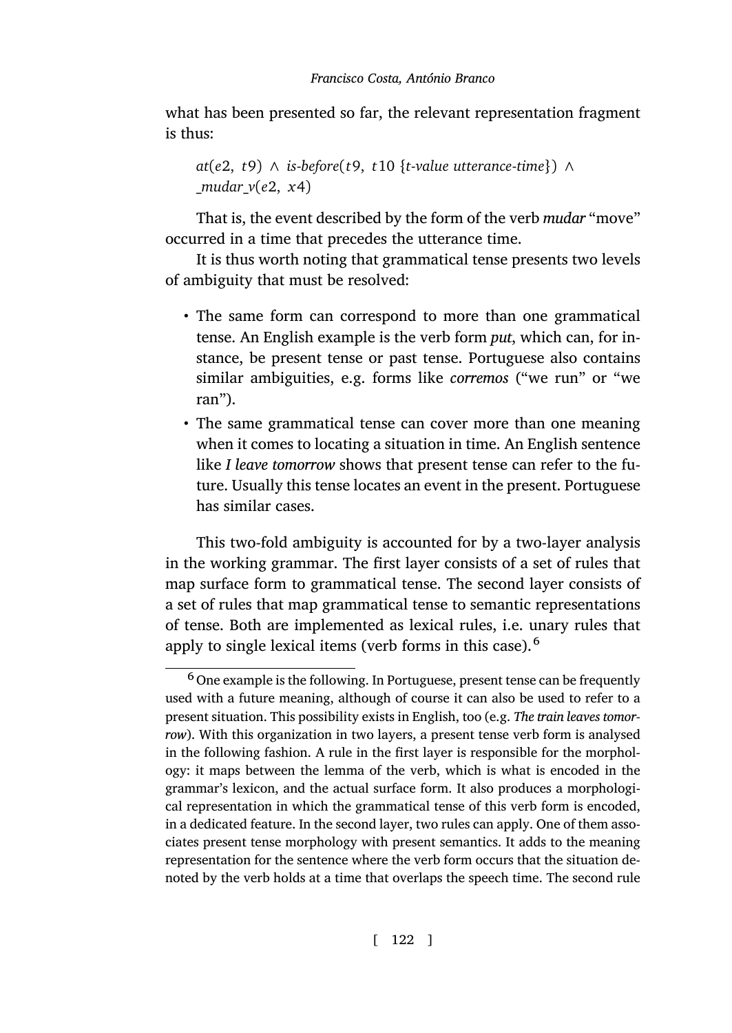what has been presented so far, the relevant representation fragment is thus:

*at*($e2$, $t9$) ∧ *is-before*($t9$, $t10$ {*t-value utterance-time*}) ∧ *_mudar_v*($e2$, $x4$)

That is, the event described by the form of the verb *mudar* "move" occurred in a time that precedes the utterance time.

It is thus worth noting that grammatical tense presents two levels of ambiguity that must be resolved:

- The same form can correspond to more than one grammatical tense. An English example is the verb form *put*, which can, for instance, be present tense or past tense. Portuguese also contains similar ambiguities, e.g. forms like *corremos* ("we run" or "we ran").
- The same grammatical tense can cover more than one meaning when it comes to locating a situation in time. An English sentence like *I leave tomorrow* shows that present tense can refer to the future. Usually this tense locates an event in the present. Portuguese has similar cases.

This two-fold ambiguity is accounted for by a two-layer analysis in the working grammar. The first layer consists of a set of rules that map surface form to grammatical tense. The second layer consists of a set of rules that map grammatical tense to semantic representations of tense. Both are implemented as lexical rules, i.e. unary rules that apply to single lexical items (verb forms in this case).[6]

[6] One example is the following. In Portuguese, present tense can be frequently used with a future meaning, although of course it can also be used to refer to a present situation. This possibility exists in English, too (e.g. *The train leaves tomorrow*). With this organization in two layers, a present tense verb form is analysed in the following fashion. A rule in the first layer is responsible for the morphology: it maps between the lemma of the verb, which is what is encoded in the grammar's lexicon, and the actual surface form. It also produces a morphological representation in which the grammatical tense of this verb form is encoded, in a dedicated feature. In the second layer, two rules can apply. One of them associates present tense morphology with present semantics. It adds to the meaning representation for the sentence where the verb form occurs that the situation denoted by the verb holds at a time that overlaps the speech time. The second rule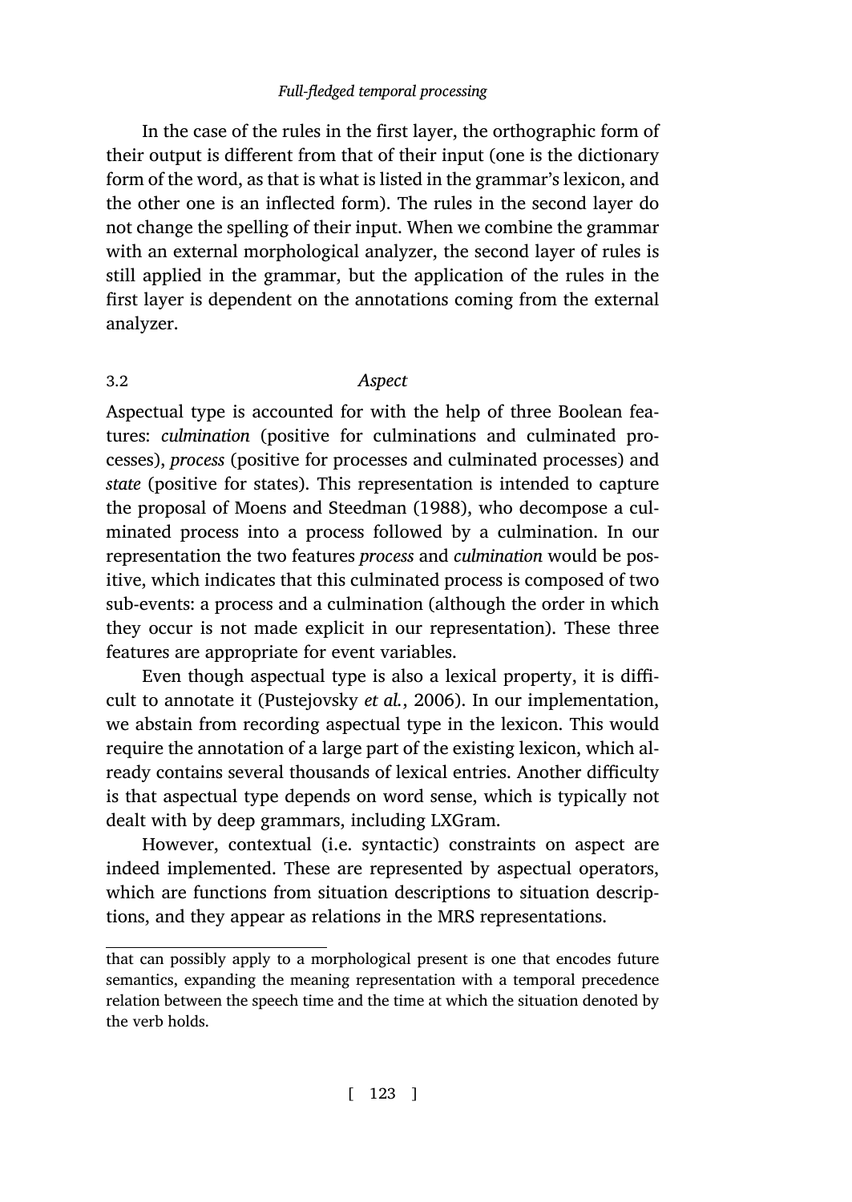In the case of the rules in the first layer, the orthographic form of their output is different from that of their input (one is the dictionary form of the word, as that is what is listed in the grammar's lexicon, and the other one is an inflected form). The rules in the second layer do not change the spelling of their input. When we combine the grammar with an external morphological analyzer, the second layer of rules is still applied in the grammar, but the application of the rules in the first layer is dependent on the annotations coming from the external analyzer.

### 3.2 *Aspect*

Aspectual type is accounted for with the help of three Boolean features: *culmination* (positive for culminations and culminated processes), *process* (positive for processes and culminated processes) and *state* (positive for states). This representation is intended to capture the proposal of Moens and Steedman (1988), who decompose a culminated process into a process followed by a culmination. In our representation the two features *process* and *culmination* would be positive, which indicates that this culminated process is composed of two sub-events: a process and a culmination (although the order in which they occur is not made explicit in our representation). These three features are appropriate for event variables.

Even though aspectual type is also a lexical property, it is difficult to annotate it (Pustejovsky *et al.*, 2006). In our implementation, we abstain from recording aspectual type in the lexicon. This would require the annotation of a large part of the existing lexicon, which already contains several thousands of lexical entries. Another difficulty is that aspectual type depends on word sense, which is typically not dealt with by deep grammars, including LXGram.

However, contextual (i.e. syntactic) constraints on aspect are indeed implemented. These are represented by aspectual operators, which are functions from situation descriptions to situation descriptions, and they appear as relations in the MRS representations.

---

that can possibly apply to a morphological present is one that encodes future semantics, expanding the meaning representation with a temporal precedence relation between the speech time and the time at which the situation denoted by the verb holds.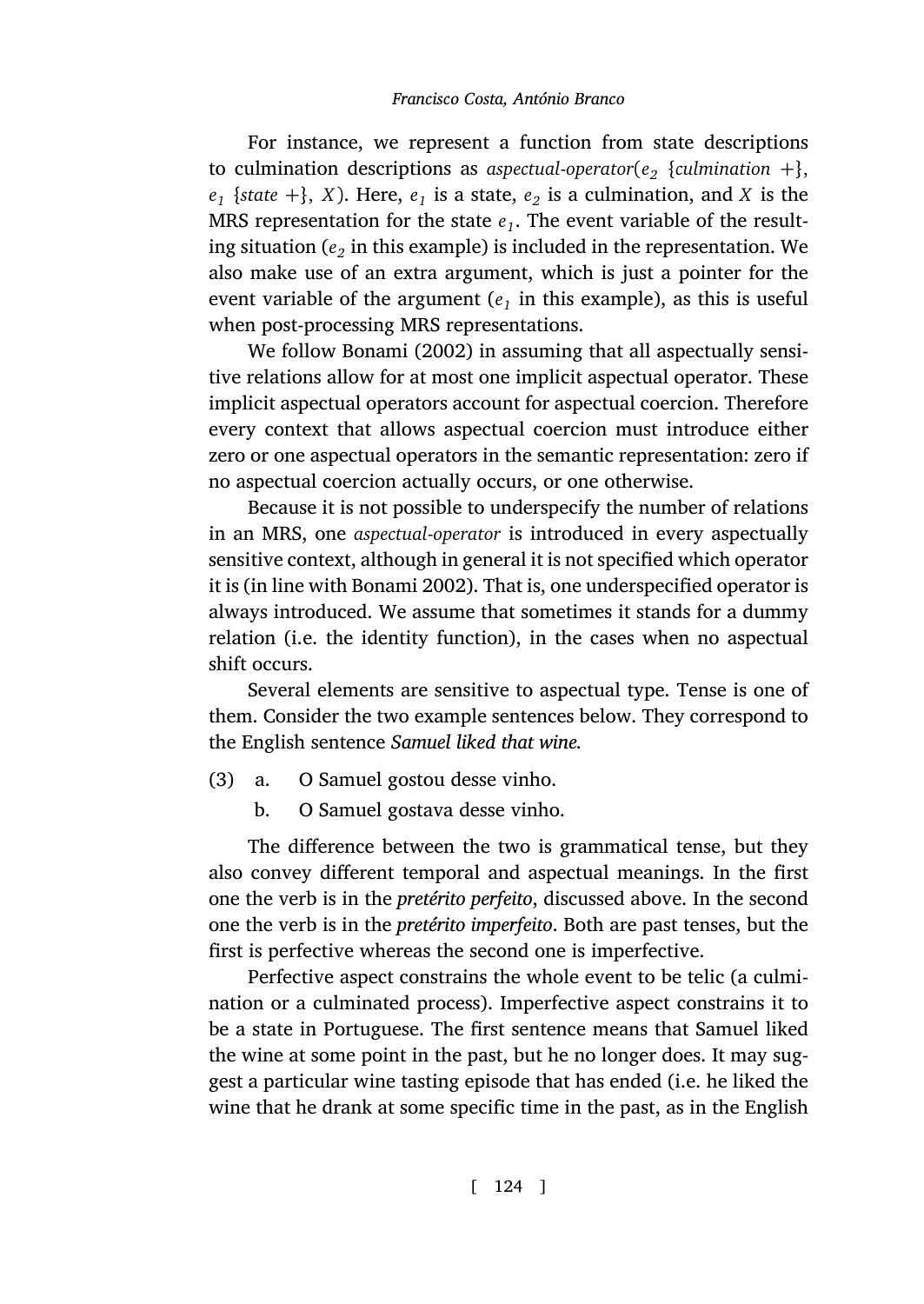For instance, we represent a function from state descriptions to culmination descriptions as *aspectual-operator*($e_2$ {*culmination* +}, $e_1$ {*state* +}, $X$). Here, $e_1$ is a state, $e_2$ is a culmination, and $X$ is the MRS representation for the state $e_1$. The event variable of the resulting situation ($e_2$ in this example) is included in the representation. We also make use of an extra argument, which is just a pointer for the event variable of the argument ($e_1$ in this example), as this is useful when post-processing MRS representations.

We follow Bonami (2002) in assuming that all aspectually sensitive relations allow for at most one implicit aspectual operator. These implicit aspectual operators account for aspectual coercion. Therefore every context that allows aspectual coercion must introduce either zero or one aspectual operators in the semantic representation: zero if no aspectual coercion actually occurs, or one otherwise.

Because it is not possible to underspecify the number of relations in an MRS, one *aspectual-operator* is introduced in every aspectually sensitive context, although in general it is not specified which operator it is (in line with Bonami 2002). That is, one underspecified operator is always introduced. We assume that sometimes it stands for a dummy relation (i.e. the identity function), in the cases when no aspectual shift occurs.

Several elements are sensitive to aspectual type. Tense is one of them. Consider the two example sentences below. They correspond to the English sentence *Samuel liked that wine.*

(3) a. O Samuel gostou desse vinho.
    b. O Samuel gostava desse vinho.

The difference between the two is grammatical tense, but they also convey different temporal and aspectual meanings. In the first one the verb is in the *pretérito perfeito*, discussed above. In the second one the verb is in the *pretérito imperfeito*. Both are past tenses, but the first is perfective whereas the second one is imperfective.

Perfective aspect constrains the whole event to be telic (a culmination or a culminated process). Imperfective aspect constrains it to be a state in Portuguese. The first sentence means that Samuel liked the wine at some point in the past, but he no longer does. It may suggest a particular wine tasting episode that has ended (i.e. he liked the wine that he drank at some specific time in the past, as in the English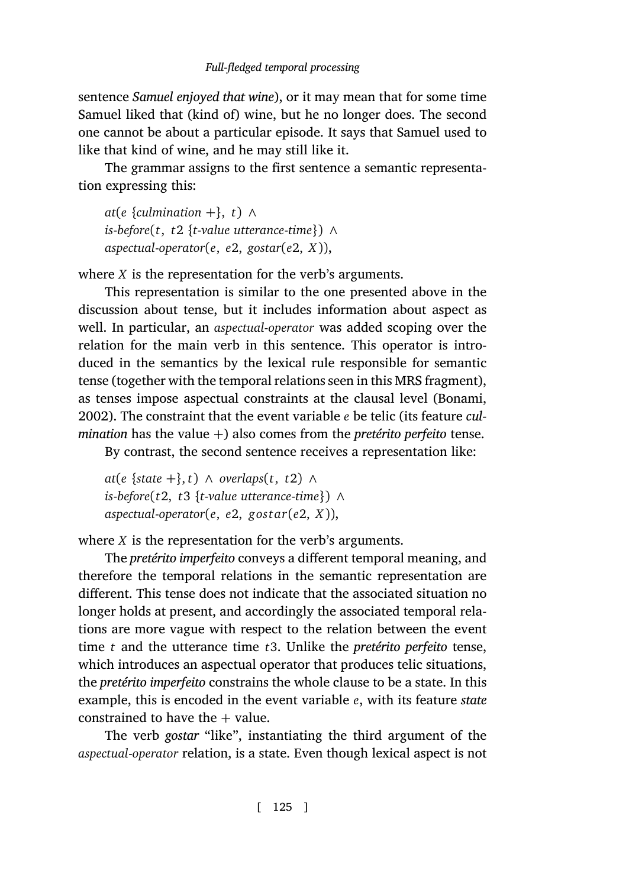sentence *Samuel enjoyed that wine*), or it may mean that for some time Samuel liked that (kind of) wine, but he no longer does. The second one cannot be about a particular episode. It says that Samuel used to like that kind of wine, and he may still like it.

The grammar assigns to the first sentence a semantic representation expressing this:

> *at*(*e* {*culmination* +}, *t*) ∧
> *is-before*(*t*, *t*2 {*t-value utterance-time*}) ∧
> *aspectual-operator*(*e*, *e*2, *gostar*(*e*2, *X*)),

where *X* is the representation for the verb's arguments.

This representation is similar to the one presented above in the discussion about tense, but it includes information about aspect as well. In particular, an *aspectual-operator* was added scoping over the relation for the main verb in this sentence. This operator is introduced in the semantics by the lexical rule responsible for semantic tense (together with the temporal relations seen in this MRS fragment), as tenses impose aspectual constraints at the clausal level (Bonami, 2002). The constraint that the event variable *e* be telic (its feature *culmination* has the value +) also comes from the *pretérito perfeito* tense.

By contrast, the second sentence receives a representation like:

> *at*(*e* {*state* +}, *t*) ∧ *overlaps*(*t*, *t*2) ∧
> *is-before*(*t*2, *t*3 {*t-value utterance-time*}) ∧
> *aspectual-operator*(*e*, *e*2, *gostar*(*e*2, *X*)),

where *X* is the representation for the verb's arguments.

The *pretérito imperfeito* conveys a different temporal meaning, and therefore the temporal relations in the semantic representation are different. This tense does not indicate that the associated situation no longer holds at present, and accordingly the associated temporal relations are more vague with respect to the relation between the event time *t* and the utterance time *t*3. Unlike the *pretérito perfeito* tense, which introduces an aspectual operator that produces telic situations, the *pretérito imperfeito* constrains the whole clause to be a state. In this example, this is encoded in the event variable *e*, with its feature *state* constrained to have the + value.

The verb *gostar* "like", instantiating the third argument of the *aspectual-operator* relation, is a state. Even though lexical aspect is not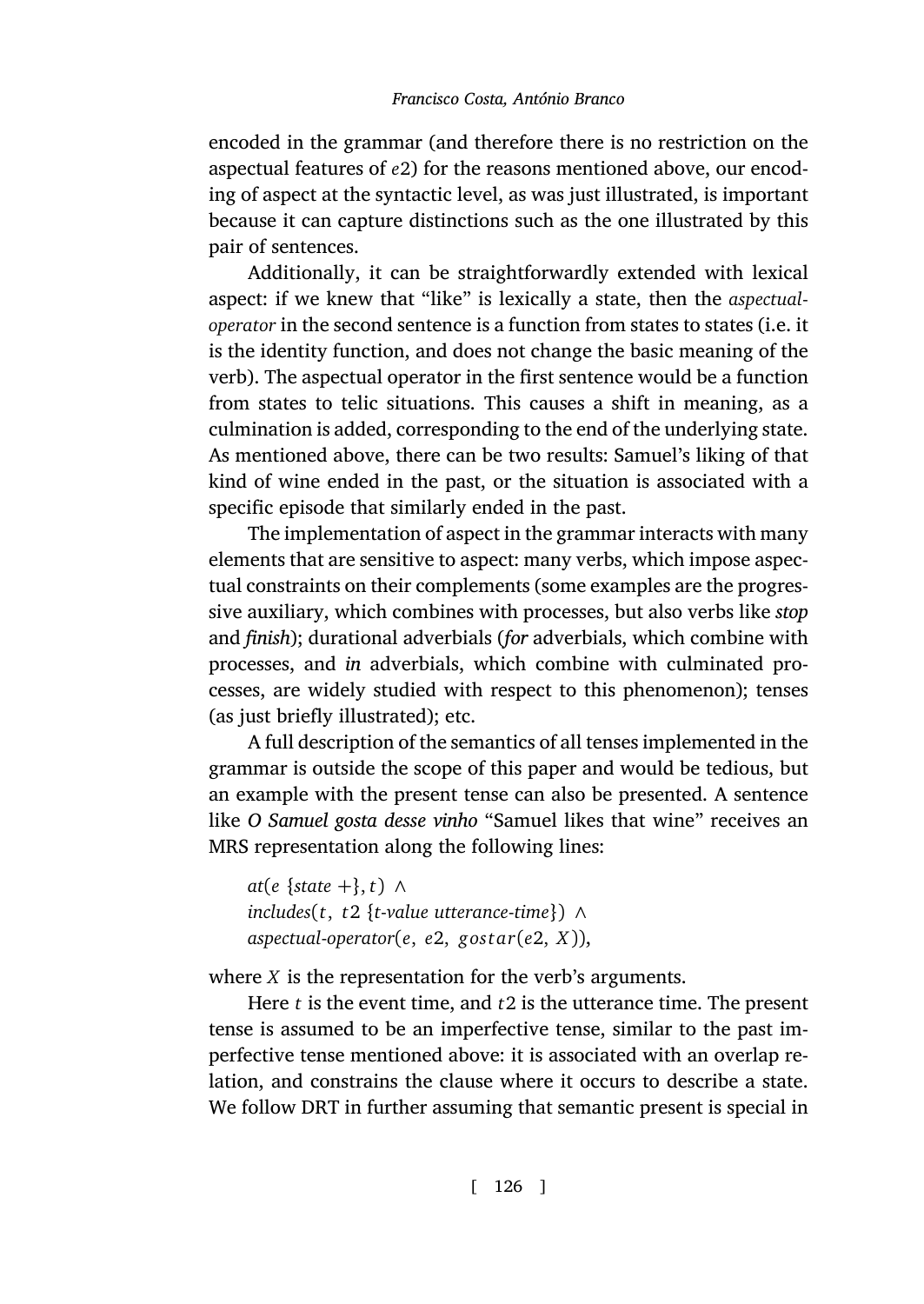encoded in the grammar (and therefore there is no restriction on the aspectual features of $e2$) for the reasons mentioned above, our encoding of aspect at the syntactic level, as was just illustrated, is important because it can capture distinctions such as the one illustrated by this pair of sentences.

Additionally, it can be straightforwardly extended with lexical aspect: if we knew that "like" is lexically a state, then the *aspectual-operator* in the second sentence is a function from states to states (i.e. it is the identity function, and does not change the basic meaning of the verb). The aspectual operator in the first sentence would be a function from states to telic situations. This causes a shift in meaning, as a culmination is added, corresponding to the end of the underlying state. As mentioned above, there can be two results: Samuel's liking of that kind of wine ended in the past, or the situation is associated with a specific episode that similarly ended in the past.

The implementation of aspect in the grammar interacts with many elements that are sensitive to aspect: many verbs, which impose aspectual constraints on their complements (some examples are the progressive auxiliary, which combines with processes, but also verbs like ***stop*** and ***finish***); durational adverbials (***for*** adverbials, which combine with processes, and ***in*** adverbials, which combine with culminated processes, are widely studied with respect to this phenomenon); tenses (as just briefly illustrated); etc.

A full description of the semantics of all tenses implemented in the grammar is outside the scope of this paper and would be tedious, but an example with the present tense can also be presented. A sentence like ***O Samuel gosta desse vinho*** "Samuel likes that wine" receives an MRS representation along the following lines:

$$
\begin{aligned}
&\mathit{at}(e\ \{\mathit{state}\ +\}, t)\ \wedge \\
&\mathit{includes}(t,\ t2\ \{\mathit{t\text{-}value\ utterance\text{-}time}\})\ \wedge \\
&\mathit{aspectual\text{-}operator}(e,\ e2,\ gostar(e2,\ X)),
\end{aligned}
$$

where $X$ is the representation for the verb's arguments.

Here $t$ is the event time, and $t2$ is the utterance time. The present tense is assumed to be an imperfective tense, similar to the past imperfective tense mentioned above: it is associated with an overlap relation, and constrains the clause where it occurs to describe a state. We follow DRT in further assuming that semantic present is special in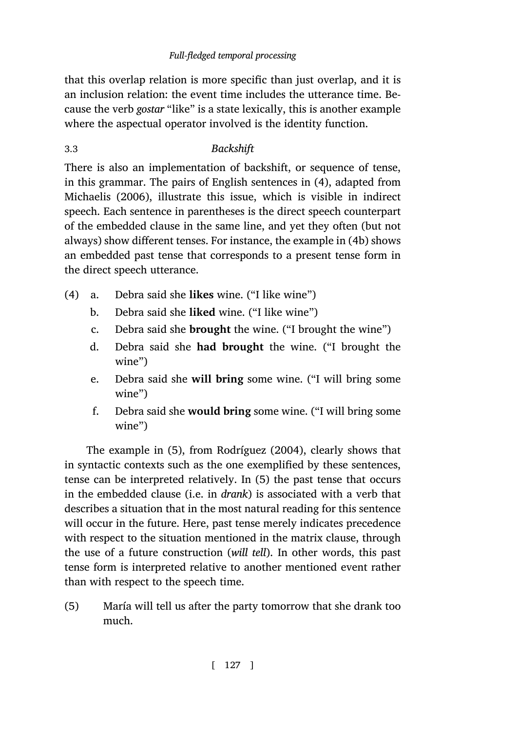that this overlap relation is more specific than just overlap, and it is an inclusion relation: the event time includes the utterance time. Because the verb *gostar* "like" is a state lexically, this is another example where the aspectual operator involved is the identity function.

### 3.3 *Backshift*

There is also an implementation of backshift, or sequence of tense, in this grammar. The pairs of English sentences in (4), adapted from Michaelis (2006), illustrate this issue, which is visible in indirect speech. Each sentence in parentheses is the direct speech counterpart of the embedded clause in the same line, and yet they often (but not always) show different tenses. For instance, the example in (4b) shows an embedded past tense that corresponds to a present tense form in the direct speech utterance.

(4) a. Debra said she **likes** wine. ("I like wine")
  b. Debra said she **liked** wine. ("I like wine")
  c. Debra said she **brought** the wine. ("I brought the wine")
  d. Debra said she **had brought** the wine. ("I brought the wine")
  e. Debra said she **will bring** some wine. ("I will bring some wine")
  f. Debra said she **would bring** some wine. ("I will bring some wine")

The example in (5), from Rodríguez (2004), clearly shows that in syntactic contexts such as the one exemplified by these sentences, tense can be interpreted relatively. In (5) the past tense that occurs in the embedded clause (i.e. in *drank*) is associated with a verb that describes a situation that in the most natural reading for this sentence will occur in the future. Here, past tense merely indicates precedence with respect to the situation mentioned in the matrix clause, through the use of a future construction (*will tell*). In other words, this past tense form is interpreted relative to another mentioned event rather than with respect to the speech time.

(5) María will tell us after the party tomorrow that she drank too much.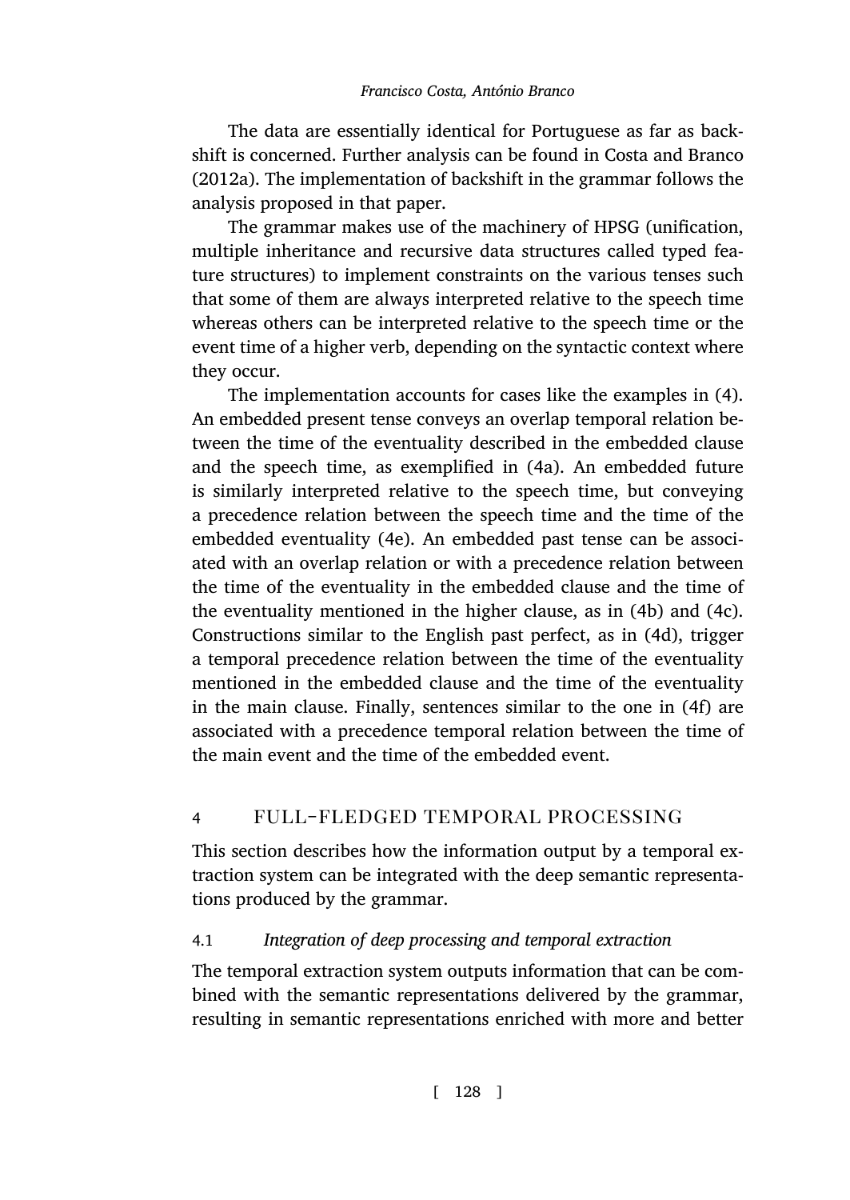The data are essentially identical for Portuguese as far as backshift is concerned. Further analysis can be found in Costa and Branco (2012a). The implementation of backshift in the grammar follows the analysis proposed in that paper.

The grammar makes use of the machinery of HPSG (unification, multiple inheritance and recursive data structures called typed feature structures) to implement constraints on the various tenses such that some of them are always interpreted relative to the speech time whereas others can be interpreted relative to the speech time or the event time of a higher verb, depending on the syntactic context where they occur.

The implementation accounts for cases like the examples in (4). An embedded present tense conveys an overlap temporal relation between the time of the eventuality described in the embedded clause and the speech time, as exemplified in (4a). An embedded future is similarly interpreted relative to the speech time, but conveying a precedence relation between the speech time and the time of the embedded eventuality (4e). An embedded past tense can be associated with an overlap relation or with a precedence relation between the time of the eventuality in the embedded clause and the time of the eventuality mentioned in the higher clause, as in (4b) and (4c). Constructions similar to the English past perfect, as in (4d), trigger a temporal precedence relation between the time of the eventuality mentioned in the embedded clause and the time of the eventuality in the main clause. Finally, sentences similar to the one in (4f) are associated with a precedence temporal relation between the time of the main event and the time of the embedded event.

## 4 FULL-FLEDGED TEMPORAL PROCESSING

This section describes how the information output by a temporal extraction system can be integrated with the deep semantic representations produced by the grammar.

### 4.1 *Integration of deep processing and temporal extraction*

The temporal extraction system outputs information that can be combined with the semantic representations delivered by the grammar, resulting in semantic representations enriched with more and better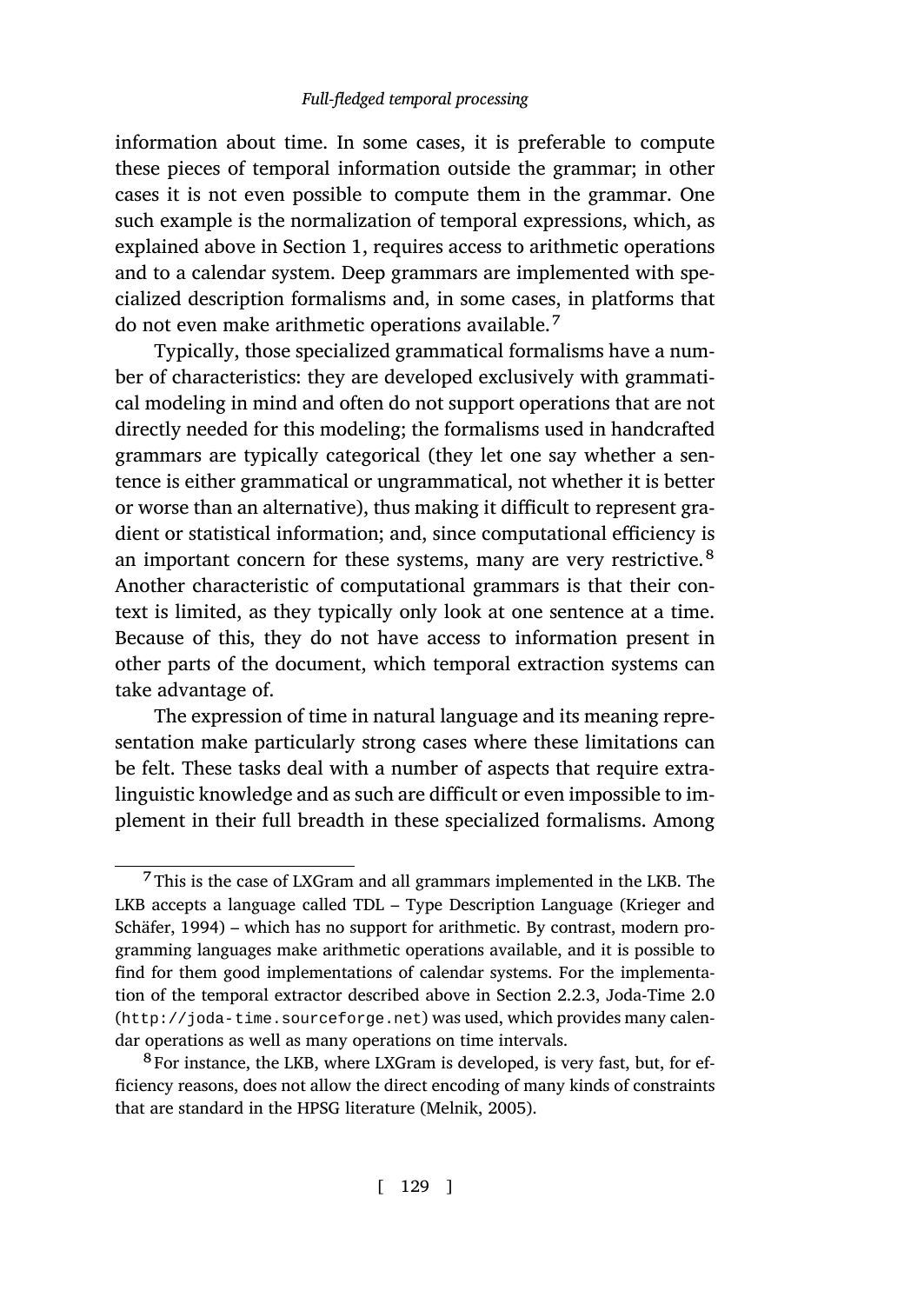information about time. In some cases, it is preferable to compute these pieces of temporal information outside the grammar; in other cases it is not even possible to compute them in the grammar. One such example is the normalization of temporal expressions, which, as explained above in Section 1, requires access to arithmetic operations and to a calendar system. Deep grammars are implemented with specialized description formalisms and, in some cases, in platforms that do not even make arithmetic operations available.[7]

Typically, those specialized grammatical formalisms have a number of characteristics: they are developed exclusively with grammatical modeling in mind and often do not support operations that are not directly needed for this modeling; the formalisms used in handcrafted grammars are typically categorical (they let one say whether a sentence is either grammatical or ungrammatical, not whether it is better or worse than an alternative), thus making it difficult to represent gradient or statistical information; and, since computational efficiency is an important concern for these systems, many are very restrictive.[8] Another characteristic of computational grammars is that their context is limited, as they typically only look at one sentence at a time. Because of this, they do not have access to information present in other parts of the document, which temporal extraction systems can take advantage of.

The expression of time in natural language and its meaning representation make particularly strong cases where these limitations can be felt. These tasks deal with a number of aspects that require extra-linguistic knowledge and as such are difficult or even impossible to implement in their full breadth in these specialized formalisms. Among

---

[7] This is the case of LXGram and all grammars implemented in the LKB. The LKB accepts a language called TDL – Type Description Language (Krieger and Schäfer, 1994) – which has no support for arithmetic. By contrast, modern programming languages make arithmetic operations available, and it is possible to find for them good implementations of calendar systems. For the implementation of the temporal extractor described above in Section 2.2.3, Joda-Time 2.0 (`http://joda-time.sourceforge.net`) was used, which provides many calendar operations as well as many operations on time intervals.

[8] For instance, the LKB, where LXGram is developed, is very fast, but, for efficiency reasons, does not allow the direct encoding of many kinds of constraints that are standard in the HPSG literature (Melnik, 2005).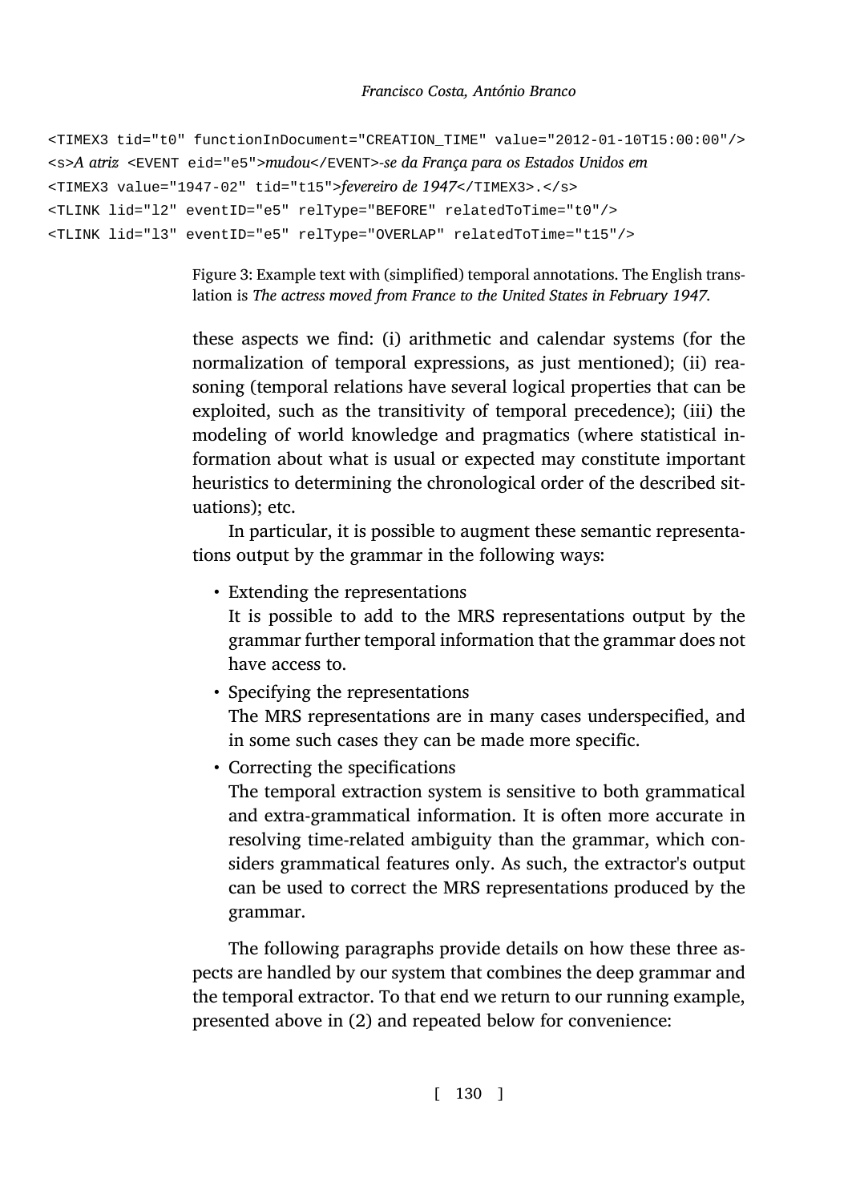```
<TIMEX3 tid="t0" functionInDocument="CREATION_TIME" value="2012-01-10T15:00:00"/>
<s>A atriz <EVENT eid="e5">mudou</EVENT>-se da França para os Estados Unidos em
<TIMEX3 value="1947-02" tid="t15">fevereiro de 1947</TIMEX3>.</s>
<TLINK lid="l2" eventID="e5" relType="BEFORE" relatedToTime="t0"/>
<TLINK lid="l3" eventID="e5" relType="OVERLAP" relatedToTime="t15"/>
```

Figure 3: Example text with (simplified) temporal annotations. The English translation is *The actress moved from France to the United States in February 1947*.

these aspects we find: (i) arithmetic and calendar systems (for the normalization of temporal expressions, as just mentioned); (ii) reasoning (temporal relations have several logical properties that can be exploited, such as the transitivity of temporal precedence); (iii) the modeling of world knowledge and pragmatics (where statistical information about what is usual or expected may constitute important heuristics to determining the chronological order of the described situations); etc.

In particular, it is possible to augment these semantic representations output by the grammar in the following ways:

- Extending the representations
  It is possible to add to the MRS representations output by the grammar further temporal information that the grammar does not have access to.
- Specifying the representations
  The MRS representations are in many cases underspecified, and in some such cases they can be made more specific.
- Correcting the specifications
  The temporal extraction system is sensitive to both grammatical and extra-grammatical information. It is often more accurate in resolving time-related ambiguity than the grammar, which considers grammatical features only. As such, the extractor's output can be used to correct the MRS representations produced by the grammar.

The following paragraphs provide details on how these three aspects are handled by our system that combines the deep grammar and the temporal extractor. To that end we return to our running example, presented above in (2) and repeated below for convenience: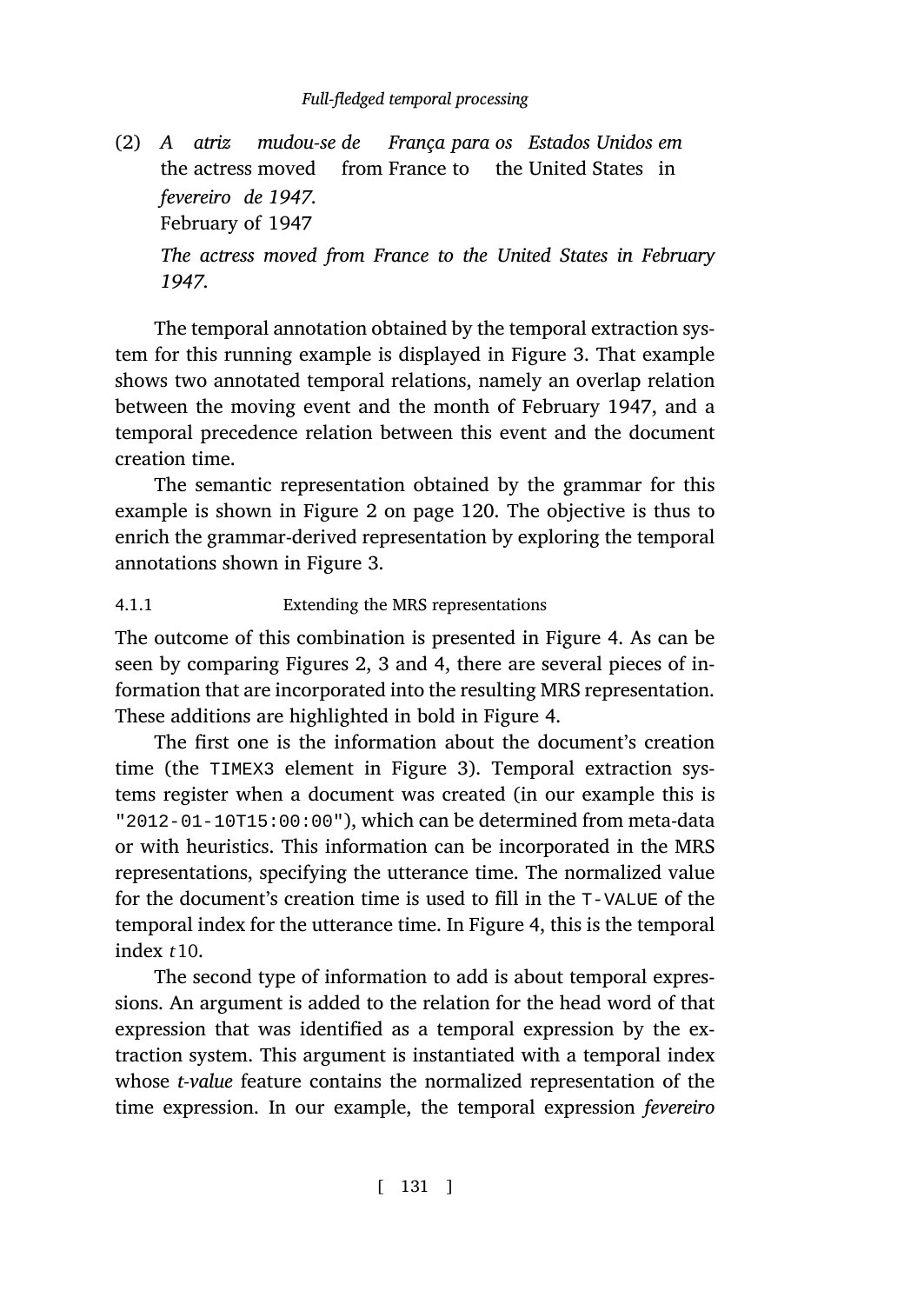(2) *A atriz mudou-se de França para os Estados Unidos em*
the actress moved from France to the United States in
*fevereiro de 1947.*
February of 1947
*The actress moved from France to the United States in February 1947.*

The temporal annotation obtained by the temporal extraction system for this running example is displayed in Figure 3. That example shows two annotated temporal relations, namely an overlap relation between the moving event and the month of February 1947, and a temporal precedence relation between this event and the document creation time.

The semantic representation obtained by the grammar for this example is shown in Figure 2 on page 120. The objective is thus to enrich the grammar-derived representation by exploring the temporal annotations shown in Figure 3.

#### 4.1.1 Extending the MRS representations

The outcome of this combination is presented in Figure 4. As can be seen by comparing Figures 2, 3 and 4, there are several pieces of information that are incorporated into the resulting MRS representation. These additions are highlighted in bold in Figure 4.

The first one is the information about the document's creation time (the `TIMEX3` element in Figure 3). Temporal extraction systems register when a document was created (in our example this is `"2012-01-10T15:00:00"`), which can be determined from meta-data or with heuristics. This information can be incorporated in the MRS representations, specifying the utterance time. The normalized value for the document's creation time is used to fill in the `T-VALUE` of the temporal index for the utterance time. In Figure 4, this is the temporal index *t*10.

The second type of information to add is about temporal expressions. An argument is added to the relation for the head word of that expression that was identified as a temporal expression by the extraction system. This argument is instantiated with a temporal index whose *t-value* feature contains the normalized representation of the time expression. In our example, the temporal expression *fevereiro*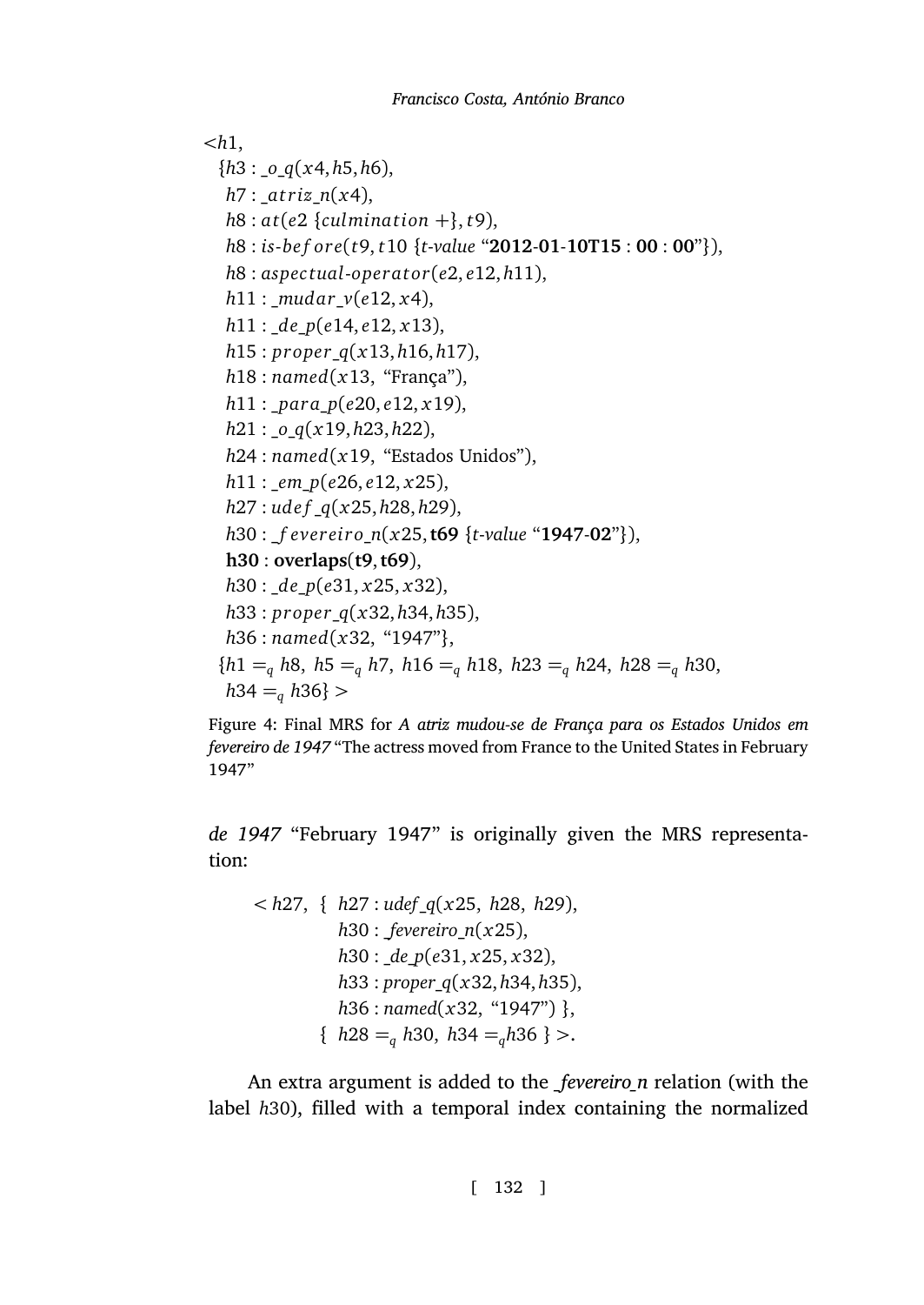$<h1,$
$\{h3 : \_o\_q(x4, h5, h6),$
$h7 : \_atriz\_n(x4),$
$h8 : at(e2\ \{culmination\ +\}, t9),$
$h8 : is\text{-}before(t9, t10\ \{t\text{-}value\ \text{“}\mathbf{2012\text{-}01\text{-}10T15:00:00}\text{”}\}),$
$h8 : aspectual\text{-}operator(e2, e12, h11),$
$h11 : \_mudar\_v(e12, x4),$
$h11 : \_de\_p(e14, e12, x13),$
$h15 : proper\_q(x13, h16, h17),$
$h18 : named(x13, \text{“França”}),$
$h11 : \_para\_p(e20, e12, x19),$
$h21 : \_o\_q(x19, h23, h22),$
$h24 : named(x19, \text{“Estados Unidos”}),$
$h11 : \_em\_p(e26, e12, x25),$
$h27 : udef\_q(x25, h28, h29),$
$h30 : \_fevereiro\_n(x25, \mathbf{t69}\ \{t\text{-}value\ \text{“}\mathbf{1947\text{-}02}\text{”}\}),$
$\mathbf{h30} : \mathbf{overlaps}(\mathbf{t9}, \mathbf{t69}),$
$h30 : \_de\_p(e31, x25, x32),$
$h33 : proper\_q(x32, h34, h35),$
$h36 : named(x32, \text{“1947”}\},$
$\{h1 =_q h8,\ h5 =_q h7,\ h16 =_q h18,\ h23 =_q h24,\ h28 =_q h30,$
$h34 =_q h36\} >$

Figure 4: Final MRS for *A atriz mudou-se de França para os Estados Unidos em fevereiro de 1947* "The actress moved from France to the United States in February 1947"

*de 1947* "February 1947" is originally given the MRS representation:

$$
\begin{aligned}
< h27,\ \{\ & h27 : udef\_q(x25,\ h28,\ h29),\\
& h30 : \_fevereiro\_n(x25),\\
& h30 : \_de\_p(e31, x25, x32),\\
& h33 : proper\_q(x32, h34, h35),\\
& h36 : named(x32,\ \text{“1947”})\ \},\\
\{\ & h28 =_q h30,\ h34 =_q h36\ \} >.
\end{aligned}
$$

An extra argument is added to the *_fevereiro_n* relation (with the label $h30$), filled with a temporal index containing the normalized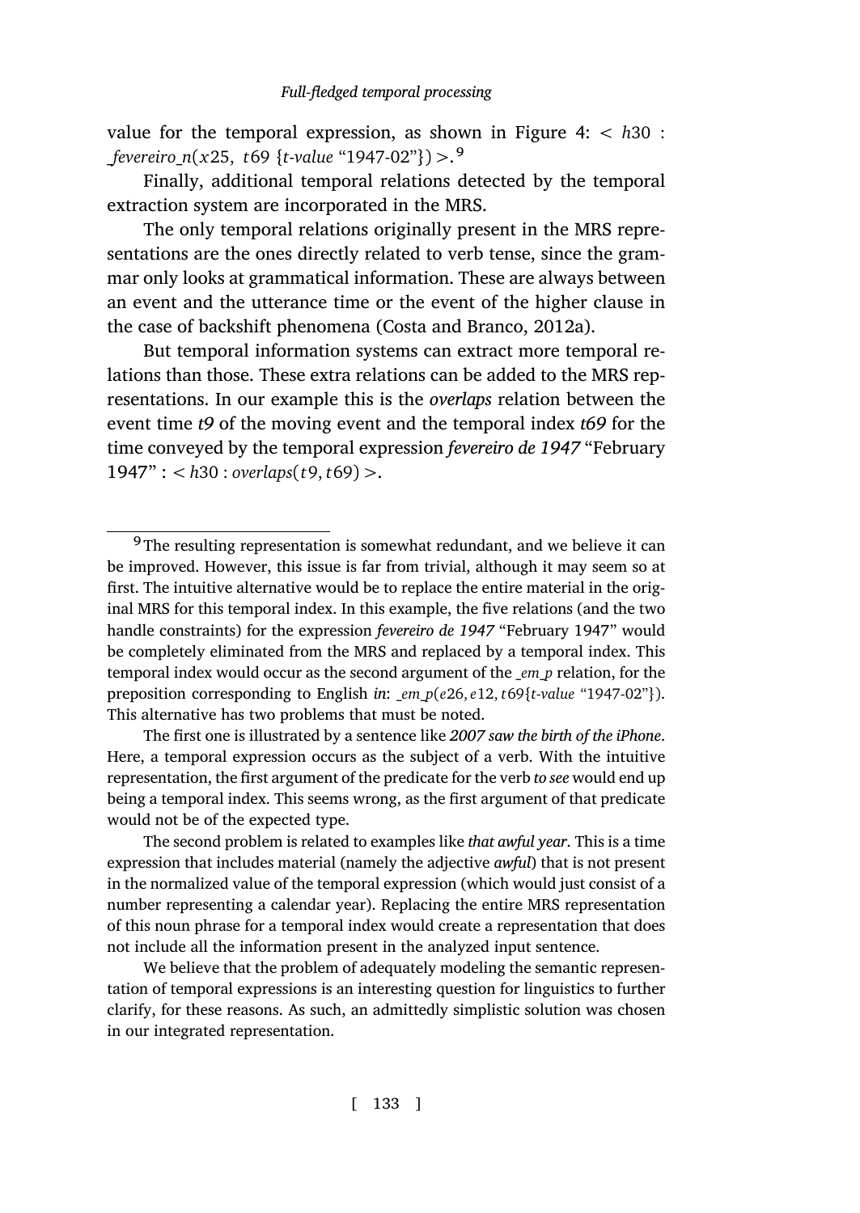value for the temporal expression, as shown in Figure 4: $< h30$ : *_fevereiro_n*$(x25,\ t69$ {*t-value* "1947-02"}$) >$.[9]

Finally, additional temporal relations detected by the temporal extraction system are incorporated in the MRS.

The only temporal relations originally present in the MRS representations are the ones directly related to verb tense, since the grammar only looks at grammatical information. These are always between an event and the utterance time or the event of the higher clause in the case of backshift phenomena (Costa and Branco, 2012a).

But temporal information systems can extract more temporal relations than those. These extra relations can be added to the MRS representations. In our example this is the *overlaps* relation between the event time *t9* of the moving event and the temporal index *t69* for the time conveyed by the temporal expression *fevereiro de 1947* "February 1947" : $< h30$ : *overlaps*$(t9, t69) >$.

---

[9] The resulting representation is somewhat redundant, and we believe it can be improved. However, this issue is far from trivial, although it may seem so at first. The intuitive alternative would be to replace the entire material in the original MRS for this temporal index. In this example, the five relations (and the two handle constraints) for the expression *fevereiro de 1947* "February 1947" would be completely eliminated from the MRS and replaced by a temporal index. This temporal index would occur as the second argument of the *_em_p* relation, for the preposition corresponding to English *in*: *_em_p*$(e26, e12, t69${*t-value* "1947-02"}$)$. This alternative has two problems that must be noted.

The first one is illustrated by a sentence like *2007 saw the birth of the iPhone*. Here, a temporal expression occurs as the subject of a verb. With the intuitive representation, the first argument of the predicate for the verb *to see* would end up being a temporal index. This seems wrong, as the first argument of that predicate would not be of the expected type.

The second problem is related to examples like *that awful year*. This is a time expression that includes material (namely the adjective *awful*) that is not present in the normalized value of the temporal expression (which would just consist of a number representing a calendar year). Replacing the entire MRS representation of this noun phrase for a temporal index would create a representation that does not include all the information present in the analyzed input sentence.

We believe that the problem of adequately modeling the semantic representation of temporal expressions is an interesting question for linguistics to further clarify, for these reasons. As such, an admittedly simplistic solution was chosen in our integrated representation.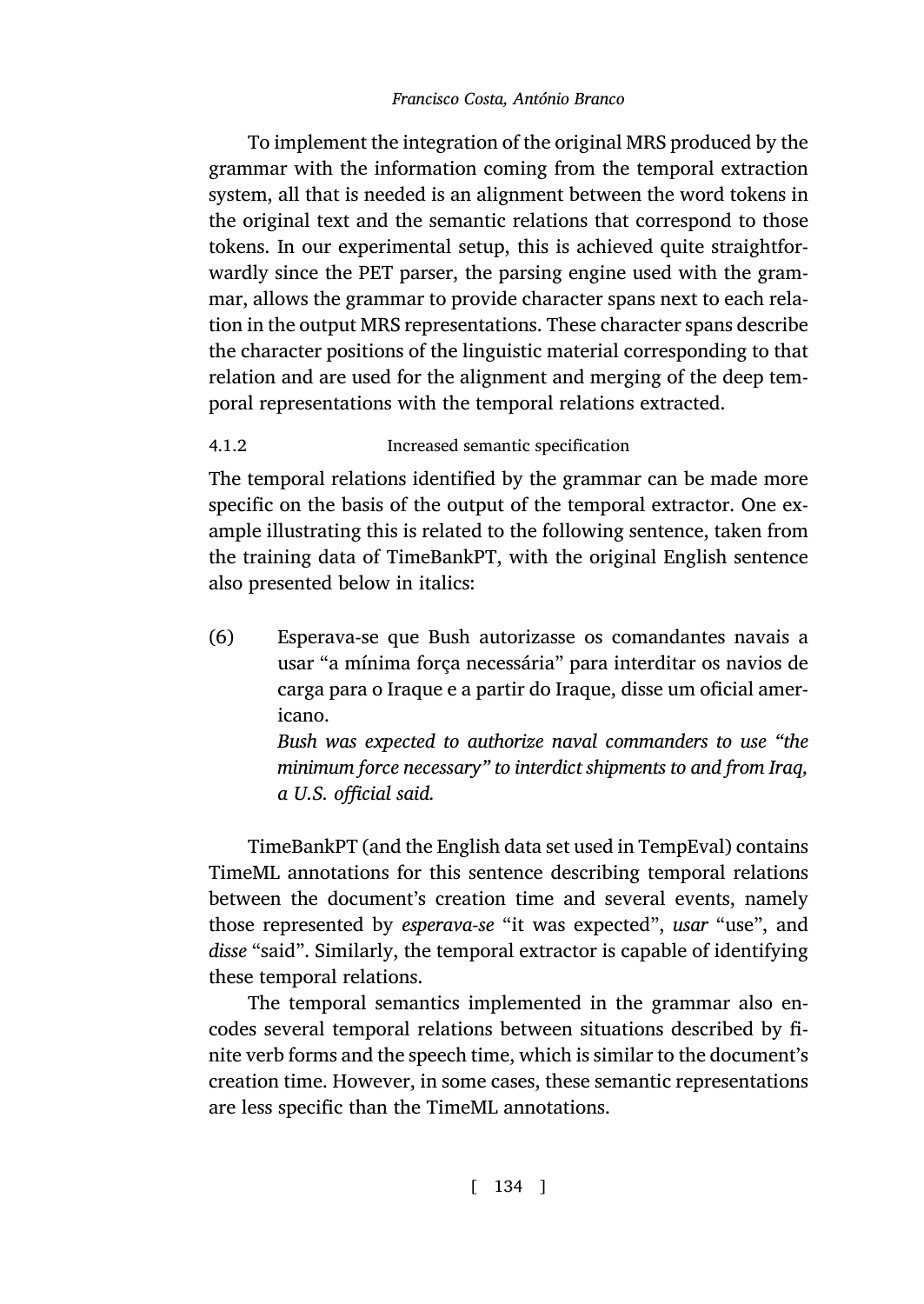To implement the integration of the original MRS produced by the grammar with the information coming from the temporal extraction system, all that is needed is an alignment between the word tokens in the original text and the semantic relations that correspond to those tokens. In our experimental setup, this is achieved quite straightforwardly since the PET parser, the parsing engine used with the grammar, allows the grammar to provide character spans next to each relation in the output MRS representations. These character spans describe the character positions of the linguistic material corresponding to that relation and are used for the alignment and merging of the deep temporal representations with the temporal relations extracted.

#### 4.1.2 Increased semantic specification

The temporal relations identified by the grammar can be made more specific on the basis of the output of the temporal extractor. One example illustrating this is related to the following sentence, taken from the training data of TimeBankPT, with the original English sentence also presented below in italics:

(6) Esperava-se que Bush autorizasse os comandantes navais a usar "a mínima força necessária" para interditar os navios de carga para o Iraque e a partir do Iraque, disse um oficial americano.
*Bush was expected to authorize naval commanders to use "the minimum force necessary" to interdict shipments to and from Iraq, a U.S. official said.*

TimeBankPT (and the English data set used in TempEval) contains TimeML annotations for this sentence describing temporal relations between the document's creation time and several events, namely those represented by *esperava-se* "it was expected", *usar* "use", and *disse* "said". Similarly, the temporal extractor is capable of identifying these temporal relations.

The temporal semantics implemented in the grammar also encodes several temporal relations between situations described by finite verb forms and the speech time, which is similar to the document's creation time. However, in some cases, these semantic representations are less specific than the TimeML annotations.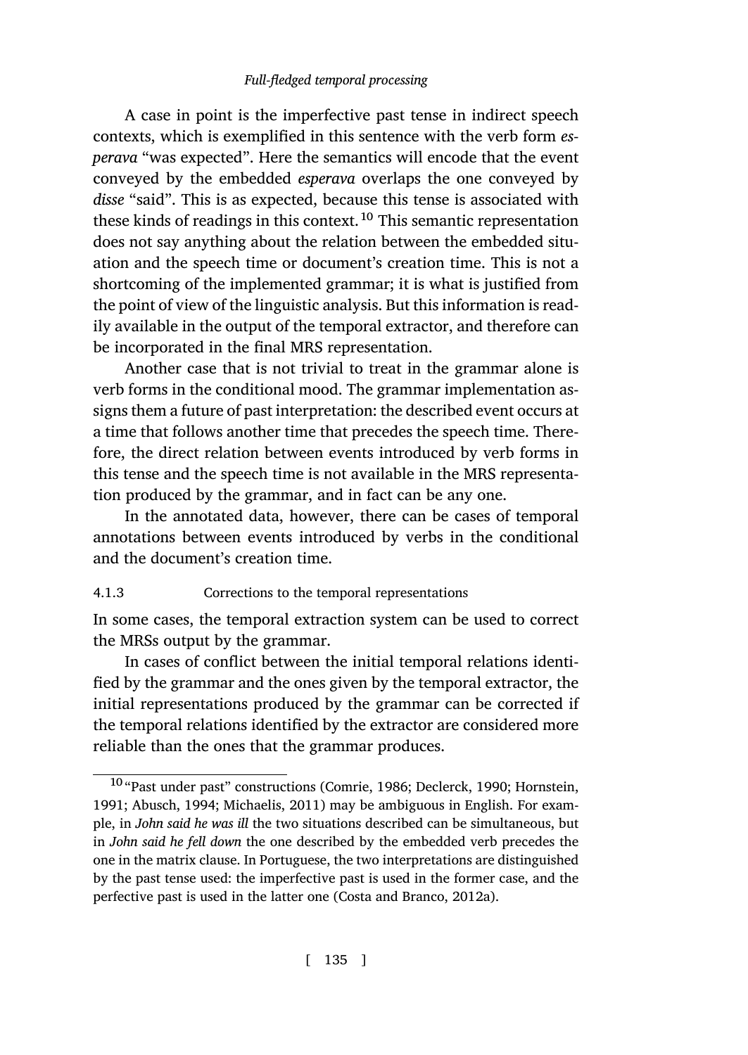A case in point is the imperfective past tense in indirect speech contexts, which is exemplified in this sentence with the verb form *esperava* "was expected". Here the semantics will encode that the event conveyed by the embedded *esperava* overlaps the one conveyed by *disse* "said". This is as expected, because this tense is associated with these kinds of readings in this context.[10] This semantic representation does not say anything about the relation between the embedded situation and the speech time or document's creation time. This is not a shortcoming of the implemented grammar; it is what is justified from the point of view of the linguistic analysis. But this information is readily available in the output of the temporal extractor, and therefore can be incorporated in the final MRS representation.

Another case that is not trivial to treat in the grammar alone is verb forms in the conditional mood. The grammar implementation assigns them a future of past interpretation: the described event occurs at a time that follows another time that precedes the speech time. Therefore, the direct relation between events introduced by verb forms in this tense and the speech time is not available in the MRS representation produced by the grammar, and in fact can be any one.

In the annotated data, however, there can be cases of temporal annotations between events introduced by verbs in the conditional and the document's creation time.

#### 4.1.3 Corrections to the temporal representations

In some cases, the temporal extraction system can be used to correct the MRSs output by the grammar.

In cases of conflict between the initial temporal relations identified by the grammar and the ones given by the temporal extractor, the initial representations produced by the grammar can be corrected if the temporal relations identified by the extractor are considered more reliable than the ones that the grammar produces.

---

[10] "Past under past" constructions (Comrie, 1986; Declerck, 1990; Hornstein, 1991; Abusch, 1994; Michaelis, 2011) may be ambiguous in English. For example, in *John said he was ill* the two situations described can be simultaneous, but in *John said he fell down* the one described by the embedded verb precedes the one in the matrix clause. In Portuguese, the two interpretations are distinguished by the past tense used: the imperfective past is used in the former case, and the perfective past is used in the latter one (Costa and Branco, 2012a).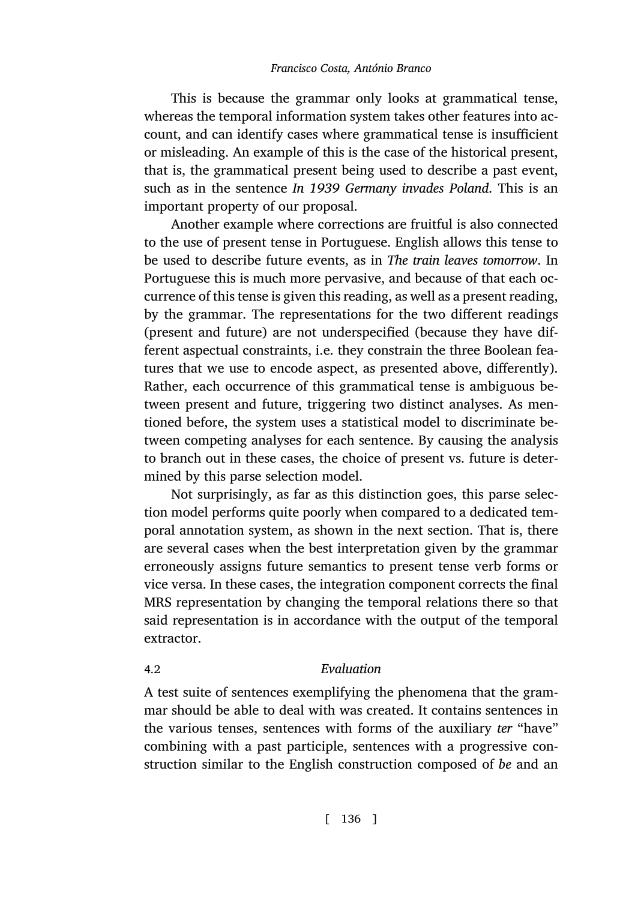This is because the grammar only looks at grammatical tense, whereas the temporal information system takes other features into account, and can identify cases where grammatical tense is insufficient or misleading. An example of this is the case of the historical present, that is, the grammatical present being used to describe a past event, such as in the sentence *In 1939 Germany invades Poland*. This is an important property of our proposal.

Another example where corrections are fruitful is also connected to the use of present tense in Portuguese. English allows this tense to be used to describe future events, as in *The train leaves tomorrow*. In Portuguese this is much more pervasive, and because of that each occurrence of this tense is given this reading, as well as a present reading, by the grammar. The representations for the two different readings (present and future) are not underspecified (because they have different aspectual constraints, i.e. they constrain the three Boolean features that we use to encode aspect, as presented above, differently). Rather, each occurrence of this grammatical tense is ambiguous between present and future, triggering two distinct analyses. As mentioned before, the system uses a statistical model to discriminate between competing analyses for each sentence. By causing the analysis to branch out in these cases, the choice of present vs. future is determined by this parse selection model.

Not surprisingly, as far as this distinction goes, this parse selection model performs quite poorly when compared to a dedicated temporal annotation system, as shown in the next section. That is, there are several cases when the best interpretation given by the grammar erroneously assigns future semantics to present tense verb forms or vice versa. In these cases, the integration component corrects the final MRS representation by changing the temporal relations there so that said representation is in accordance with the output of the temporal extractor.

### 4.2 *Evaluation*

A test suite of sentences exemplifying the phenomena that the grammar should be able to deal with was created. It contains sentences in the various tenses, sentences with forms of the auxiliary *ter* “have” combining with a past participle, sentences with a progressive construction similar to the English construction composed of *be* and an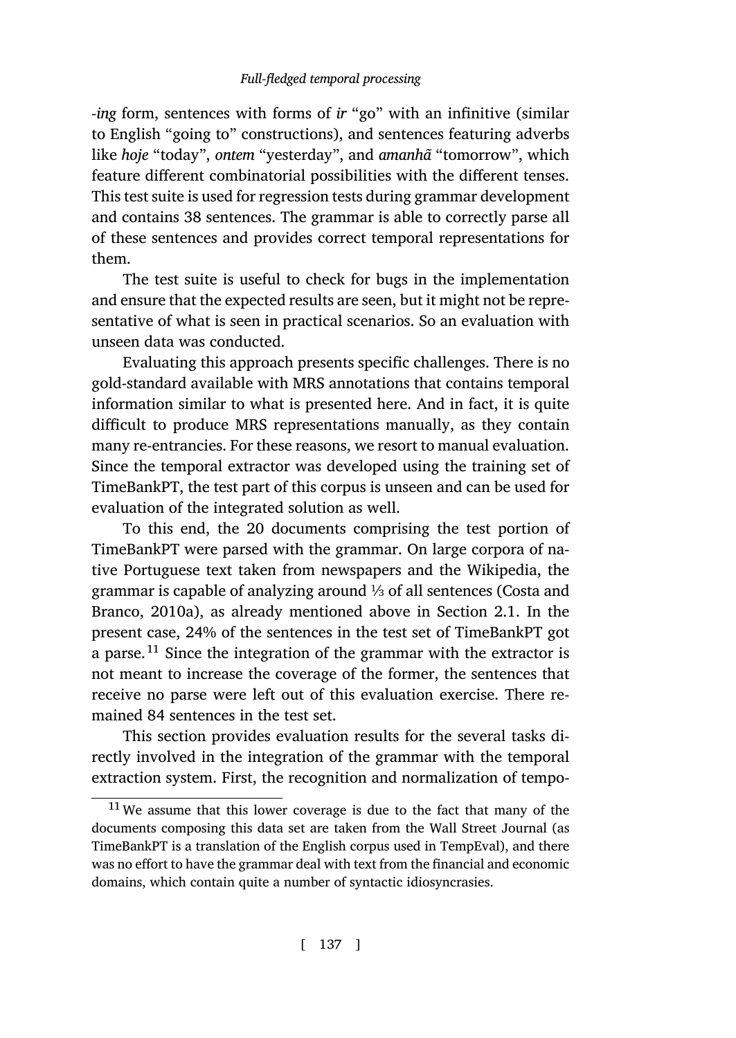-*ing* form, sentences with forms of *ir* "go" with an infinitive (similar to English "going to" constructions), and sentences featuring adverbs like *hoje* "today", *ontem* "yesterday", and *amanhã* "tomorrow", which feature different combinatorial possibilities with the different tenses. This test suite is used for regression tests during grammar development and contains 38 sentences. The grammar is able to correctly parse all of these sentences and provides correct temporal representations for them.

The test suite is useful to check for bugs in the implementation and ensure that the expected results are seen, but it might not be representative of what is seen in practical scenarios. So an evaluation with unseen data was conducted.

Evaluating this approach presents specific challenges. There is no gold-standard available with MRS annotations that contains temporal information similar to what is presented here. And in fact, it is quite difficult to produce MRS representations manually, as they contain many re-entrancies. For these reasons, we resort to manual evaluation. Since the temporal extractor was developed using the training set of TimeBankPT, the test part of this corpus is unseen and can be used for evaluation of the integrated solution as well.

To this end, the 20 documents comprising the test portion of TimeBankPT were parsed with the grammar. On large corpora of native Portuguese text taken from newspapers and the Wikipedia, the grammar is capable of analyzing around ⅓ of all sentences (Costa and Branco, 2010a), as already mentioned above in Section 2.1. In the present case, 24% of the sentences in the test set of TimeBankPT got a parse.[11] Since the integration of the grammar with the extractor is not meant to increase the coverage of the former, the sentences that receive no parse were left out of this evaluation exercise. There remained 84 sentences in the test set.

This section provides evaluation results for the several tasks directly involved in the integration of the grammar with the temporal extraction system. First, the recognition and normalization of tempo-

[11] We assume that this lower coverage is due to the fact that many of the documents composing this data set are taken from the Wall Street Journal (as TimeBankPT is a translation of the English corpus used in TempEval), and there was no effort to have the grammar deal with text from the financial and economic domains, which contain quite a number of syntactic idiosyncrasies.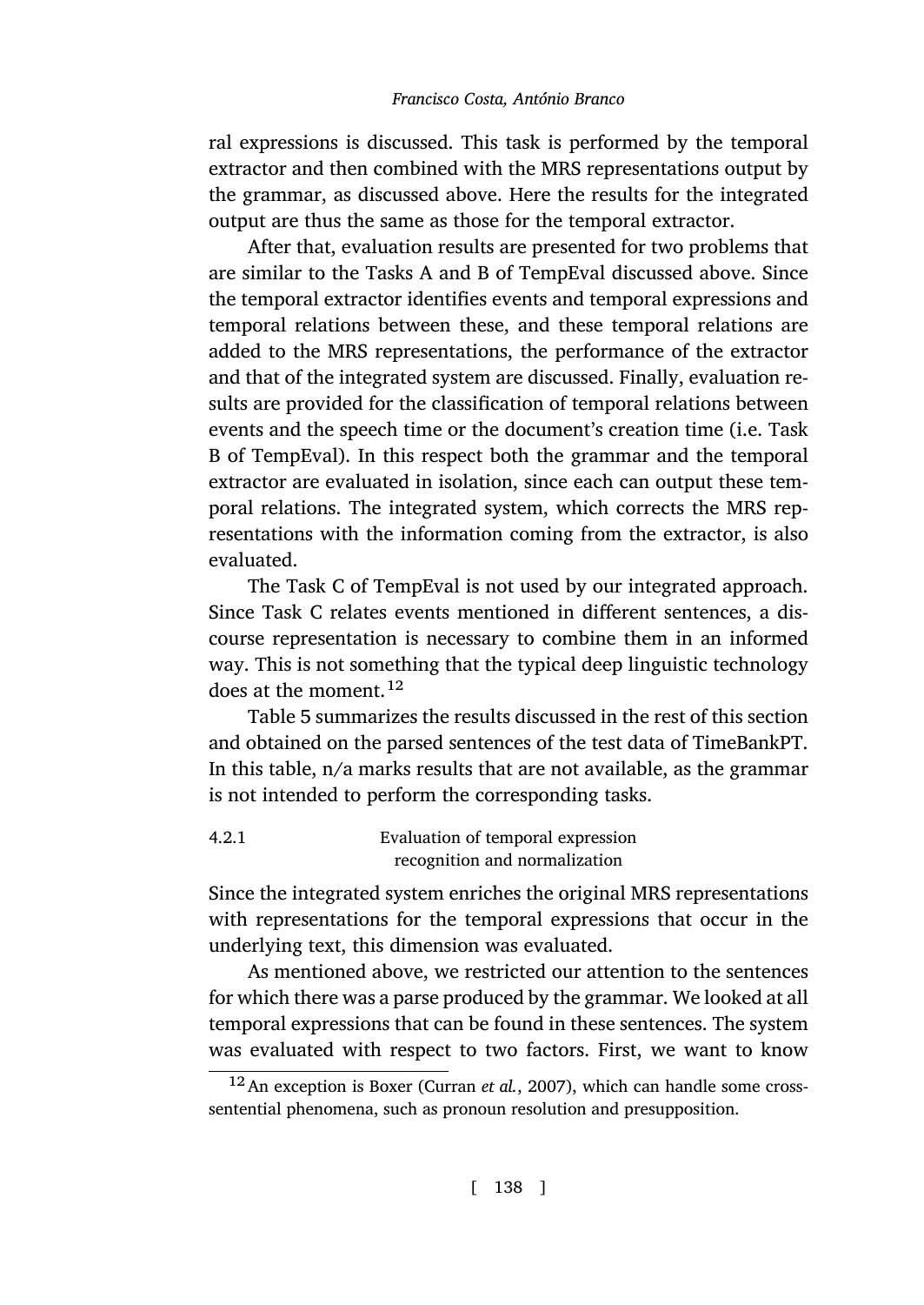ral expressions is discussed. This task is performed by the temporal extractor and then combined with the MRS representations output by the grammar, as discussed above. Here the results for the integrated output are thus the same as those for the temporal extractor.

After that, evaluation results are presented for two problems that are similar to the Tasks A and B of TempEval discussed above. Since the temporal extractor identifies events and temporal expressions and temporal relations between these, and these temporal relations are added to the MRS representations, the performance of the extractor and that of the integrated system are discussed. Finally, evaluation results are provided for the classification of temporal relations between events and the speech time or the document's creation time (i.e. Task B of TempEval). In this respect both the grammar and the temporal extractor are evaluated in isolation, since each can output these temporal relations. The integrated system, which corrects the MRS representations with the information coming from the extractor, is also evaluated.

The Task C of TempEval is not used by our integrated approach. Since Task C relates events mentioned in different sentences, a discourse representation is necessary to combine them in an informed way. This is not something that the typical deep linguistic technology does at the moment.[12]

Table 5 summarizes the results discussed in the rest of this section and obtained on the parsed sentences of the test data of TimeBankPT. In this table, n/a marks results that are not available, as the grammar is not intended to perform the corresponding tasks.

### 4.2.1 Evaluation of temporal expression recognition and normalization

Since the integrated system enriches the original MRS representations with representations for the temporal expressions that occur in the underlying text, this dimension was evaluated.

As mentioned above, we restricted our attention to the sentences for which there was a parse produced by the grammar. We looked at all temporal expressions that can be found in these sentences. The system was evaluated with respect to two factors. First, we want to know

[12] An exception is Boxer (Curran *et al.*, 2007), which can handle some cross-sentential phenomena, such as pronoun resolution and presupposition.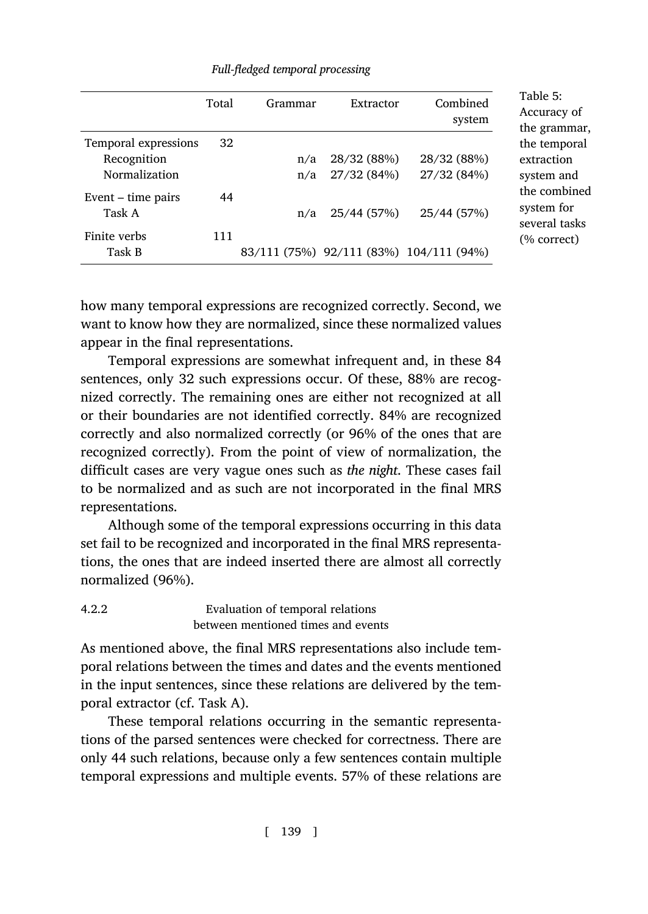| | Total | Grammar | Extractor | Combined system |
|---|---|---|---|---|
| Temporal expressions | 32 | | | |
| Recognition | | n/a | 28/32 (88%) | 28/32 (88%) |
| Normalization | | n/a | 27/32 (84%) | 27/32 (84%) |
| Event – time pairs | 44 | | | |
| Task A | | n/a | 25/44 (57%) | 25/44 (57%) |
| Finite verbs | 111 | | | |
| Task B | | 83/111 (75%) | 92/111 (83%) | 104/111 (94%) |

Table 5: Accuracy of the grammar, the temporal extraction system and the combined system for several tasks (% correct)

how many temporal expressions are recognized correctly. Second, we want to know how they are normalized, since these normalized values appear in the final representations.

Temporal expressions are somewhat infrequent and, in these 84 sentences, only 32 such expressions occur. Of these, 88% are recognized correctly. The remaining ones are either not recognized at all or their boundaries are not identified correctly. 84% are recognized correctly and also normalized correctly (or 96% of the ones that are recognized correctly). From the point of view of normalization, the difficult cases are very vague ones such as *the night*. These cases fail to be normalized and as such are not incorporated in the final MRS representations.

Although some of the temporal expressions occurring in this data set fail to be recognized and incorporated in the final MRS representations, the ones that are indeed inserted there are almost all correctly normalized (96%).

#### 4.2.2 Evaluation of temporal relations between mentioned times and events

As mentioned above, the final MRS representations also include temporal relations between the times and dates and the events mentioned in the input sentences, since these relations are delivered by the temporal extractor (cf. Task A).

These temporal relations occurring in the semantic representations of the parsed sentences were checked for correctness. There are only 44 such relations, because only a few sentences contain multiple temporal expressions and multiple events. 57% of these relations are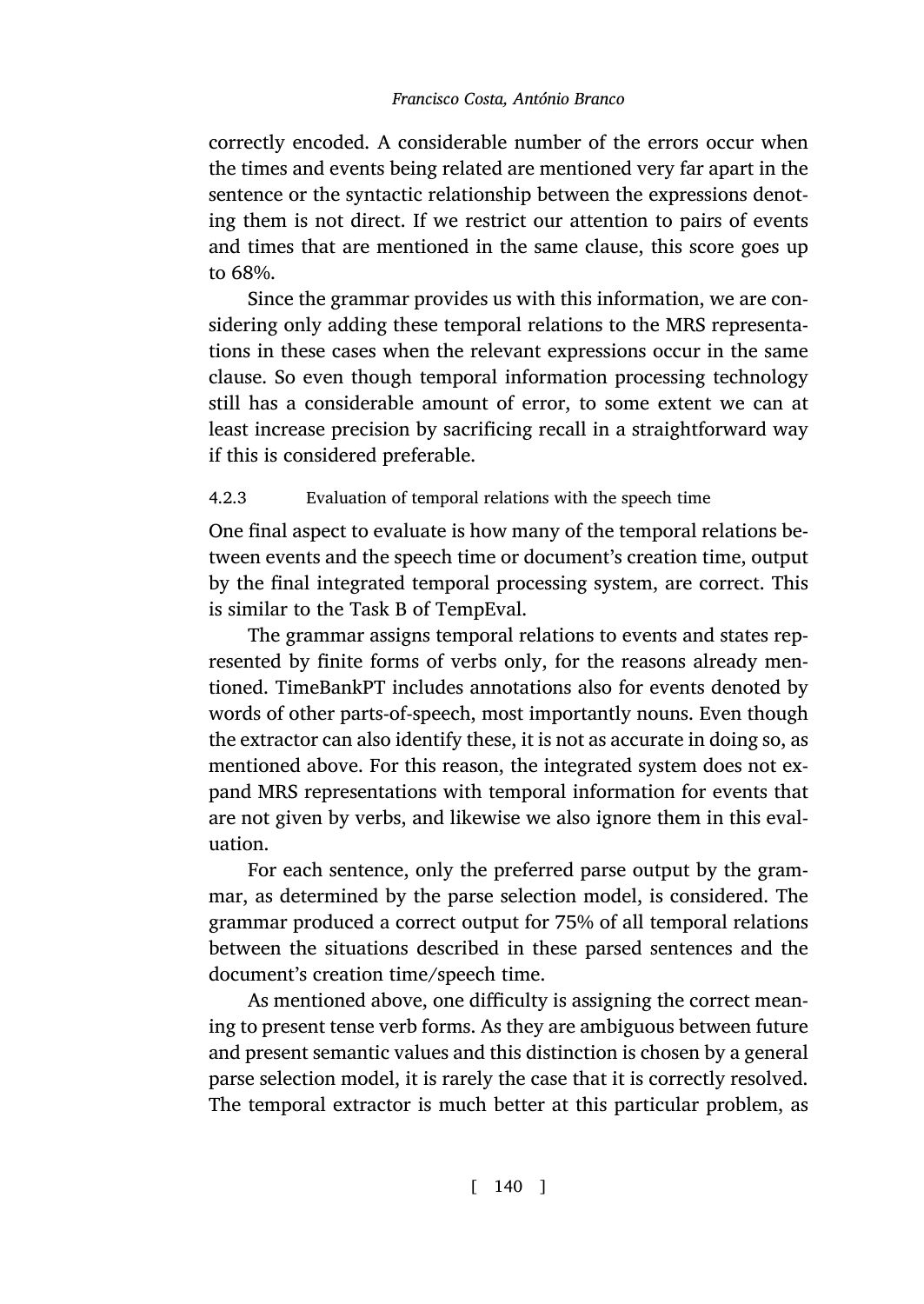correctly encoded. A considerable number of the errors occur when the times and events being related are mentioned very far apart in the sentence or the syntactic relationship between the expressions denoting them is not direct. If we restrict our attention to pairs of events and times that are mentioned in the same clause, this score goes up to 68%.

Since the grammar provides us with this information, we are considering only adding these temporal relations to the MRS representations in these cases when the relevant expressions occur in the same clause. So even though temporal information processing technology still has a considerable amount of error, to some extent we can at least increase precision by sacrificing recall in a straightforward way if this is considered preferable.

#### 4.2.3 Evaluation of temporal relations with the speech time

One final aspect to evaluate is how many of the temporal relations between events and the speech time or document's creation time, output by the final integrated temporal processing system, are correct. This is similar to the Task B of TempEval.

The grammar assigns temporal relations to events and states represented by finite forms of verbs only, for the reasons already mentioned. TimeBankPT includes annotations also for events denoted by words of other parts-of-speech, most importantly nouns. Even though the extractor can also identify these, it is not as accurate in doing so, as mentioned above. For this reason, the integrated system does not expand MRS representations with temporal information for events that are not given by verbs, and likewise we also ignore them in this evaluation.

For each sentence, only the preferred parse output by the grammar, as determined by the parse selection model, is considered. The grammar produced a correct output for 75% of all temporal relations between the situations described in these parsed sentences and the document's creation time/speech time.

As mentioned above, one difficulty is assigning the correct meaning to present tense verb forms. As they are ambiguous between future and present semantic values and this distinction is chosen by a general parse selection model, it is rarely the case that it is correctly resolved. The temporal extractor is much better at this particular problem, as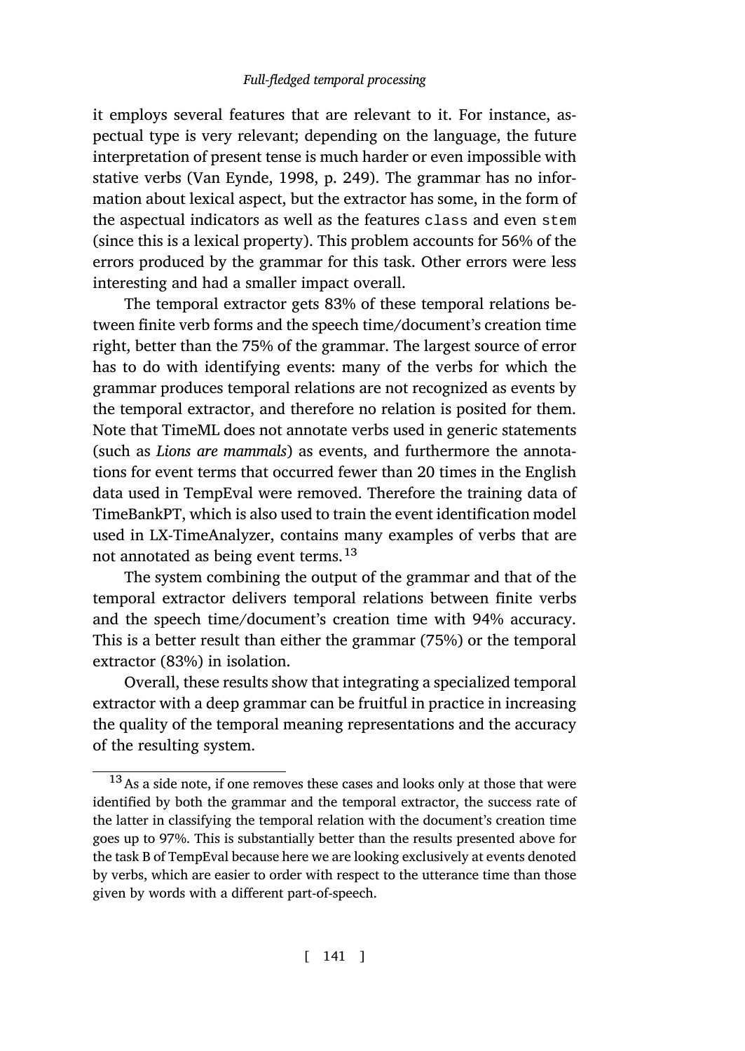it employs several features that are relevant to it. For instance, aspectual type is very relevant; depending on the language, the future interpretation of present tense is much harder or even impossible with stative verbs (Van Eynde, 1998, p. 249). The grammar has no information about lexical aspect, but the extractor has some, in the form of the aspectual indicators as well as the features `class` and even `stem` (since this is a lexical property). This problem accounts for 56% of the errors produced by the grammar for this task. Other errors were less interesting and had a smaller impact overall.

The temporal extractor gets 83% of these temporal relations between finite verb forms and the speech time/document's creation time right, better than the 75% of the grammar. The largest source of error has to do with identifying events: many of the verbs for which the grammar produces temporal relations are not recognized as events by the temporal extractor, and therefore no relation is posited for them. Note that TimeML does not annotate verbs used in generic statements (such as *Lions are mammals*) as events, and furthermore the annotations for event terms that occurred fewer than 20 times in the English data used in TempEval were removed. Therefore the training data of TimeBankPT, which is also used to train the event identification model used in LX-TimeAnalyzer, contains many examples of verbs that are not annotated as being event terms.[13]

The system combining the output of the grammar and that of the temporal extractor delivers temporal relations between finite verbs and the speech time/document's creation time with 94% accuracy. This is a better result than either the grammar (75%) or the temporal extractor (83%) in isolation.

Overall, these results show that integrating a specialized temporal extractor with a deep grammar can be fruitful in practice in increasing the quality of the temporal meaning representations and the accuracy of the resulting system.

---

[13] As a side note, if one removes these cases and looks only at those that were identified by both the grammar and the temporal extractor, the success rate of the latter in classifying the temporal relation with the document's creation time goes up to 97%. This is substantially better than the results presented above for the task B of TempEval because here we are looking exclusively at events denoted by verbs, which are easier to order with respect to the utterance time than those given by words with a different part-of-speech.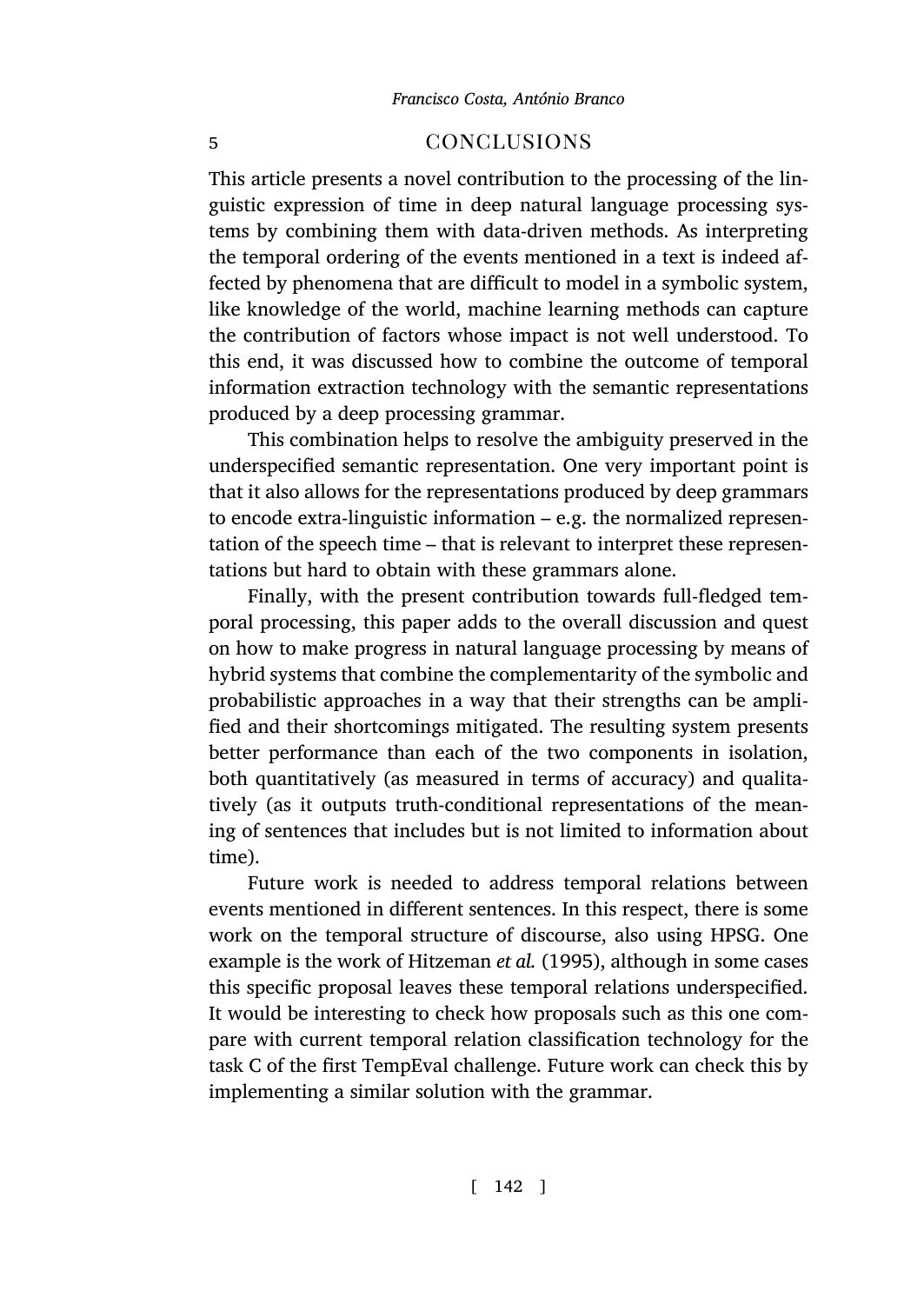## 5 CONCLUSIONS

This article presents a novel contribution to the processing of the linguistic expression of time in deep natural language processing systems by combining them with data-driven methods. As interpreting the temporal ordering of the events mentioned in a text is indeed affected by phenomena that are difficult to model in a symbolic system, like knowledge of the world, machine learning methods can capture the contribution of factors whose impact is not well understood. To this end, it was discussed how to combine the outcome of temporal information extraction technology with the semantic representations produced by a deep processing grammar.

This combination helps to resolve the ambiguity preserved in the underspecified semantic representation. One very important point is that it also allows for the representations produced by deep grammars to encode extra-linguistic information – e.g. the normalized representation of the speech time – that is relevant to interpret these representations but hard to obtain with these grammars alone.

Finally, with the present contribution towards full-fledged temporal processing, this paper adds to the overall discussion and quest on how to make progress in natural language processing by means of hybrid systems that combine the complementarity of the symbolic and probabilistic approaches in a way that their strengths can be amplified and their shortcomings mitigated. The resulting system presents better performance than each of the two components in isolation, both quantitatively (as measured in terms of accuracy) and qualitatively (as it outputs truth-conditional representations of the meaning of sentences that includes but is not limited to information about time).

Future work is needed to address temporal relations between events mentioned in different sentences. In this respect, there is some work on the temporal structure of discourse, also using HPSG. One example is the work of Hitzeman *et al.* (1995), although in some cases this specific proposal leaves these temporal relations underspecified. It would be interesting to check how proposals such as this one compare with current temporal relation classification technology for the task C of the first TempEval challenge. Future work can check this by implementing a similar solution with the grammar.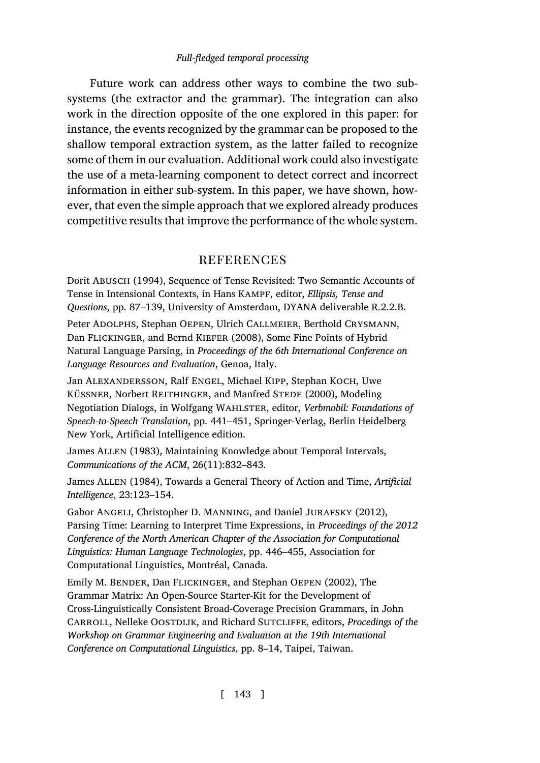Future work can address other ways to combine the two sub-systems (the extractor and the grammar). The integration can also work in the direction opposite of the one explored in this paper: for instance, the events recognized by the grammar can be proposed to the shallow temporal extraction system, as the latter failed to recognize some of them in our evaluation. Additional work could also investigate the use of a meta-learning component to detect correct and incorrect information in either sub-system. In this paper, we have shown, however, that even the simple approach that we explored already produces competitive results that improve the performance of the whole system.

## REFERENCES

Dorit Abusch (1994), Sequence of Tense Revisited: Two Semantic Accounts of Tense in Intensional Contexts, in Hans Kampf, editor, *Ellipsis, Tense and Questions*, pp. 87–139, University of Amsterdam, DYANA deliverable R.2.2.B.

Peter Adolphs, Stephan Oepen, Ulrich Callmeier, Berthold Crysmann, Dan Flickinger, and Bernd Kiefer (2008), Some Fine Points of Hybrid Natural Language Parsing, in *Proceedings of the 6th International Conference on Language Resources and Evaluation*, Genoa, Italy.

Jan Alexandersson, Ralf Engel, Michael Kipp, Stephan Koch, Uwe Küssner, Norbert Reithinger, and Manfred Stede (2000), Modeling Negotiation Dialogs, in Wolfgang Wahlster, editor, *Verbmobil: Foundations of Speech-to-Speech Translation*, pp. 441–451, Springer-Verlag, Berlin Heidelberg New York, Artificial Intelligence edition.

James Allen (1983), Maintaining Knowledge about Temporal Intervals, *Communications of the ACM*, 26(11):832–843.

James Allen (1984), Towards a General Theory of Action and Time, *Artificial Intelligence*, 23:123–154.

Gabor Angeli, Christopher D. Manning, and Daniel Jurafsky (2012), Parsing Time: Learning to Interpret Time Expressions, in *Proceedings of the 2012 Conference of the North American Chapter of the Association for Computational Linguistics: Human Language Technologies*, pp. 446–455, Association for Computational Linguistics, Montréal, Canada.

Emily M. Bender, Dan Flickinger, and Stephan Oepen (2002), The Grammar Matrix: An Open-Source Starter-Kit for the Development of Cross-Linguistically Consistent Broad-Coverage Precision Grammars, in John Carroll, Nelleke Oostdijk, and Richard Sutcliffe, editors, *Procedings of the Workshop on Grammar Engineering and Evaluation at the 19th International Conference on Computational Linguistics*, pp. 8–14, Taipei, Taiwan.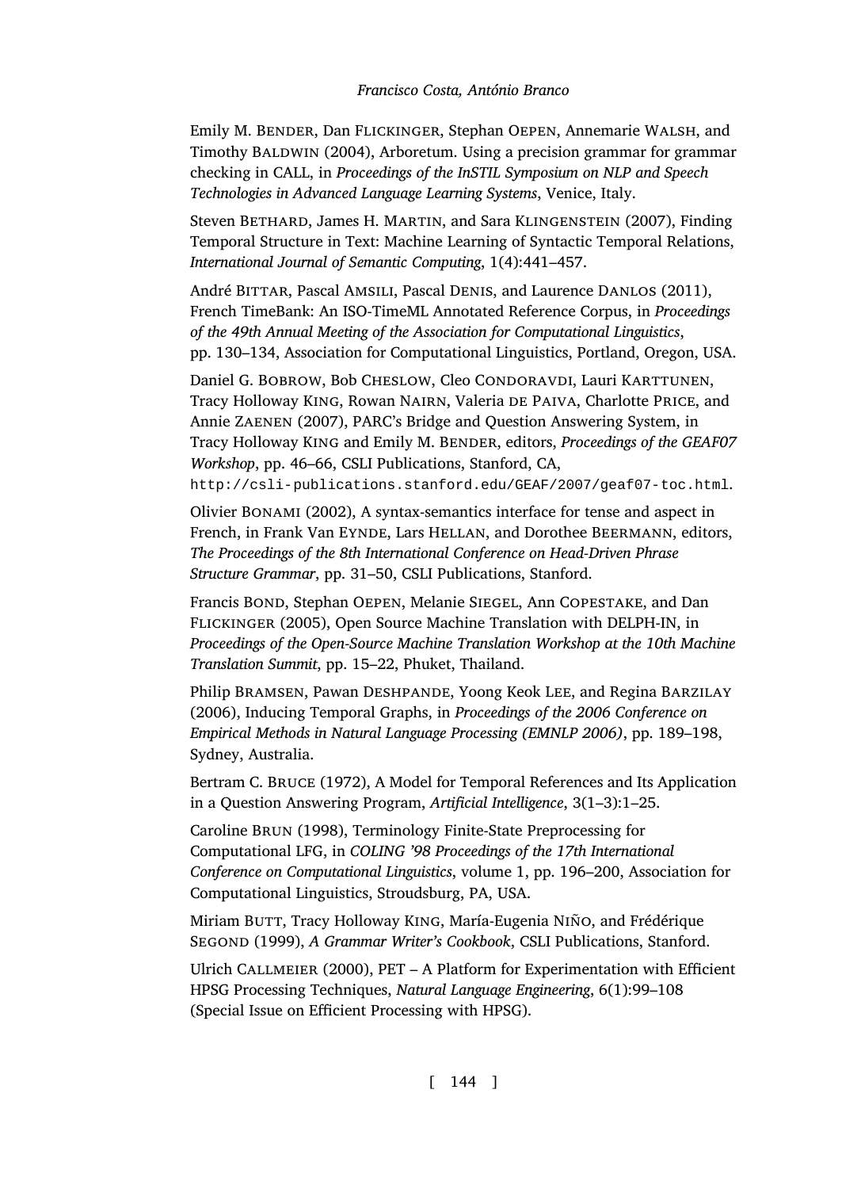Emily M. Bender, Dan Flickinger, Stephan Oepen, Annemarie Walsh, and Timothy Baldwin (2004), Arboretum. Using a precision grammar for grammar checking in CALL, in *Proceedings of the InSTIL Symposium on NLP and Speech Technologies in Advanced Language Learning Systems*, Venice, Italy.

Steven Bethard, James H. Martin, and Sara Klingenstein (2007), Finding Temporal Structure in Text: Machine Learning of Syntactic Temporal Relations, *International Journal of Semantic Computing*, 1(4):441–457.

André Bittar, Pascal Amsili, Pascal Denis, and Laurence Danlos (2011), French TimeBank: An ISO-TimeML Annotated Reference Corpus, in *Proceedings of the 49th Annual Meeting of the Association for Computational Linguistics*, pp. 130–134, Association for Computational Linguistics, Portland, Oregon, USA.

Daniel G. Bobrow, Bob Cheslow, Cleo Condoravdi, Lauri Karttunen, Tracy Holloway King, Rowan Nairn, Valeria de Paiva, Charlotte Price, and Annie Zaenen (2007), PARC's Bridge and Question Answering System, in Tracy Holloway King and Emily M. Bender, editors, *Proceedings of the GEAF07 Workshop*, pp. 46–66, CSLI Publications, Stanford, CA, `http://csli-publications.stanford.edu/GEAF/2007/geaf07-toc.html`.

Olivier Bonami (2002), A syntax-semantics interface for tense and aspect in French, in Frank Van Eynde, Lars Hellan, and Dorothee Beermann, editors, *The Proceedings of the 8th International Conference on Head-Driven Phrase Structure Grammar*, pp. 31–50, CSLI Publications, Stanford.

Francis Bond, Stephan Oepen, Melanie Siegel, Ann Copestake, and Dan Flickinger (2005), Open Source Machine Translation with DELPH-IN, in *Proceedings of the Open-Source Machine Translation Workshop at the 10th Machine Translation Summit*, pp. 15–22, Phuket, Thailand.

Philip Bramsen, Pawan Deshpande, Yoong Keok Lee, and Regina Barzilay (2006), Inducing Temporal Graphs, in *Proceedings of the 2006 Conference on Empirical Methods in Natural Language Processing (EMNLP 2006)*, pp. 189–198, Sydney, Australia.

Bertram C. Bruce (1972), A Model for Temporal References and Its Application in a Question Answering Program, *Artificial Intelligence*, 3(1–3):1–25.

Caroline Brun (1998), Terminology Finite-State Preprocessing for Computational LFG, in *COLING '98 Proceedings of the 17th International Conference on Computational Linguistics*, volume 1, pp. 196–200, Association for Computational Linguistics, Stroudsburg, PA, USA.

Miriam Butt, Tracy Holloway King, María-Eugenia Niño, and Frédérique Segond (1999), *A Grammar Writer's Cookbook*, CSLI Publications, Stanford.

Ulrich Callmeier (2000), PET – A Platform for Experimentation with Efficient HPSG Processing Techniques, *Natural Language Engineering*, 6(1):99–108 (Special Issue on Efficient Processing with HPSG).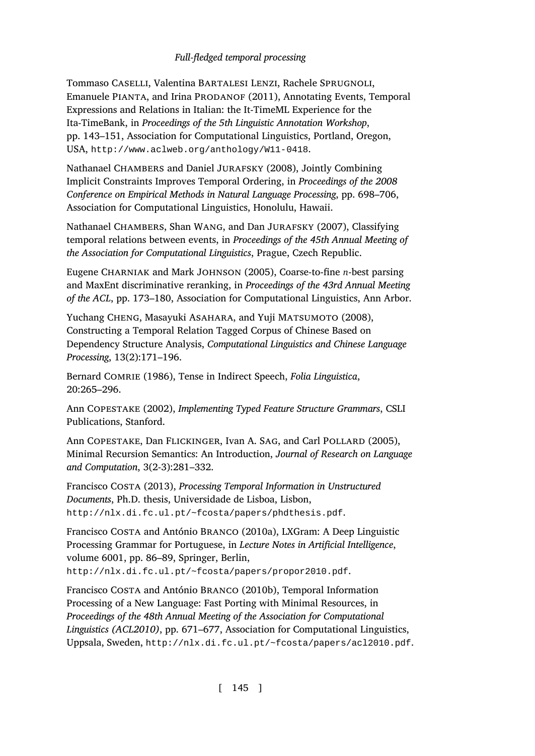Tommaso Caselli, Valentina Bartalesi Lenzi, Rachele Sprugnoli, Emanuele Pianta, and Irina Prodanof (2011), Annotating Events, Temporal Expressions and Relations in Italian: the It-TimeML Experience for the Ita-TimeBank, in *Proceedings of the 5th Linguistic Annotation Workshop*, pp. 143–151, Association for Computational Linguistics, Portland, Oregon, USA, http://www.aclweb.org/anthology/W11-0418.

Nathanael Chambers and Daniel Jurafsky (2008), Jointly Combining Implicit Constraints Improves Temporal Ordering, in *Proceedings of the 2008 Conference on Empirical Methods in Natural Language Processing*, pp. 698–706, Association for Computational Linguistics, Honolulu, Hawaii.

Nathanael Chambers, Shan Wang, and Dan Jurafsky (2007), Classifying temporal relations between events, in *Proceedings of the 45th Annual Meeting of the Association for Computational Linguistics*, Prague, Czech Republic.

Eugene Charniak and Mark Johnson (2005), Coarse-to-fine *n*-best parsing and MaxEnt discriminative reranking, in *Proceedings of the 43rd Annual Meeting of the ACL*, pp. 173–180, Association for Computational Linguistics, Ann Arbor.

Yuchang Cheng, Masayuki Asahara, and Yuji Matsumoto (2008), Constructing a Temporal Relation Tagged Corpus of Chinese Based on Dependency Structure Analysis, *Computational Linguistics and Chinese Language Processing*, 13(2):171–196.

Bernard Comrie (1986), Tense in Indirect Speech, *Folia Linguistica*, 20:265–296.

Ann Copestake (2002), *Implementing Typed Feature Structure Grammars*, CSLI Publications, Stanford.

Ann Copestake, Dan Flickinger, Ivan A. Sag, and Carl Pollard (2005), Minimal Recursion Semantics: An Introduction, *Journal of Research on Language and Computation*, 3(2-3):281–332.

Francisco Costa (2013), *Processing Temporal Information in Unstructured Documents*, Ph.D. thesis, Universidade de Lisboa, Lisbon, http://nlx.di.fc.ul.pt/~fcosta/papers/phdthesis.pdf.

Francisco Costa and António Branco (2010a), LXGram: A Deep Linguistic Processing Grammar for Portuguese, in *Lecture Notes in Artificial Intelligence*, volume 6001, pp. 86–89, Springer, Berlin, http://nlx.di.fc.ul.pt/~fcosta/papers/propor2010.pdf.

Francisco Costa and António Branco (2010b), Temporal Information Processing of a New Language: Fast Porting with Minimal Resources, in *Proceedings of the 48th Annual Meeting of the Association for Computational Linguistics (ACL2010)*, pp. 671–677, Association for Computational Linguistics, Uppsala, Sweden, http://nlx.di.fc.ul.pt/~fcosta/papers/acl2010.pdf.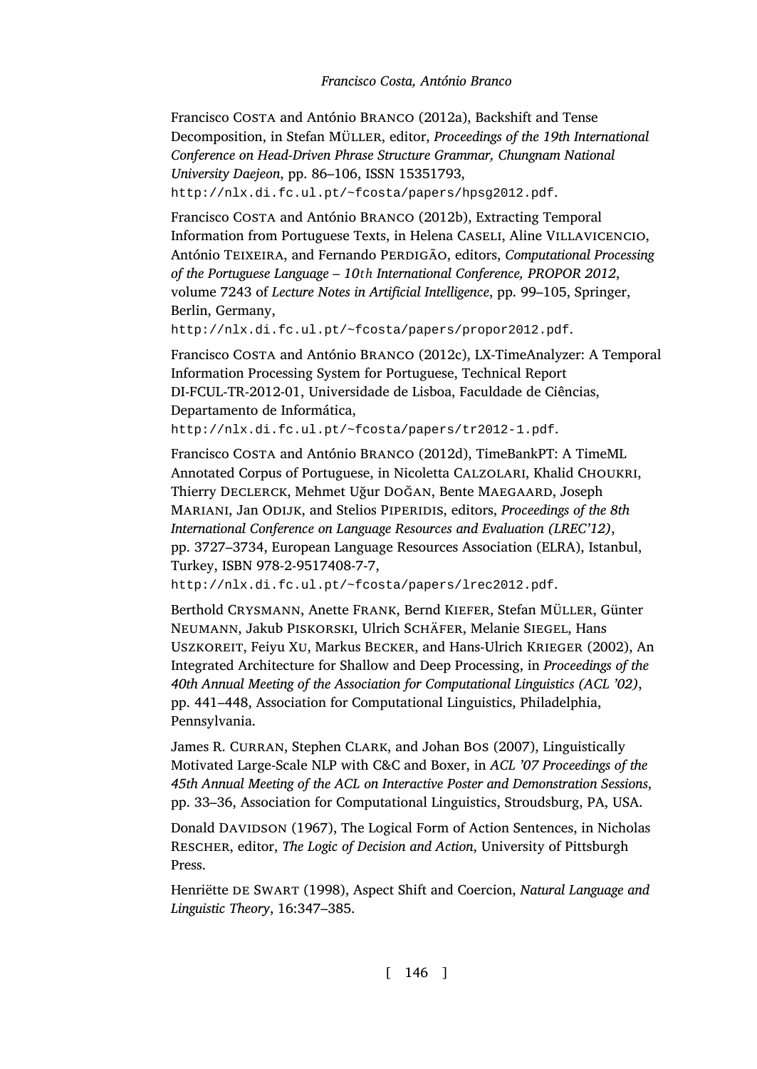Francisco COSTA and António BRANCO (2012a), Backshift and Tense Decomposition, in Stefan MÜLLER, editor, *Proceedings of the 19th International Conference on Head-Driven Phrase Structure Grammar, Chungnam National University Daejeon*, pp. 86–106, ISSN 15351793, http://nlx.di.fc.ul.pt/~fcosta/papers/hpsg2012.pdf.

Francisco COSTA and António BRANCO (2012b), Extracting Temporal Information from Portuguese Texts, in Helena CASELI, Aline VILLAVICENCIO, António TEIXEIRA, and Fernando PERDIGÃO, editors, *Computational Processing of the Portuguese Language – 10th International Conference, PROPOR 2012*, volume 7243 of *Lecture Notes in Artificial Intelligence*, pp. 99–105, Springer, Berlin, Germany, http://nlx.di.fc.ul.pt/~fcosta/papers/propor2012.pdf.

Francisco COSTA and António BRANCO (2012c), LX-TimeAnalyzer: A Temporal Information Processing System for Portuguese, Technical Report DI-FCUL-TR-2012-01, Universidade de Lisboa, Faculdade de Ciências, Departamento de Informática, http://nlx.di.fc.ul.pt/~fcosta/papers/tr2012-1.pdf.

Francisco COSTA and António BRANCO (2012d), TimeBankPT: A TimeML Annotated Corpus of Portuguese, in Nicoletta CALZOLARI, Khalid CHOUKRI, Thierry DECLERCK, Mehmet Uğur DOĞAN, Bente MAEGAARD, Joseph MARIANI, Jan ODIJK, and Stelios PIPERIDIS, editors, *Proceedings of the 8th International Conference on Language Resources and Evaluation (LREC'12)*, pp. 3727–3734, European Language Resources Association (ELRA), Istanbul, Turkey, ISBN 978-2-9517408-7-7, http://nlx.di.fc.ul.pt/~fcosta/papers/lrec2012.pdf.

Berthold CRYSMANN, Anette FRANK, Bernd KIEFER, Stefan MÜLLER, Günter NEUMANN, Jakub PISKORSKI, Ulrich SCHÄFER, Melanie SIEGEL, Hans USZKOREIT, Feiyu XU, Markus BECKER, and Hans-Ulrich KRIEGER (2002), An Integrated Architecture for Shallow and Deep Processing, in *Proceedings of the 40th Annual Meeting of the Association for Computational Linguistics (ACL '02)*, pp. 441–448, Association for Computational Linguistics, Philadelphia, Pennsylvania.

James R. CURRAN, Stephen CLARK, and Johan BOS (2007), Linguistically Motivated Large-Scale NLP with C&C and Boxer, in *ACL '07 Proceedings of the 45th Annual Meeting of the ACL on Interactive Poster and Demonstration Sessions*, pp. 33–36, Association for Computational Linguistics, Stroudsburg, PA, USA.

Donald DAVIDSON (1967), The Logical Form of Action Sentences, in Nicholas RESCHER, editor, *The Logic of Decision and Action*, University of Pittsburgh Press.

Henriëtte DE SWART (1998), Aspect Shift and Coercion, *Natural Language and Linguistic Theory*, 16:347–385.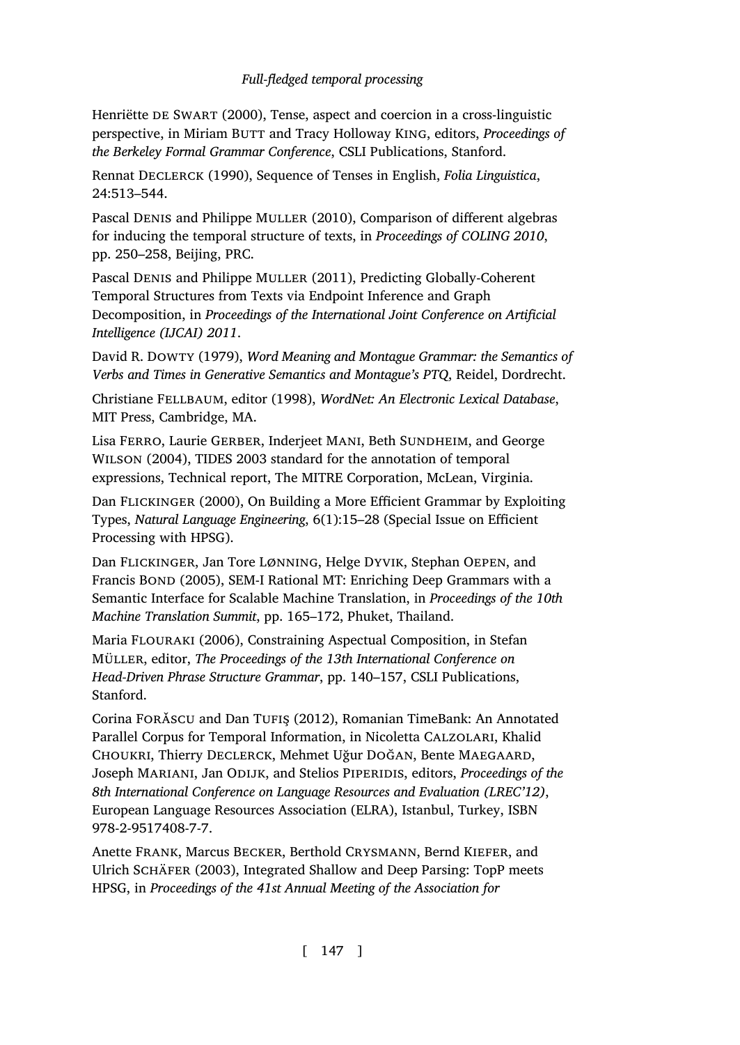Henriëtte DE SWART (2000), Tense, aspect and coercion in a cross-linguistic perspective, in Miriam BUTT and Tracy Holloway KING, editors, *Proceedings of the Berkeley Formal Grammar Conference*, CSLI Publications, Stanford.

Rennat DECLERCK (1990), Sequence of Tenses in English, *Folia Linguistica*, 24:513–544.

Pascal DENIS and Philippe MULLER (2010), Comparison of different algebras for inducing the temporal structure of texts, in *Proceedings of COLING 2010*, pp. 250–258, Beijing, PRC.

Pascal DENIS and Philippe MULLER (2011), Predicting Globally-Coherent Temporal Structures from Texts via Endpoint Inference and Graph Decomposition, in *Proceedings of the International Joint Conference on Artificial Intelligence (IJCAI) 2011*.

David R. DOWTY (1979), *Word Meaning and Montague Grammar: the Semantics of Verbs and Times in Generative Semantics and Montague's PTQ*, Reidel, Dordrecht.

Christiane FELLBAUM, editor (1998), *WordNet: An Electronic Lexical Database*, MIT Press, Cambridge, MA.

Lisa FERRO, Laurie GERBER, Inderjeet MANI, Beth SUNDHEIM, and George WILSON (2004), TIDES 2003 standard for the annotation of temporal expressions, Technical report, The MITRE Corporation, McLean, Virginia.

Dan FLICKINGER (2000), On Building a More Efficient Grammar by Exploiting Types, *Natural Language Engineering*, 6(1):15–28 (Special Issue on Efficient Processing with HPSG).

Dan FLICKINGER, Jan Tore LØNNING, Helge DYVIK, Stephan OEPEN, and Francis BOND (2005), SEM-I Rational MT: Enriching Deep Grammars with a Semantic Interface for Scalable Machine Translation, in *Proceedings of the 10th Machine Translation Summit*, pp. 165–172, Phuket, Thailand.

Maria FLOURAKI (2006), Constraining Aspectual Composition, in Stefan MÜLLER, editor, *The Proceedings of the 13th International Conference on Head-Driven Phrase Structure Grammar*, pp. 140–157, CSLI Publications, Stanford.

Corina FORĂSCU and Dan TUFIŞ (2012), Romanian TimeBank: An Annotated Parallel Corpus for Temporal Information, in Nicoletta CALZOLARI, Khalid CHOUKRI, Thierry DECLERCK, Mehmet Uğur DOĞAN, Bente MAEGAARD, Joseph MARIANI, Jan ODIJK, and Stelios PIPERIDIS, editors, *Proceedings of the 8th International Conference on Language Resources and Evaluation (LREC'12)*, European Language Resources Association (ELRA), Istanbul, Turkey, ISBN 978-2-9517408-7-7.

Anette FRANK, Marcus BECKER, Berthold CRYSMANN, Bernd KIEFER, and Ulrich SCHÄFER (2003), Integrated Shallow and Deep Parsing: TopP meets HPSG, in *Proceedings of the 41st Annual Meeting of the Association for*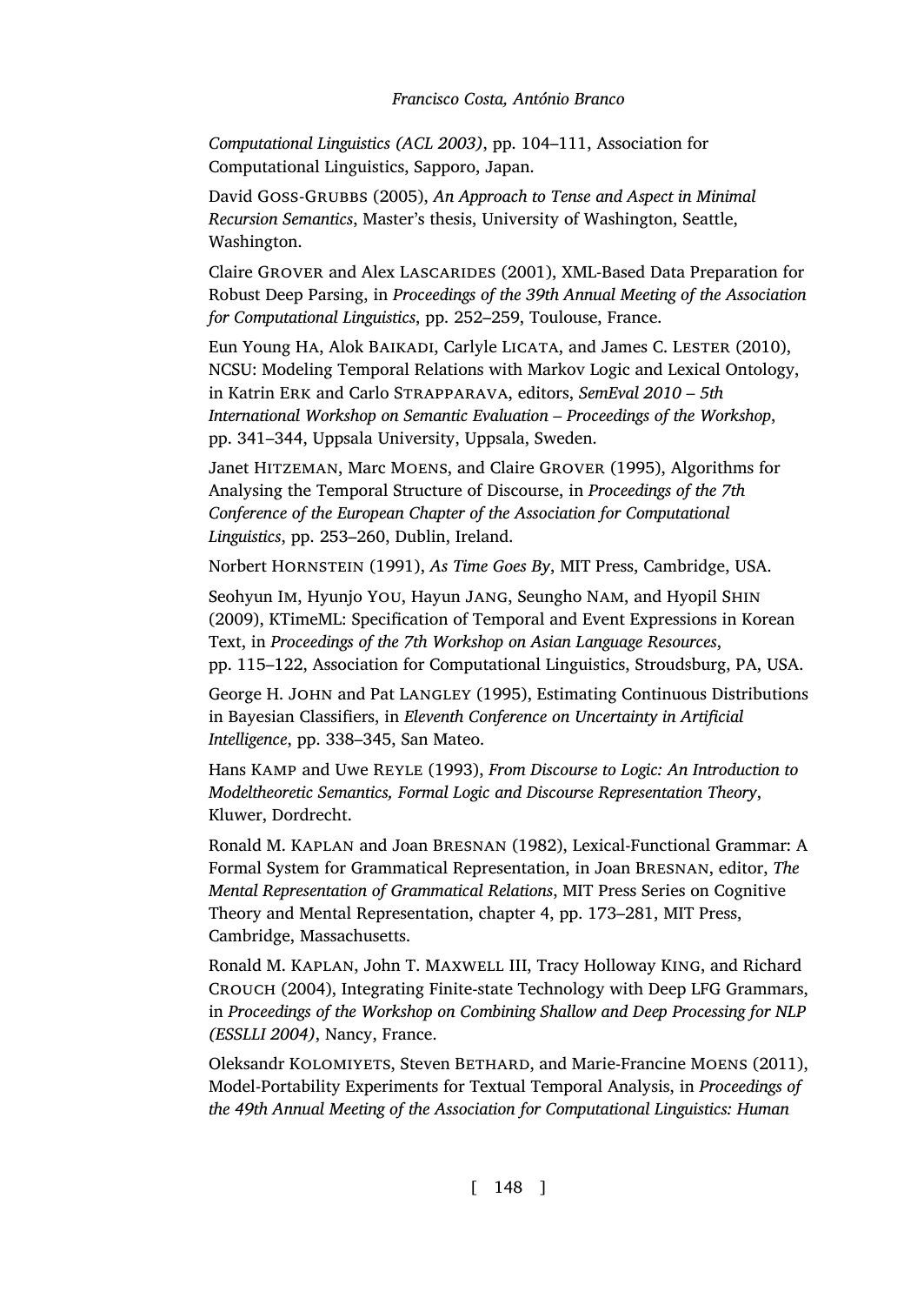*Computational Linguistics (ACL 2003)*, pp. 104–111, Association for Computational Linguistics, Sapporo, Japan.

David Goss-Grubbs (2005), *An Approach to Tense and Aspect in Minimal Recursion Semantics*, Master's thesis, University of Washington, Seattle, Washington.

Claire Grover and Alex Lascarides (2001), XML-Based Data Preparation for Robust Deep Parsing, in *Proceedings of the 39th Annual Meeting of the Association for Computational Linguistics*, pp. 252–259, Toulouse, France.

Eun Young Ha, Alok Baikadi, Carlyle Licata, and James C. Lester (2010), NCSU: Modeling Temporal Relations with Markov Logic and Lexical Ontology, in Katrin Erk and Carlo Strapparava, editors, *SemEval 2010 – 5th International Workshop on Semantic Evaluation – Proceedings of the Workshop*, pp. 341–344, Uppsala University, Uppsala, Sweden.

Janet Hitzeman, Marc Moens, and Claire Grover (1995), Algorithms for Analysing the Temporal Structure of Discourse, in *Proceedings of the 7th Conference of the European Chapter of the Association for Computational Linguistics*, pp. 253–260, Dublin, Ireland.

Norbert Hornstein (1991), *As Time Goes By*, MIT Press, Cambridge, USA.

Seohyun Im, Hyunjo You, Hayun Jang, Seungho Nam, and Hyopil Shin (2009), KTimeML: Specification of Temporal and Event Expressions in Korean Text, in *Proceedings of the 7th Workshop on Asian Language Resources*, pp. 115–122, Association for Computational Linguistics, Stroudsburg, PA, USA.

George H. John and Pat Langley (1995), Estimating Continuous Distributions in Bayesian Classifiers, in *Eleventh Conference on Uncertainty in Artificial Intelligence*, pp. 338–345, San Mateo.

Hans Kamp and Uwe Reyle (1993), *From Discourse to Logic: An Introduction to Modeltheoretic Semantics, Formal Logic and Discourse Representation Theory*, Kluwer, Dordrecht.

Ronald M. Kaplan and Joan Bresnan (1982), Lexical-Functional Grammar: A Formal System for Grammatical Representation, in Joan Bresnan, editor, *The Mental Representation of Grammatical Relations*, MIT Press Series on Cognitive Theory and Mental Representation, chapter 4, pp. 173–281, MIT Press, Cambridge, Massachusetts.

Ronald M. Kaplan, John T. Maxwell III, Tracy Holloway King, and Richard Crouch (2004), Integrating Finite-state Technology with Deep LFG Grammars, in *Proceedings of the Workshop on Combining Shallow and Deep Processing for NLP (ESSLLI 2004)*, Nancy, France.

Oleksandr Kolomiyets, Steven Bethard, and Marie-Francine Moens (2011), Model-Portability Experiments for Textual Temporal Analysis, in *Proceedings of the 49th Annual Meeting of the Association for Computational Linguistics: Human*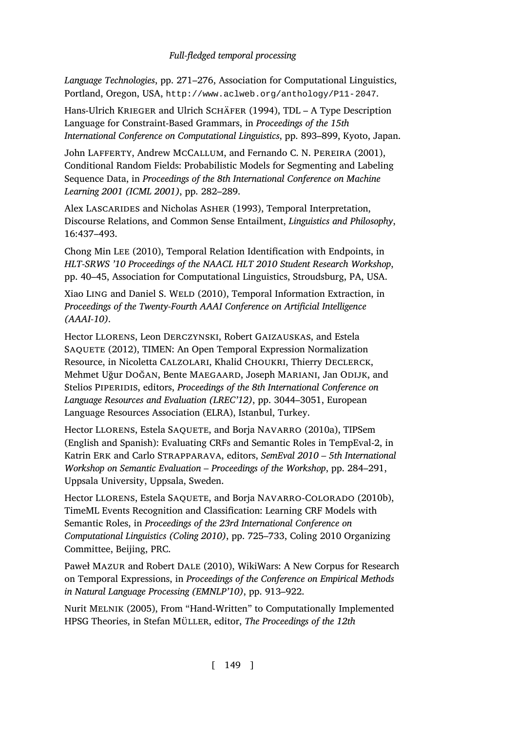*Language Technologies*, pp. 271–276, Association for Computational Linguistics, Portland, Oregon, USA, http://www.aclweb.org/anthology/P11-2047.

Hans-Ulrich KRIEGER and Ulrich SCHÄFER (1994), TDL – A Type Description Language for Constraint-Based Grammars, in *Proceedings of the 15th International Conference on Computational Linguistics*, pp. 893–899, Kyoto, Japan.

John LAFFERTY, Andrew MCCALLUM, and Fernando C. N. PEREIRA (2001), Conditional Random Fields: Probabilistic Models for Segmenting and Labeling Sequence Data, in *Proceedings of the 8th International Conference on Machine Learning 2001 (ICML 2001)*, pp. 282–289.

Alex LASCARIDES and Nicholas ASHER (1993), Temporal Interpretation, Discourse Relations, and Common Sense Entailment, *Linguistics and Philosophy*, 16:437–493.

Chong Min LEE (2010), Temporal Relation Identification with Endpoints, in *HLT-SRWS '10 Proceedings of the NAACL HLT 2010 Student Research Workshop*, pp. 40–45, Association for Computational Linguistics, Stroudsburg, PA, USA.

Xiao LING and Daniel S. WELD (2010), Temporal Information Extraction, in *Proceedings of the Twenty-Fourth AAAI Conference on Artificial Intelligence (AAAI-10)*.

Hector LLORENS, Leon DERCZYNSKI, Robert GAIZAUSKAS, and Estela SAQUETE (2012), TIMEN: An Open Temporal Expression Normalization Resource, in Nicoletta CALZOLARI, Khalid CHOUKRI, Thierry DECLERCK, Mehmet Uğur DOĞAN, Bente MAEGAARD, Joseph MARIANI, Jan ODIJK, and Stelios PIPERIDIS, editors, *Proceedings of the 8th International Conference on Language Resources and Evaluation (LREC'12)*, pp. 3044–3051, European Language Resources Association (ELRA), Istanbul, Turkey.

Hector LLORENS, Estela SAQUETE, and Borja NAVARRO (2010a), TIPSem (English and Spanish): Evaluating CRFs and Semantic Roles in TempEval-2, in Katrin ERK and Carlo STRAPPARAVA, editors, *SemEval 2010 – 5th International Workshop on Semantic Evaluation – Proceedings of the Workshop*, pp. 284–291, Uppsala University, Uppsala, Sweden.

Hector LLORENS, Estela SAQUETE, and Borja NAVARRO-COLORADO (2010b), TimeML Events Recognition and Classification: Learning CRF Models with Semantic Roles, in *Proceedings of the 23rd International Conference on Computational Linguistics (Coling 2010)*, pp. 725–733, Coling 2010 Organizing Committee, Beijing, PRC.

Paweł MAZUR and Robert DALE (2010), WikiWars: A New Corpus for Research on Temporal Expressions, in *Proceedings of the Conference on Empirical Methods in Natural Language Processing (EMNLP'10)*, pp. 913–922.

Nurit MELNIK (2005), From "Hand-Written" to Computationally Implemented HPSG Theories, in Stefan MÜLLER, editor, *The Proceedings of the 12th*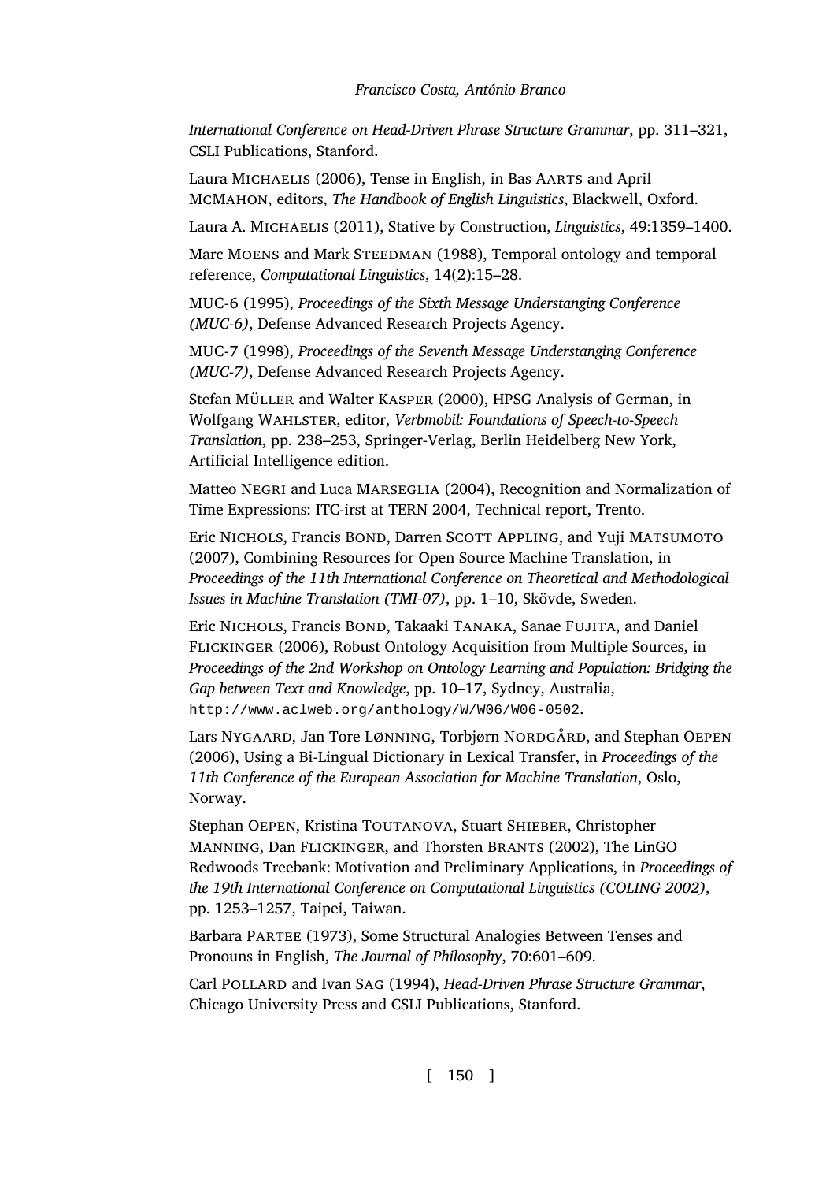*International Conference on Head-Driven Phrase Structure Grammar*, pp. 311–321, CSLI Publications, Stanford.

Laura Michaelis (2006), Tense in English, in Bas Aarts and April McMahon, editors, *The Handbook of English Linguistics*, Blackwell, Oxford.

Laura A. Michaelis (2011), Stative by Construction, *Linguistics*, 49:1359–1400.

Marc Moens and Mark Steedman (1988), Temporal ontology and temporal reference, *Computational Linguistics*, 14(2):15–28.

MUC-6 (1995), *Proceedings of the Sixth Message Understanging Conference (MUC-6)*, Defense Advanced Research Projects Agency.

MUC-7 (1998), *Proceedings of the Seventh Message Understanging Conference (MUC-7)*, Defense Advanced Research Projects Agency.

Stefan Müller and Walter Kasper (2000), HPSG Analysis of German, in Wolfgang Wahlster, editor, *Verbmobil: Foundations of Speech-to-Speech Translation*, pp. 238–253, Springer-Verlag, Berlin Heidelberg New York, Artificial Intelligence edition.

Matteo Negri and Luca Marseglia (2004), Recognition and Normalization of Time Expressions: ITC-irst at TERN 2004, Technical report, Trento.

Eric Nichols, Francis Bond, Darren Scott Appling, and Yuji Matsumoto (2007), Combining Resources for Open Source Machine Translation, in *Proceedings of the 11th International Conference on Theoretical and Methodological Issues in Machine Translation (TMI-07)*, pp. 1–10, Skövde, Sweden.

Eric Nichols, Francis Bond, Takaaki Tanaka, Sanae Fujita, and Daniel Flickinger (2006), Robust Ontology Acquisition from Multiple Sources, in *Proceedings of the 2nd Workshop on Ontology Learning and Population: Bridging the Gap between Text and Knowledge*, pp. 10–17, Sydney, Australia, `http://www.aclweb.org/anthology/W/W06/W06-0502`.

Lars Nygaard, Jan Tore Lønning, Torbjørn Nordgård, and Stephan Oepen (2006), Using a Bi-Lingual Dictionary in Lexical Transfer, in *Proceedings of the 11th Conference of the European Association for Machine Translation*, Oslo, Norway.

Stephan Oepen, Kristina Toutanova, Stuart Shieber, Christopher Manning, Dan Flickinger, and Thorsten Brants (2002), The LinGO Redwoods Treebank: Motivation and Preliminary Applications, in *Proceedings of the 19th International Conference on Computational Linguistics (COLING 2002)*, pp. 1253–1257, Taipei, Taiwan.

Barbara Partee (1973), Some Structural Analogies Between Tenses and Pronouns in English, *The Journal of Philosophy*, 70:601–609.

Carl Pollard and Ivan Sag (1994), *Head-Driven Phrase Structure Grammar*, Chicago University Press and CSLI Publications, Stanford.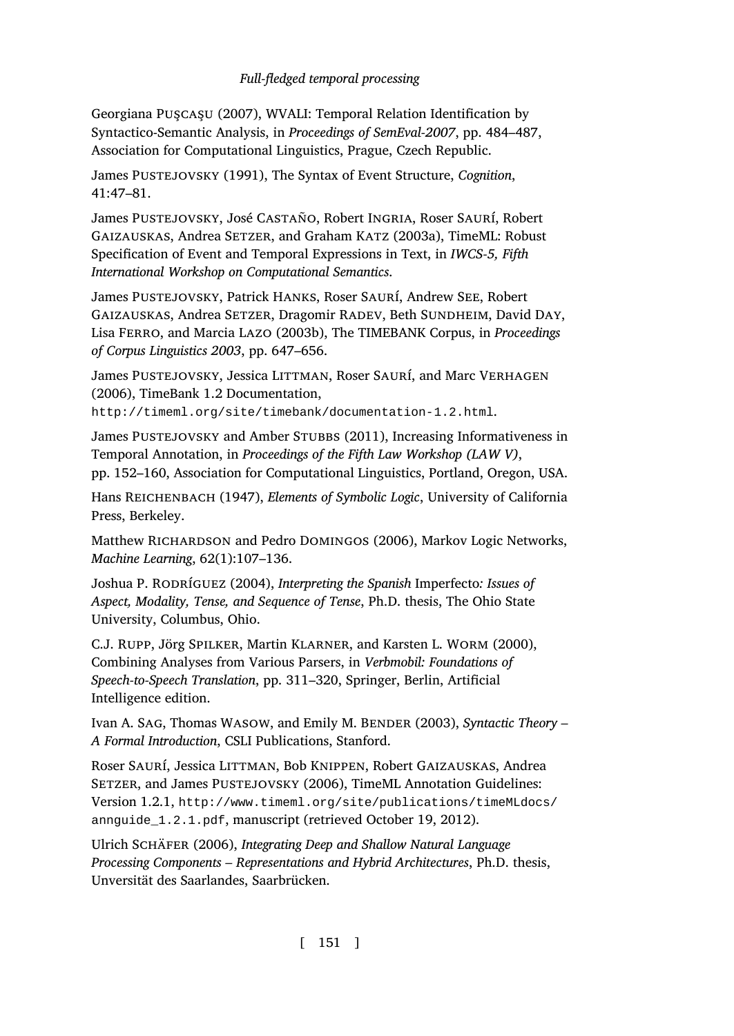Georgiana PUŞCAŞU (2007), WVALI: Temporal Relation Identification by Syntactico-Semantic Analysis, in *Proceedings of SemEval-2007*, pp. 484–487, Association for Computational Linguistics, Prague, Czech Republic.

James PUSTEJOVSKY (1991), The Syntax of Event Structure, *Cognition*, 41:47–81.

James PUSTEJOVSKY, José CASTAÑO, Robert INGRIA, Roser SAURÍ, Robert GAIZAUSKAS, Andrea SETZER, and Graham KATZ (2003a), TimeML: Robust Specification of Event and Temporal Expressions in Text, in *IWCS-5, Fifth International Workshop on Computational Semantics*.

James PUSTEJOVSKY, Patrick HANKS, Roser SAURÍ, Andrew SEE, Robert GAIZAUSKAS, Andrea SETZER, Dragomir RADEV, Beth SUNDHEIM, David DAY, Lisa FERRO, and Marcia LAZO (2003b), The TIMEBANK Corpus, in *Proceedings of Corpus Linguistics 2003*, pp. 647–656.

James PUSTEJOVSKY, Jessica LITTMAN, Roser SAURÍ, and Marc VERHAGEN (2006), TimeBank 1.2 Documentation, `http://timeml.org/site/timebank/documentation-1.2.html`.

James PUSTEJOVSKY and Amber STUBBS (2011), Increasing Informativeness in Temporal Annotation, in *Proceedings of the Fifth Law Workshop (LAW V)*, pp. 152–160, Association for Computational Linguistics, Portland, Oregon, USA.

Hans REICHENBACH (1947), *Elements of Symbolic Logic*, University of California Press, Berkeley.

Matthew RICHARDSON and Pedro DOMINGOS (2006), Markov Logic Networks, *Machine Learning*, 62(1):107–136.

Joshua P. RODRÍGUEZ (2004), *Interpreting the Spanish* Imperfecto*: Issues of Aspect, Modality, Tense, and Sequence of Tense*, Ph.D. thesis, The Ohio State University, Columbus, Ohio.

C.J. RUPP, Jörg SPILKER, Martin KLARNER, and Karsten L. WORM (2000), Combining Analyses from Various Parsers, in *Verbmobil: Foundations of Speech-to-Speech Translation*, pp. 311–320, Springer, Berlin, Artificial Intelligence edition.

Ivan A. SAG, Thomas WASOW, and Emily M. BENDER (2003), *Syntactic Theory – A Formal Introduction*, CSLI Publications, Stanford.

Roser SAURÍ, Jessica LITTMAN, Bob KNIPPEN, Robert GAIZAUSKAS, Andrea SETZER, and James PUSTEJOVSKY (2006), TimeML Annotation Guidelines: Version 1.2.1, `http://www.timeml.org/site/publications/timeMLdocs/annguide_1.2.1.pdf`, manuscript (retrieved October 19, 2012).

Ulrich SCHÄFER (2006), *Integrating Deep and Shallow Natural Language Processing Components – Representations and Hybrid Architectures*, Ph.D. thesis, Unversität des Saarlandes, Saarbrücken.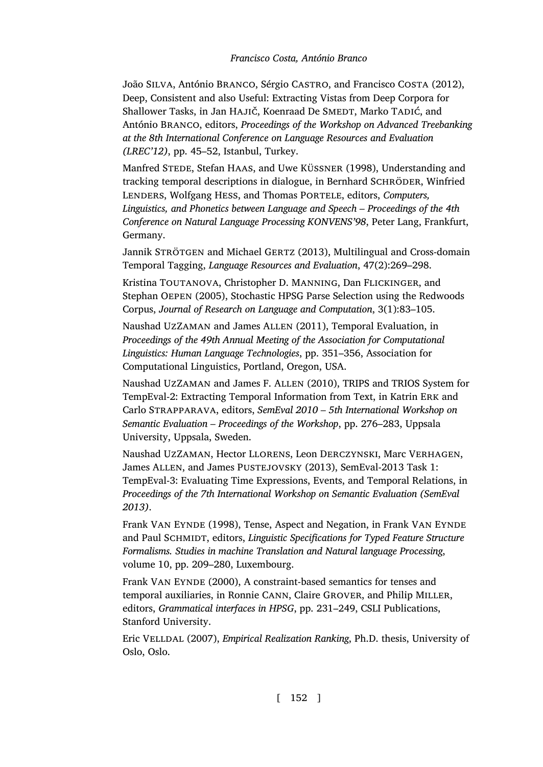João SILVA, António BRANCO, Sérgio CASTRO, and Francisco COSTA (2012), Deep, Consistent and also Useful: Extracting Vistas from Deep Corpora for Shallower Tasks, in Jan HAJIČ, Koenraad De SMEDT, Marko TADIĆ, and António BRANCO, editors, *Proceedings of the Workshop on Advanced Treebanking at the 8th International Conference on Language Resources and Evaluation (LREC'12)*, pp. 45–52, Istanbul, Turkey.

Manfred STEDE, Stefan HAAS, and Uwe KÜSSNER (1998), Understanding and tracking temporal descriptions in dialogue, in Bernhard SCHRÖDER, Winfried LENDERS, Wolfgang HESS, and Thomas PORTELE, editors, *Computers, Linguistics, and Phonetics between Language and Speech – Proceedings of the 4th Conference on Natural Language Processing KONVENS'98*, Peter Lang, Frankfurt, Germany.

Jannik STRÖTGEN and Michael GERTZ (2013), Multilingual and Cross-domain Temporal Tagging, *Language Resources and Evaluation*, 47(2):269–298.

Kristina TOUTANOVA, Christopher D. MANNING, Dan FLICKINGER, and Stephan OEPEN (2005), Stochastic HPSG Parse Selection using the Redwoods Corpus, *Journal of Research on Language and Computation*, 3(1):83–105.

Naushad UZZAMAN and James ALLEN (2011), Temporal Evaluation, in *Proceedings of the 49th Annual Meeting of the Association for Computational Linguistics: Human Language Technologies*, pp. 351–356, Association for Computational Linguistics, Portland, Oregon, USA.

Naushad UZZAMAN and James F. ALLEN (2010), TRIPS and TRIOS System for TempEval-2: Extracting Temporal Information from Text, in Katrin ERK and Carlo STRAPPARAVA, editors, *SemEval 2010 – 5th International Workshop on Semantic Evaluation – Proceedings of the Workshop*, pp. 276–283, Uppsala University, Uppsala, Sweden.

Naushad UZZAMAN, Hector LLORENS, Leon DERCZYNSKI, Marc VERHAGEN, James ALLEN, and James PUSTEJOVSKY (2013), SemEval-2013 Task 1: TempEval-3: Evaluating Time Expressions, Events, and Temporal Relations, in *Proceedings of the 7th International Workshop on Semantic Evaluation (SemEval 2013)*.

Frank VAN EYNDE (1998), Tense, Aspect and Negation, in Frank VAN EYNDE and Paul SCHMIDT, editors, *Linguistic Specifications for Typed Feature Structure Formalisms. Studies in machine Translation and Natural language Processing*, volume 10, pp. 209–280, Luxembourg.

Frank VAN EYNDE (2000), A constraint-based semantics for tenses and temporal auxiliaries, in Ronnie CANN, Claire GROVER, and Philip MILLER, editors, *Grammatical interfaces in HPSG*, pp. 231–249, CSLI Publications, Stanford University.

Eric VELLDAL (2007), *Empirical Realization Ranking*, Ph.D. thesis, University of Oslo, Oslo.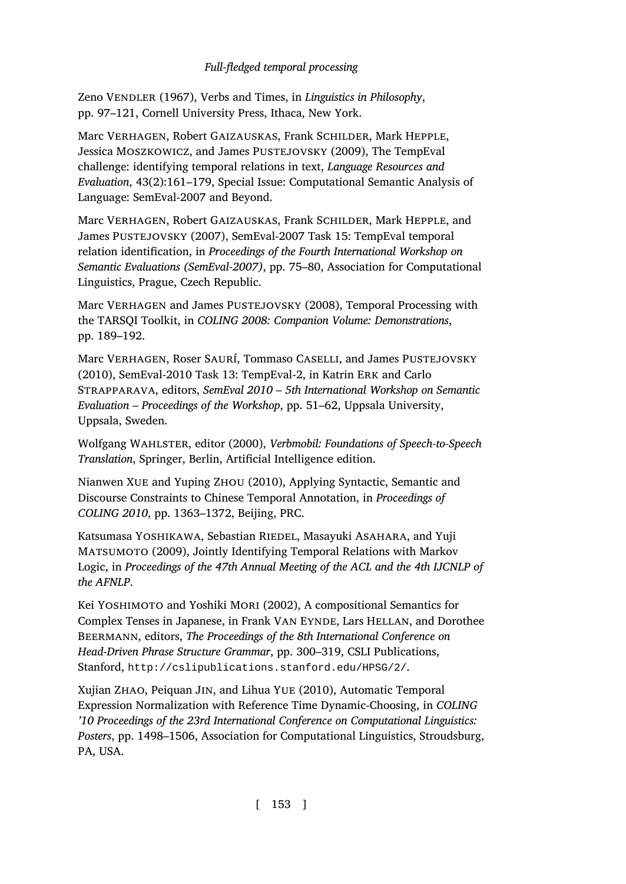Zeno VENDLER (1967), Verbs and Times, in *Linguistics in Philosophy*, pp. 97–121, Cornell University Press, Ithaca, New York.

Marc VERHAGEN, Robert GAIZAUSKAS, Frank SCHILDER, Mark HEPPLE, Jessica MOSZKOWICZ, and James PUSTEJOVSKY (2009), The TempEval challenge: identifying temporal relations in text, *Language Resources and Evaluation*, 43(2):161–179, Special Issue: Computational Semantic Analysis of Language: SemEval-2007 and Beyond.

Marc VERHAGEN, Robert GAIZAUSKAS, Frank SCHILDER, Mark HEPPLE, and James PUSTEJOVSKY (2007), SemEval-2007 Task 15: TempEval temporal relation identification, in *Proceedings of the Fourth International Workshop on Semantic Evaluations (SemEval-2007)*, pp. 75–80, Association for Computational Linguistics, Prague, Czech Republic.

Marc VERHAGEN and James PUSTEJOVSKY (2008), Temporal Processing with the TARSQI Toolkit, in *COLING 2008: Companion Volume: Demonstrations*, pp. 189–192.

Marc VERHAGEN, Roser SAURÍ, Tommaso CASELLI, and James PUSTEJOVSKY (2010), SemEval-2010 Task 13: TempEval-2, in Katrin ERK and Carlo STRAPPARAVA, editors, *SemEval 2010 – 5th International Workshop on Semantic Evaluation – Proceedings of the Workshop*, pp. 51–62, Uppsala University, Uppsala, Sweden.

Wolfgang WAHLSTER, editor (2000), *Verbmobil: Foundations of Speech-to-Speech Translation*, Springer, Berlin, Artificial Intelligence edition.

Nianwen XUE and Yuping ZHOU (2010), Applying Syntactic, Semantic and Discourse Constraints to Chinese Temporal Annotation, in *Proceedings of COLING 2010*, pp. 1363–1372, Beijing, PRC.

Katsumasa YOSHIKAWA, Sebastian RIEDEL, Masayuki ASAHARA, and Yuji MATSUMOTO (2009), Jointly Identifying Temporal Relations with Markov Logic, in *Proceedings of the 47th Annual Meeting of the ACL and the 4th IJCNLP of the AFNLP*.

Kei YOSHIMOTO and Yoshiki MORI (2002), A compositional Semantics for Complex Tenses in Japanese, in Frank VAN EYNDE, Lars HELLAN, and Dorothee BEERMANN, editors, *The Proceedings of the 8th International Conference on Head-Driven Phrase Structure Grammar*, pp. 300–319, CSLI Publications, Stanford, `http://cslipublications.stanford.edu/HPSG/2/`.

Xujian ZHAO, Peiquan JIN, and Lihua YUE (2010), Automatic Temporal Expression Normalization with Reference Time Dynamic-Choosing, in *COLING '10 Proceedings of the 23rd International Conference on Computational Linguistics: Posters*, pp. 1498–1506, Association for Computational Linguistics, Stroudsburg, PA, USA.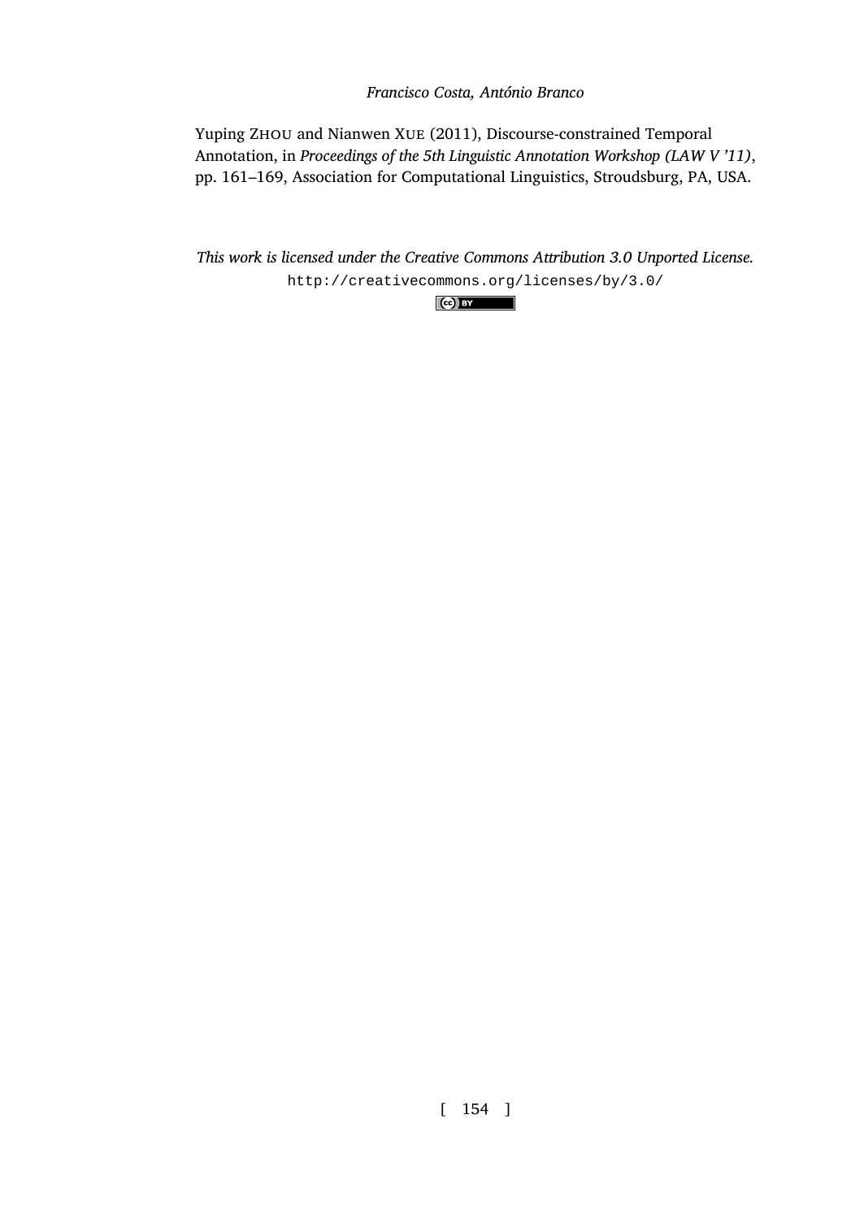Yuping ZHOU and Nianwen XUE (2011), Discourse-constrained Temporal Annotation, in *Proceedings of the 5th Linguistic Annotation Workshop (LAW V '11)*, pp. 161–169, Association for Computational Linguistics, Stroudsburg, PA, USA.

*This work is licensed under the Creative Commons Attribution 3.0 Unported License.*
http://creativecommons.org/licenses/by/3.0/